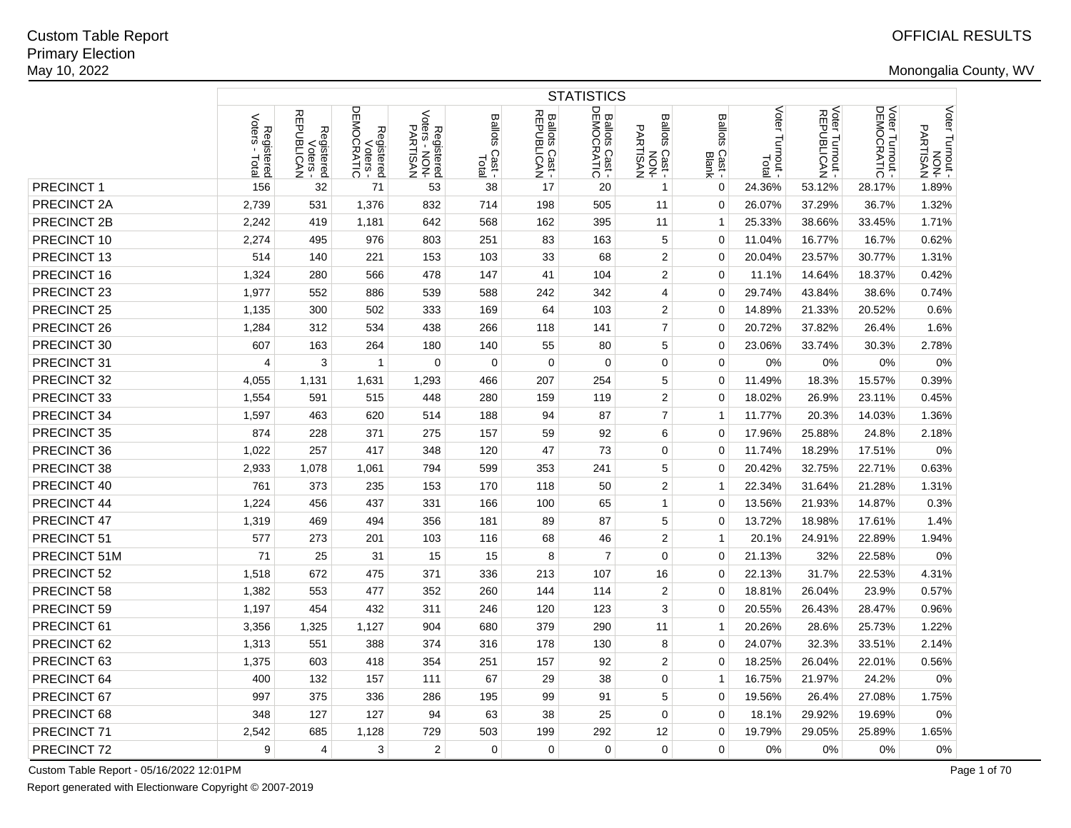# Custom Table Report
## Primary Election
May 10, 2022

OFFICIAL RESULTS

Monongalia County, WV

| | STATISTICS | | | | | | | | | | | | | |
|---|---|---|---|---|---|---|---|---|---|---|---|---|---|---|
| | Registered Voters - Total | Registered Voters - REPUBLICAN | Registered Voters - DEMOCRATIC | Registered Voters - NON-PARTISAN | Ballots Cast - Total | Ballots Cast - REPUBLICAN | Ballots Cast - DEMOCRATIC | Ballots Cast - NON-PARTISAN | Ballots Cast - Blank | Voter Turnout - Total | Voter Turnout - REPUBLICAN | Voter Turnout - DEMOCRATIC | Voter Turnout - NON-PARTISAN |
| PRECINCT 1 | 156 | 32 | 71 | 53 | 38 | 17 | 20 | 1 | 0 | 24.36% | 53.12% | 28.17% | 1.89% |
| PRECINCT 2A | 2,739 | 531 | 1,376 | 832 | 714 | 198 | 505 | 11 | 0 | 26.07% | 37.29% | 36.7% | 1.32% |
| PRECINCT 2B | 2,242 | 419 | 1,181 | 642 | 568 | 162 | 395 | 11 | 1 | 25.33% | 38.66% | 33.45% | 1.71% |
| PRECINCT 10 | 2,274 | 495 | 976 | 803 | 251 | 83 | 163 | 5 | 0 | 11.04% | 16.77% | 16.7% | 0.62% |
| PRECINCT 13 | 514 | 140 | 221 | 153 | 103 | 33 | 68 | 2 | 0 | 20.04% | 23.57% | 30.77% | 1.31% |
| PRECINCT 16 | 1,324 | 280 | 566 | 478 | 147 | 41 | 104 | 2 | 0 | 11.1% | 14.64% | 18.37% | 0.42% |
| PRECINCT 23 | 1,977 | 552 | 886 | 539 | 588 | 242 | 342 | 4 | 0 | 29.74% | 43.84% | 38.6% | 0.74% |
| PRECINCT 25 | 1,135 | 300 | 502 | 333 | 169 | 64 | 103 | 2 | 0 | 14.89% | 21.33% | 20.52% | 0.6% |
| PRECINCT 26 | 1,284 | 312 | 534 | 438 | 266 | 118 | 141 | 7 | 0 | 20.72% | 37.82% | 26.4% | 1.6% |
| PRECINCT 30 | 607 | 163 | 264 | 180 | 140 | 55 | 80 | 5 | 0 | 23.06% | 33.74% | 30.3% | 2.78% |
| PRECINCT 31 | 4 | 3 | 1 | 0 | 0 | 0 | 0 | 0 | 0 | 0% | 0% | 0% | 0% |
| PRECINCT 32 | 4,055 | 1,131 | 1,631 | 1,293 | 466 | 207 | 254 | 5 | 0 | 11.49% | 18.3% | 15.57% | 0.39% |
| PRECINCT 33 | 1,554 | 591 | 515 | 448 | 280 | 159 | 119 | 2 | 0 | 18.02% | 26.9% | 23.11% | 0.45% |
| PRECINCT 34 | 1,597 | 463 | 620 | 514 | 188 | 94 | 87 | 7 | 1 | 11.77% | 20.3% | 14.03% | 1.36% |
| PRECINCT 35 | 874 | 228 | 371 | 275 | 157 | 59 | 92 | 6 | 0 | 17.96% | 25.88% | 24.8% | 2.18% |
| PRECINCT 36 | 1,022 | 257 | 417 | 348 | 120 | 47 | 73 | 0 | 0 | 11.74% | 18.29% | 17.51% | 0% |
| PRECINCT 38 | 2,933 | 1,078 | 1,061 | 794 | 599 | 353 | 241 | 5 | 0 | 20.42% | 32.75% | 22.71% | 0.63% |
| PRECINCT 40 | 761 | 373 | 235 | 153 | 170 | 118 | 50 | 2 | 1 | 22.34% | 31.64% | 21.28% | 1.31% |
| PRECINCT 44 | 1,224 | 456 | 437 | 331 | 166 | 100 | 65 | 1 | 0 | 13.56% | 21.93% | 14.87% | 0.3% |
| PRECINCT 47 | 1,319 | 469 | 494 | 356 | 181 | 89 | 87 | 5 | 0 | 13.72% | 18.98% | 17.61% | 1.4% |
| PRECINCT 51 | 577 | 273 | 201 | 103 | 116 | 68 | 46 | 2 | 1 | 20.1% | 24.91% | 22.89% | 1.94% |
| PRECINCT 51M | 71 | 25 | 31 | 15 | 15 | 8 | 7 | 0 | 0 | 21.13% | 32% | 22.58% | 0% |
| PRECINCT 52 | 1,518 | 672 | 475 | 371 | 336 | 213 | 107 | 16 | 0 | 22.13% | 31.7% | 22.53% | 4.31% |
| PRECINCT 58 | 1,382 | 553 | 477 | 352 | 260 | 144 | 114 | 2 | 0 | 18.81% | 26.04% | 23.9% | 0.57% |
| PRECINCT 59 | 1,197 | 454 | 432 | 311 | 246 | 120 | 123 | 3 | 0 | 20.55% | 26.43% | 28.47% | 0.96% |
| PRECINCT 61 | 3,356 | 1,325 | 1,127 | 904 | 680 | 379 | 290 | 11 | 1 | 20.26% | 28.6% | 25.73% | 1.22% |
| PRECINCT 62 | 1,313 | 551 | 388 | 374 | 316 | 178 | 130 | 8 | 0 | 24.07% | 32.3% | 33.51% | 2.14% |
| PRECINCT 63 | 1,375 | 603 | 418 | 354 | 251 | 157 | 92 | 2 | 0 | 18.25% | 26.04% | 22.01% | 0.56% |
| PRECINCT 64 | 400 | 132 | 157 | 111 | 67 | 29 | 38 | 0 | 1 | 16.75% | 21.97% | 24.2% | 0% |
| PRECINCT 67 | 997 | 375 | 336 | 286 | 195 | 99 | 91 | 5 | 0 | 19.56% | 26.4% | 27.08% | 1.75% |
| PRECINCT 68 | 348 | 127 | 127 | 94 | 63 | 38 | 25 | 0 | 0 | 18.1% | 29.92% | 19.69% | 0% |
| PRECINCT 71 | 2,542 | 685 | 1,128 | 729 | 503 | 199 | 292 | 12 | 0 | 19.79% | 29.05% | 25.89% | 1.65% |
| PRECINCT 72 | 9 | 4 | 3 | 2 | 0 | 0 | 0 | 0 | 0 | 0% | 0% | 0% | 0% |

Custom Table Report - 05/16/2022 12:01PM

Report generated with Electionware Copyright © 2007-2019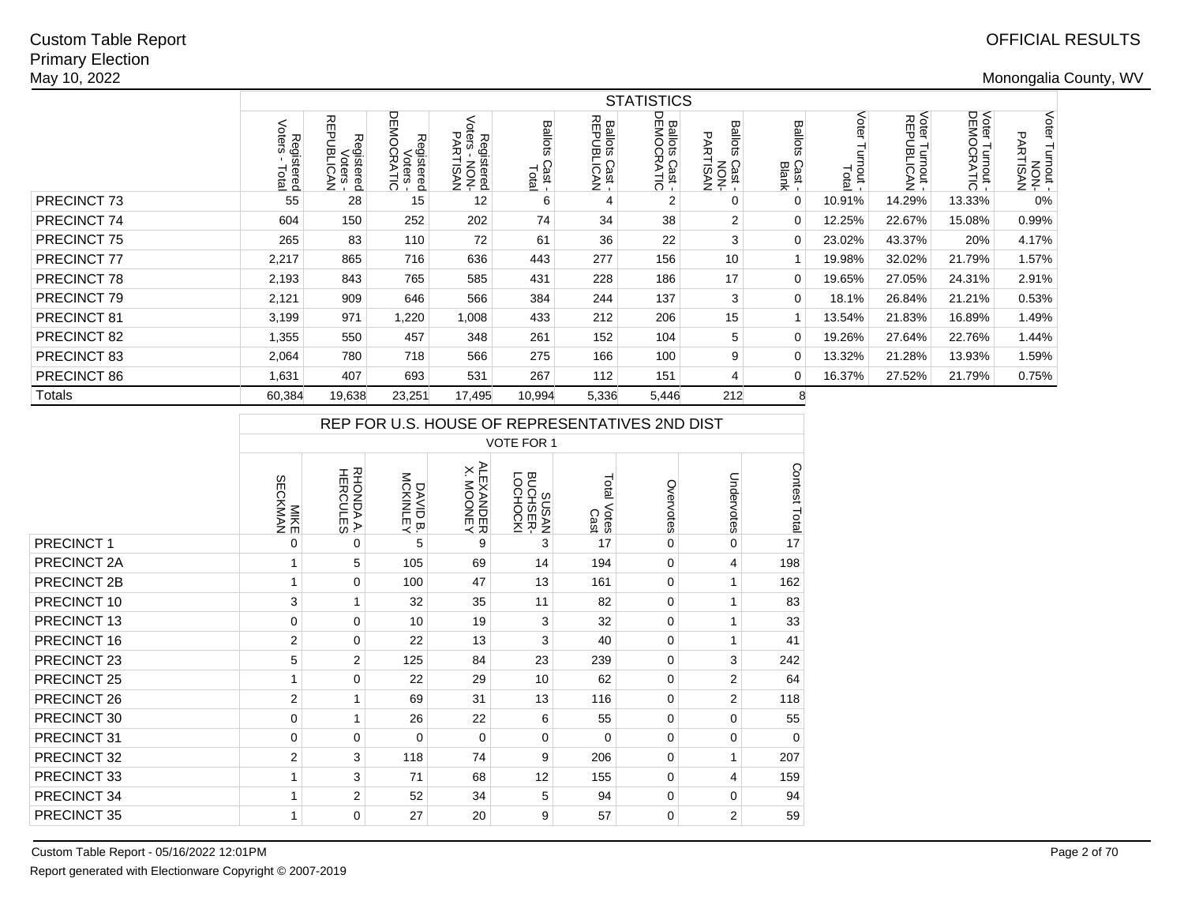Custom Table Report
Primary Election
May 10, 2022

OFFICIAL RESULTS

Monongalia County, WV

| | STATISTICS | | | | | | | | | | | | |
|---|---|---|---|---|---|---|---|---|---|---|---|---|---|
| | Registered Voters - Total | Registered Voters - REPUBLICAN | Registered Voters - DEMOCRATIC | Registered Voters - NON-PARTISAN | Ballots Cast - Total | Ballots Cast - REPUBLICAN | Ballots Cast - DEMOCRATIC | Ballots Cast - NON-PARTISAN | Ballots Cast - Blank | Voter Turnout - Total | Voter Turnout - REPUBLICAN | Voter Turnout - DEMOCRATIC | Voter Turnout - NON-PARTISAN |
| PRECINCT 73 | 55 | 28 | 15 | 12 | 6 | 4 | 2 | 0 | 0 | 10.91% | 14.29% | 13.33% | 0% |
| PRECINCT 74 | 604 | 150 | 252 | 202 | 74 | 34 | 38 | 2 | 0 | 12.25% | 22.67% | 15.08% | 0.99% |
| PRECINCT 75 | 265 | 83 | 110 | 72 | 61 | 36 | 22 | 3 | 0 | 23.02% | 43.37% | 20% | 4.17% |
| PRECINCT 77 | 2,217 | 865 | 716 | 636 | 443 | 277 | 156 | 10 | 1 | 19.98% | 32.02% | 21.79% | 1.57% |
| PRECINCT 78 | 2,193 | 843 | 765 | 585 | 431 | 228 | 186 | 17 | 0 | 19.65% | 27.05% | 24.31% | 2.91% |
| PRECINCT 79 | 2,121 | 909 | 646 | 566 | 384 | 244 | 137 | 3 | 0 | 18.1% | 26.84% | 21.21% | 0.53% |
| PRECINCT 81 | 3,199 | 971 | 1,220 | 1,008 | 433 | 212 | 206 | 15 | 1 | 13.54% | 21.83% | 16.89% | 1.49% |
| PRECINCT 82 | 1,355 | 550 | 457 | 348 | 261 | 152 | 104 | 5 | 0 | 19.26% | 27.64% | 22.76% | 1.44% |
| PRECINCT 83 | 2,064 | 780 | 718 | 566 | 275 | 166 | 100 | 9 | 0 | 13.32% | 21.28% | 13.93% | 1.59% |
| PRECINCT 86 | 1,631 | 407 | 693 | 531 | 267 | 112 | 151 | 4 | 0 | 16.37% | 27.52% | 21.79% | 0.75% |
| Totals | 60,384 | 19,638 | 23,251 | 17,495 | 10,994 | 5,336 | 5,446 | 212 | 8 | | | | |

| | REP FOR U.S. HOUSE OF REPRESENTATIVES 2ND DIST | | | | | | | | |
|---|---|---|---|---|---|---|---|---|---|
| | VOTE FOR 1 | | | | | | | | |
| | MIKE SECKMAN | RHONDA A. HERCULES | DAVID B. MCKINLEY | ALEXANDER X. MOONEY | SUSAN BUCHSER-LOCHOCKI | Total Votes Cast | Overvotes | Undervotes | Contest Total |
| PRECINCT 1 | 0 | 0 | 5 | 9 | 3 | 17 | 0 | 0 | 17 |
| PRECINCT 2A | 1 | 5 | 105 | 69 | 14 | 194 | 0 | 4 | 198 |
| PRECINCT 2B | 1 | 0 | 100 | 47 | 13 | 161 | 0 | 1 | 162 |
| PRECINCT 10 | 3 | 1 | 32 | 35 | 11 | 82 | 0 | 1 | 83 |
| PRECINCT 13 | 0 | 0 | 10 | 19 | 3 | 32 | 0 | 1 | 33 |
| PRECINCT 16 | 2 | 0 | 22 | 13 | 3 | 40 | 0 | 1 | 41 |
| PRECINCT 23 | 5 | 2 | 125 | 84 | 23 | 239 | 0 | 3 | 242 |
| PRECINCT 25 | 1 | 0 | 22 | 29 | 10 | 62 | 0 | 2 | 64 |
| PRECINCT 26 | 2 | 1 | 69 | 31 | 13 | 116 | 0 | 2 | 118 |
| PRECINCT 30 | 0 | 1 | 26 | 22 | 6 | 55 | 0 | 0 | 55 |
| PRECINCT 31 | 0 | 0 | 0 | 0 | 0 | 0 | 0 | 0 | 0 |
| PRECINCT 32 | 2 | 3 | 118 | 74 | 9 | 206 | 0 | 1 | 207 |
| PRECINCT 33 | 1 | 3 | 71 | 68 | 12 | 155 | 0 | 4 | 159 |
| PRECINCT 34 | 1 | 2 | 52 | 34 | 5 | 94 | 0 | 0 | 94 |
| PRECINCT 35 | 1 | 0 | 27 | 20 | 9 | 57 | 0 | 2 | 59 |

Custom Table Report - 05/16/2022 12:01PM

Report generated with Electionware Copyright © 2007-2019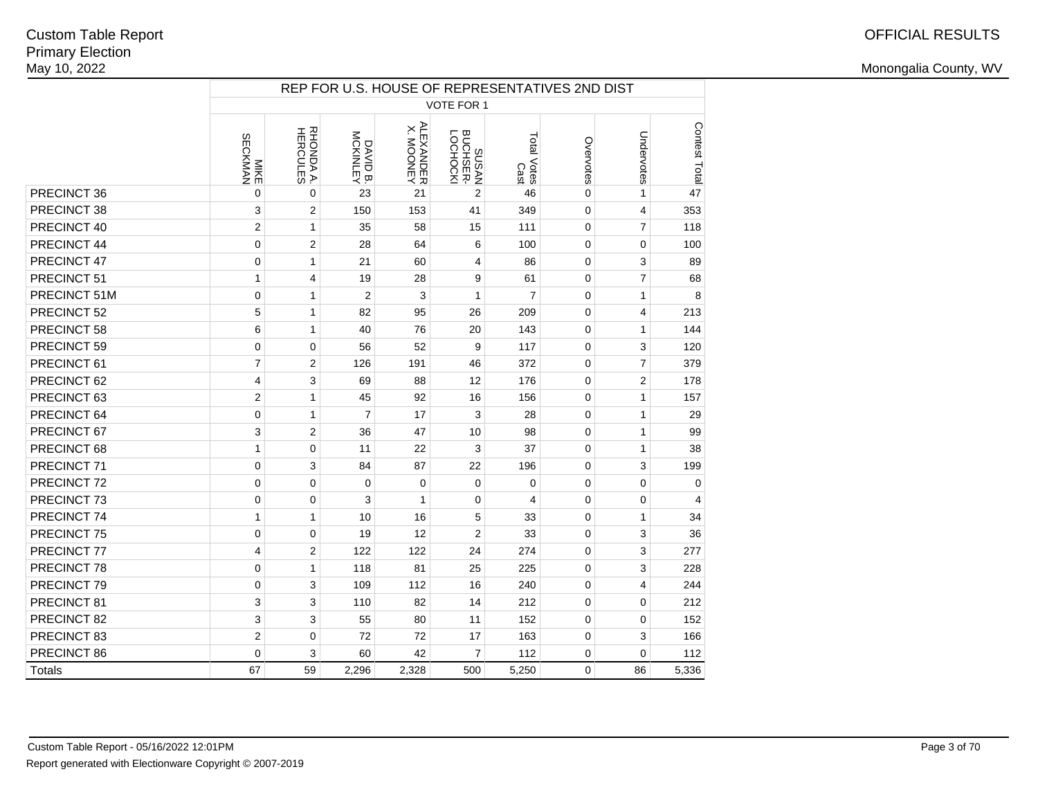Custom Table Report
Primary Election
May 10, 2022

OFFICIAL RESULTS

Monongalia County, WV

| | REP FOR U.S. HOUSE OF REPRESENTATIVES 2ND DIST | | | | | | | | |
|---|---|---|---|---|---|---|---|---|---|
| | VOTE FOR 1 | | | | | | | | |
| | MIKE SECKMAN | RHONDA A. HERCULES | DAVID B. MCKINLEY | ALEXANDER X. MOONEY | SUSAN BUCHSER-LOCHOCKI | Total Votes Cast | Overvotes | Undervotes | Contest Total |
| PRECINCT 36 | 0 | 0 | 23 | 21 | 2 | 46 | 0 | 1 | 47 |
| PRECINCT 38 | 3 | 2 | 150 | 153 | 41 | 349 | 0 | 4 | 353 |
| PRECINCT 40 | 2 | 1 | 35 | 58 | 15 | 111 | 0 | 7 | 118 |
| PRECINCT 44 | 0 | 2 | 28 | 64 | 6 | 100 | 0 | 0 | 100 |
| PRECINCT 47 | 0 | 1 | 21 | 60 | 4 | 86 | 0 | 3 | 89 |
| PRECINCT 51 | 1 | 4 | 19 | 28 | 9 | 61 | 0 | 7 | 68 |
| PRECINCT 51M | 0 | 1 | 2 | 3 | 1 | 7 | 0 | 1 | 8 |
| PRECINCT 52 | 5 | 1 | 82 | 95 | 26 | 209 | 0 | 4 | 213 |
| PRECINCT 58 | 6 | 1 | 40 | 76 | 20 | 143 | 0 | 1 | 144 |
| PRECINCT 59 | 0 | 0 | 56 | 52 | 9 | 117 | 0 | 3 | 120 |
| PRECINCT 61 | 7 | 2 | 126 | 191 | 46 | 372 | 0 | 7 | 379 |
| PRECINCT 62 | 4 | 3 | 69 | 88 | 12 | 176 | 0 | 2 | 178 |
| PRECINCT 63 | 2 | 1 | 45 | 92 | 16 | 156 | 0 | 1 | 157 |
| PRECINCT 64 | 0 | 1 | 7 | 17 | 3 | 28 | 0 | 1 | 29 |
| PRECINCT 67 | 3 | 2 | 36 | 47 | 10 | 98 | 0 | 1 | 99 |
| PRECINCT 68 | 1 | 0 | 11 | 22 | 3 | 37 | 0 | 1 | 38 |
| PRECINCT 71 | 0 | 3 | 84 | 87 | 22 | 196 | 0 | 3 | 199 |
| PRECINCT 72 | 0 | 0 | 0 | 0 | 0 | 0 | 0 | 0 | 0 |
| PRECINCT 73 | 0 | 0 | 3 | 1 | 0 | 4 | 0 | 0 | 4 |
| PRECINCT 74 | 1 | 1 | 10 | 16 | 5 | 33 | 0 | 1 | 34 |
| PRECINCT 75 | 0 | 0 | 19 | 12 | 2 | 33 | 0 | 3 | 36 |
| PRECINCT 77 | 4 | 2 | 122 | 122 | 24 | 274 | 0 | 3 | 277 |
| PRECINCT 78 | 0 | 1 | 118 | 81 | 25 | 225 | 0 | 3 | 228 |
| PRECINCT 79 | 0 | 3 | 109 | 112 | 16 | 240 | 0 | 4 | 244 |
| PRECINCT 81 | 3 | 3 | 110 | 82 | 14 | 212 | 0 | 0 | 212 |
| PRECINCT 82 | 3 | 3 | 55 | 80 | 11 | 152 | 0 | 0 | 152 |
| PRECINCT 83 | 2 | 0 | 72 | 72 | 17 | 163 | 0 | 3 | 166 |
| PRECINCT 86 | 0 | 3 | 60 | 42 | 7 | 112 | 0 | 0 | 112 |
| Totals | 67 | 59 | 2,296 | 2,328 | 500 | 5,250 | 0 | 86 | 5,336 |

Custom Table Report - 05/16/2022 12:01PM

Report generated with Electionware Copyright © 2007-2019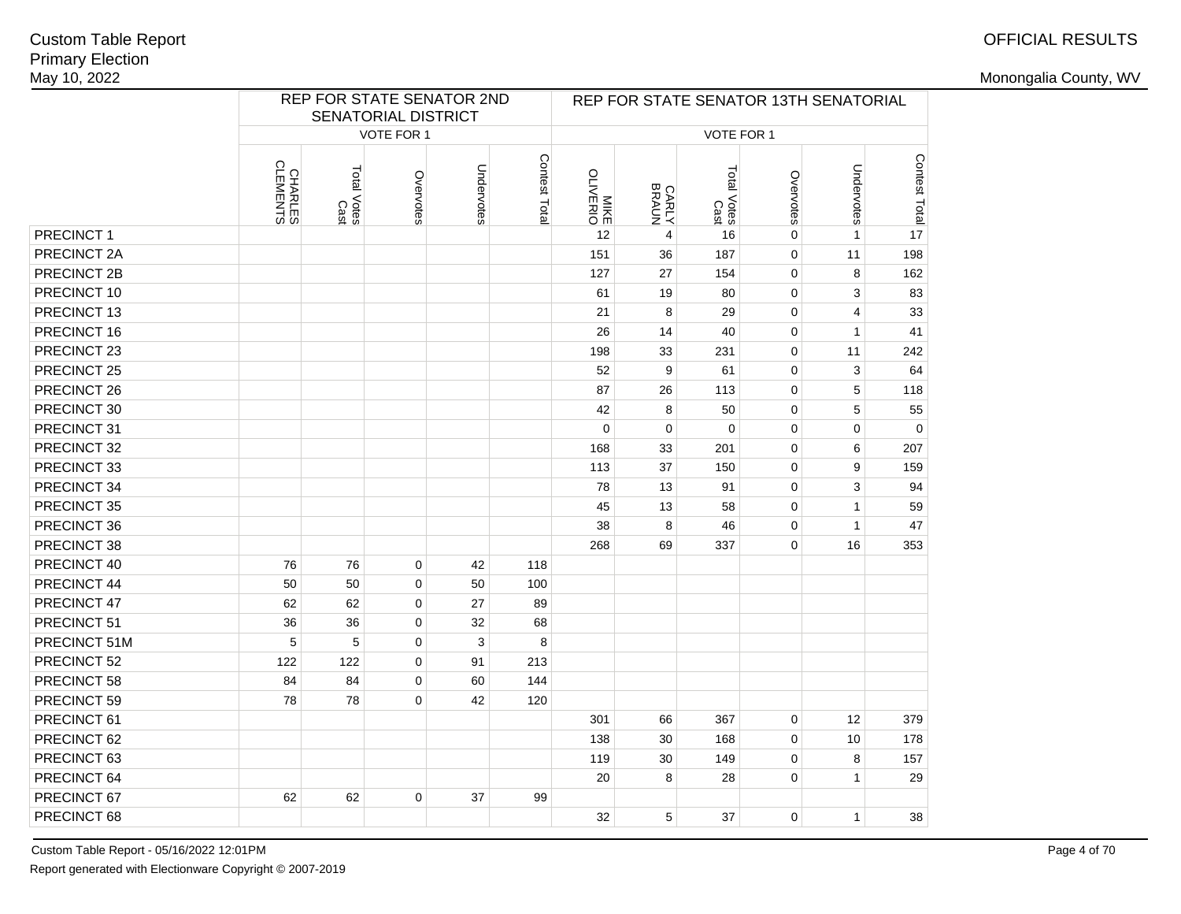Custom Table Report
Primary Election
May 10, 2022

OFFICIAL RESULTS

Monongalia County, WV

| | REP FOR STATE SENATOR 2ND SENATORIAL DISTRICT | | | | | REP FOR STATE SENATOR 13TH SENATORIAL | | | | | |
|---|---|---|---|---|---|---|---|---|---|---|---|
| | VOTE FOR 1 | | | | | VOTE FOR 1 | | | | | |
| | CHARLES CLEMENTS | Total Votes Cast | Overvotes | Undervotes | Contest Total | MIKE OLIVERIO | CARLY BRAUN | Total Votes Cast | Overvotes | Undervotes | Contest Total |
| PRECINCT 1 | | | | | | 12 | 4 | 16 | 0 | 1 | 17 |
| PRECINCT 2A | | | | | | 151 | 36 | 187 | 0 | 11 | 198 |
| PRECINCT 2B | | | | | | 127 | 27 | 154 | 0 | 8 | 162 |
| PRECINCT 10 | | | | | | 61 | 19 | 80 | 0 | 3 | 83 |
| PRECINCT 13 | | | | | | 21 | 8 | 29 | 0 | 4 | 33 |
| PRECINCT 16 | | | | | | 26 | 14 | 40 | 0 | 1 | 41 |
| PRECINCT 23 | | | | | | 198 | 33 | 231 | 0 | 11 | 242 |
| PRECINCT 25 | | | | | | 52 | 9 | 61 | 0 | 3 | 64 |
| PRECINCT 26 | | | | | | 87 | 26 | 113 | 0 | 5 | 118 |
| PRECINCT 30 | | | | | | 42 | 8 | 50 | 0 | 5 | 55 |
| PRECINCT 31 | | | | | | 0 | 0 | 0 | 0 | 0 | 0 |
| PRECINCT 32 | | | | | | 168 | 33 | 201 | 0 | 6 | 207 |
| PRECINCT 33 | | | | | | 113 | 37 | 150 | 0 | 9 | 159 |
| PRECINCT 34 | | | | | | 78 | 13 | 91 | 0 | 3 | 94 |
| PRECINCT 35 | | | | | | 45 | 13 | 58 | 0 | 1 | 59 |
| PRECINCT 36 | | | | | | 38 | 8 | 46 | 0 | 1 | 47 |
| PRECINCT 38 | | | | | | 268 | 69 | 337 | 0 | 16 | 353 |
| PRECINCT 40 | 76 | 76 | 0 | 42 | 118 | | | | | | |
| PRECINCT 44 | 50 | 50 | 0 | 50 | 100 | | | | | | |
| PRECINCT 47 | 62 | 62 | 0 | 27 | 89 | | | | | | |
| PRECINCT 51 | 36 | 36 | 0 | 32 | 68 | | | | | | |
| PRECINCT 51M | 5 | 5 | 0 | 3 | 8 | | | | | | |
| PRECINCT 52 | 122 | 122 | 0 | 91 | 213 | | | | | | |
| PRECINCT 58 | 84 | 84 | 0 | 60 | 144 | | | | | | |
| PRECINCT 59 | 78 | 78 | 0 | 42 | 120 | | | | | | |
| PRECINCT 61 | | | | | | 301 | 66 | 367 | 0 | 12 | 379 |
| PRECINCT 62 | | | | | | 138 | 30 | 168 | 0 | 10 | 178 |
| PRECINCT 63 | | | | | | 119 | 30 | 149 | 0 | 8 | 157 |
| PRECINCT 64 | | | | | | 20 | 8 | 28 | 0 | 1 | 29 |
| PRECINCT 67 | 62 | 62 | 0 | 37 | 99 | | | | | | |
| PRECINCT 68 | | | | | | 32 | 5 | 37 | 0 | 1 | 38 |

Custom Table Report - 05/16/2022 12:01PM

Report generated with Electionware Copyright © 2007-2019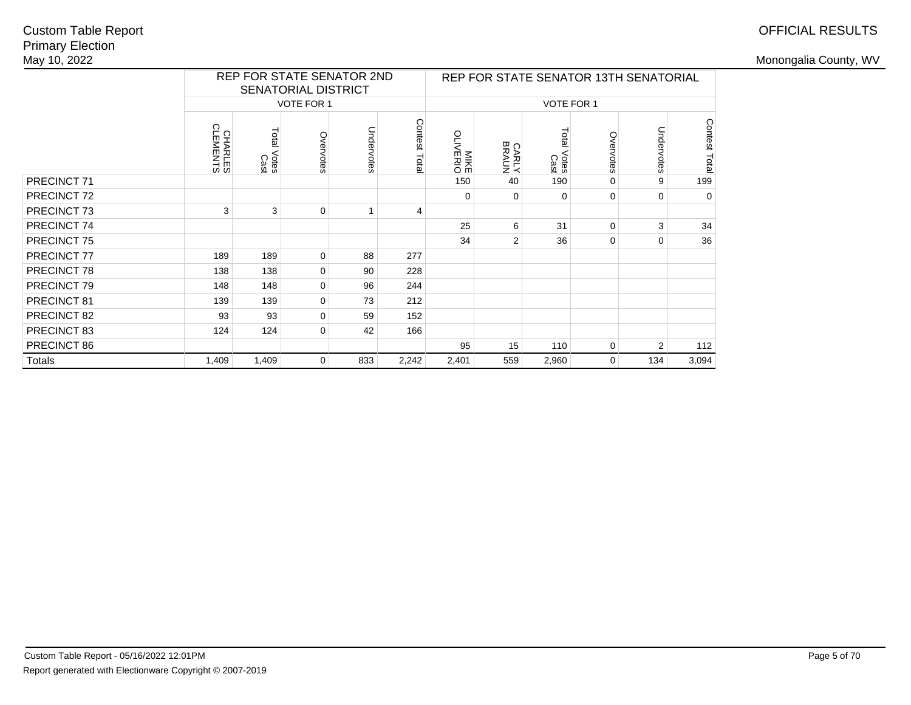Custom Table Report
Primary Election
May 10, 2022

OFFICIAL RESULTS

Monongalia County, WV

| | REP FOR STATE SENATOR 2ND SENATORIAL DISTRICT | | | | | REP FOR STATE SENATOR 13TH SENATORIAL | | | | | |
|---|---|---|---|---|---|---|---|---|---|---|---|
| | VOTE FOR 1 | | | | | VOTE FOR 1 | | | | | |
| | CHARLES CLEMENTS | Total Votes Cast | Overvotes | Undervotes | Contest Total | MIKE OLIVERIO | CARLY BRAUN | Total Votes Cast | Overvotes | Undervotes | Contest Total |
| PRECINCT 71 | | | | | | 150 | 40 | 190 | 0 | 9 | 199 |
| PRECINCT 72 | | | | | | 0 | 0 | 0 | 0 | 0 | 0 |
| PRECINCT 73 | 3 | 3 | 0 | 1 | 4 | | | | | | |
| PRECINCT 74 | | | | | | 25 | 6 | 31 | 0 | 3 | 34 |
| PRECINCT 75 | | | | | | 34 | 2 | 36 | 0 | 0 | 36 |
| PRECINCT 77 | 189 | 189 | 0 | 88 | 277 | | | | | | |
| PRECINCT 78 | 138 | 138 | 0 | 90 | 228 | | | | | | |
| PRECINCT 79 | 148 | 148 | 0 | 96 | 244 | | | | | | |
| PRECINCT 81 | 139 | 139 | 0 | 73 | 212 | | | | | | |
| PRECINCT 82 | 93 | 93 | 0 | 59 | 152 | | | | | | |
| PRECINCT 83 | 124 | 124 | 0 | 42 | 166 | | | | | | |
| PRECINCT 86 | | | | | | 95 | 15 | 110 | 0 | 2 | 112 |
| Totals | 1,409 | 1,409 | 0 | 833 | 2,242 | 2,401 | 559 | 2,960 | 0 | 134 | 3,094 |

Custom Table Report - 05/16/2022 12:01PM

Report generated with Electionware Copyright © 2007-2019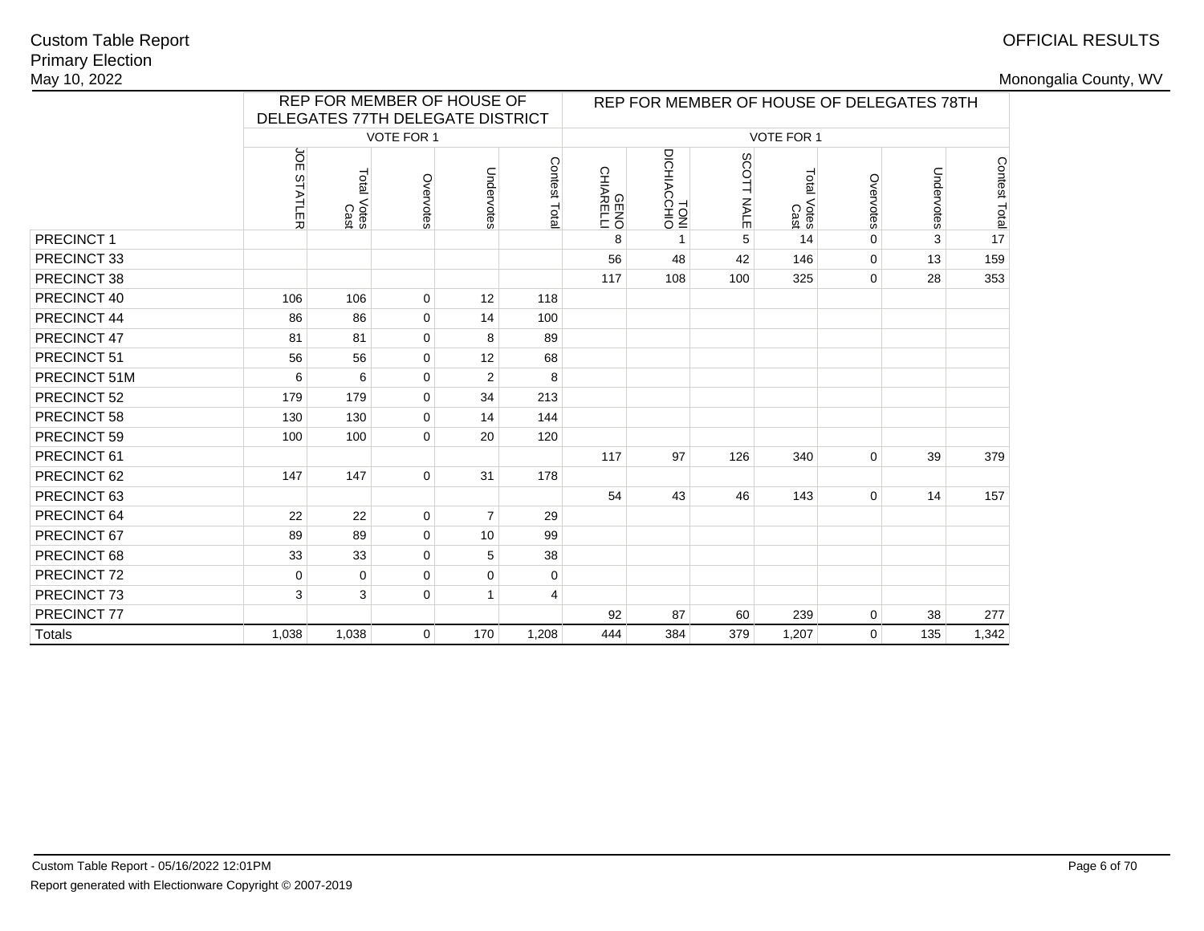Custom Table Report
Primary Election
May 10, 2022

OFFICIAL RESULTS

Monongalia County, WV

| | REP FOR MEMBER OF HOUSE OF DELEGATES 77TH DELEGATE DISTRICT | | | | | REP FOR MEMBER OF HOUSE OF DELEGATES 78TH | | | | | | |
|---|---|---|---|---|---|---|---|---|---|---|---|---|
| | VOTE FOR 1 | | | | | VOTE FOR 1 | | | | | | |
| | JOE STATLER | Total Votes Cast | Overvotes | Undervotes | Contest Total | GENO CHIARELLI | TONI DICHIACCHIO | SCOTT NALE | Total Votes Cast | Overvotes | Undervotes | Contest Total |
| PRECINCT 1 | | | | | | 8 | 1 | 5 | 14 | 0 | 3 | 17 |
| PRECINCT 33 | | | | | | 56 | 48 | 42 | 146 | 0 | 13 | 159 |
| PRECINCT 38 | | | | | | 117 | 108 | 100 | 325 | 0 | 28 | 353 |
| PRECINCT 40 | 106 | 106 | 0 | 12 | 118 | | | | | | | |
| PRECINCT 44 | 86 | 86 | 0 | 14 | 100 | | | | | | | |
| PRECINCT 47 | 81 | 81 | 0 | 8 | 89 | | | | | | | |
| PRECINCT 51 | 56 | 56 | 0 | 12 | 68 | | | | | | | |
| PRECINCT 51M | 6 | 6 | 0 | 2 | 8 | | | | | | | |
| PRECINCT 52 | 179 | 179 | 0 | 34 | 213 | | | | | | | |
| PRECINCT 58 | 130 | 130 | 0 | 14 | 144 | | | | | | | |
| PRECINCT 59 | 100 | 100 | 0 | 20 | 120 | | | | | | | |
| PRECINCT 61 | | | | | | 117 | 97 | 126 | 340 | 0 | 39 | 379 |
| PRECINCT 62 | 147 | 147 | 0 | 31 | 178 | | | | | | | |
| PRECINCT 63 | | | | | | 54 | 43 | 46 | 143 | 0 | 14 | 157 |
| PRECINCT 64 | 22 | 22 | 0 | 7 | 29 | | | | | | | |
| PRECINCT 67 | 89 | 89 | 0 | 10 | 99 | | | | | | | |
| PRECINCT 68 | 33 | 33 | 0 | 5 | 38 | | | | | | | |
| PRECINCT 72 | 0 | 0 | 0 | 0 | 0 | | | | | | | |
| PRECINCT 73 | 3 | 3 | 0 | 1 | 4 | | | | | | | |
| PRECINCT 77 | | | | | | 92 | 87 | 60 | 239 | 0 | 38 | 277 |
| Totals | 1,038 | 1,038 | 0 | 170 | 1,208 | 444 | 384 | 379 | 1,207 | 0 | 135 | 1,342 |

Custom Table Report - 05/16/2022 12:01PM

Report generated with Electionware Copyright © 2007-2019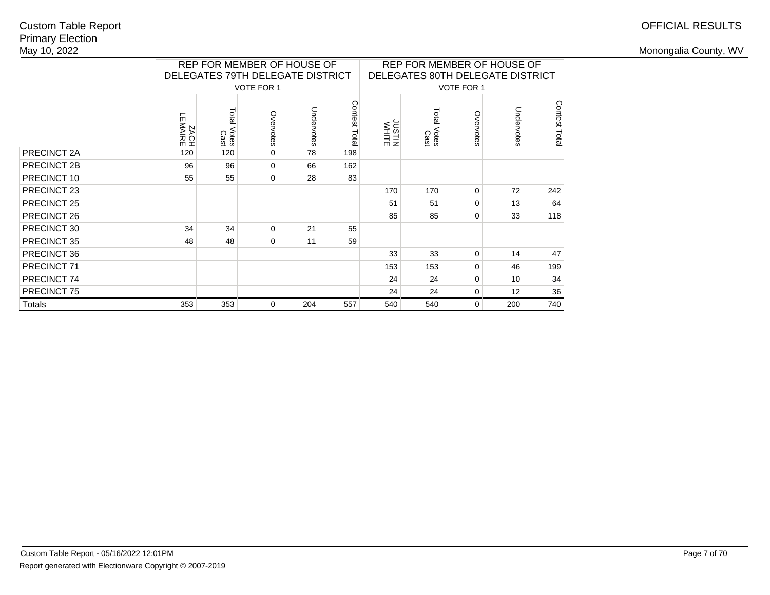Custom Table Report
Primary Election
May 10, 2022

OFFICIAL RESULTS

Monongalia County, WV

| | REP FOR MEMBER OF HOUSE OF DELEGATES 79TH DELEGATE DISTRICT | | | | | REP FOR MEMBER OF HOUSE OF DELEGATES 80TH DELEGATE DISTRICT | | | | |
|---|---|---|---|---|---|---|---|---|---|---|
| | VOTE FOR 1 | | | | | VOTE FOR 1 | | | | |
| | ZACH LEMAIRE | Total Votes Cast | Overvotes | Undervotes | Contest Total | JUSTIN WHITE | Total Votes Cast | Overvotes | Undervotes | Contest Total |
| PRECINCT 2A | 120 | 120 | 0 | 78 | 198 | | | | | |
| PRECINCT 2B | 96 | 96 | 0 | 66 | 162 | | | | | |
| PRECINCT 10 | 55 | 55 | 0 | 28 | 83 | | | | | |
| PRECINCT 23 | | | | | | 170 | 170 | 0 | 72 | 242 |
| PRECINCT 25 | | | | | | 51 | 51 | 0 | 13 | 64 |
| PRECINCT 26 | | | | | | 85 | 85 | 0 | 33 | 118 |
| PRECINCT 30 | 34 | 34 | 0 | 21 | 55 | | | | | |
| PRECINCT 35 | 48 | 48 | 0 | 11 | 59 | | | | | |
| PRECINCT 36 | | | | | | 33 | 33 | 0 | 14 | 47 |
| PRECINCT 71 | | | | | | 153 | 153 | 0 | 46 | 199 |
| PRECINCT 74 | | | | | | 24 | 24 | 0 | 10 | 34 |
| PRECINCT 75 | | | | | | 24 | 24 | 0 | 12 | 36 |
| Totals | 353 | 353 | 0 | 204 | 557 | 540 | 540 | 0 | 200 | 740 |

Custom Table Report - 05/16/2022 12:01PM
Report generated with Electionware Copyright © 2007-2019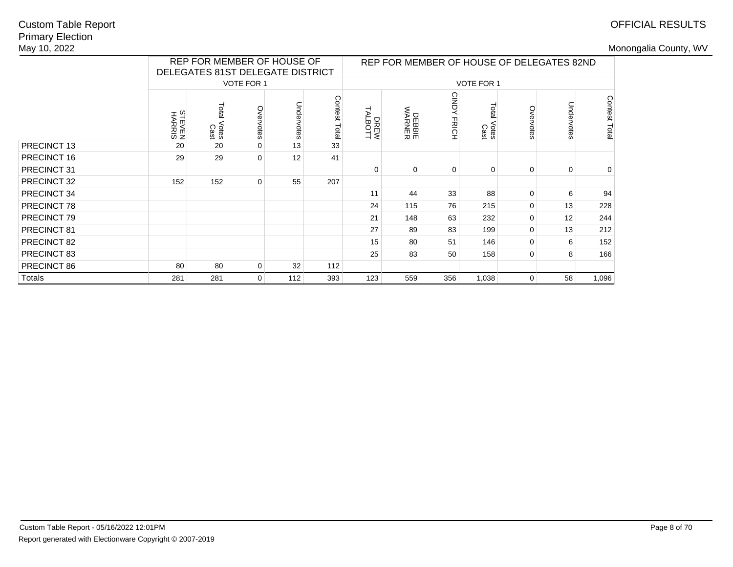Custom Table Report
Primary Election
May 10, 2022

OFFICIAL RESULTS

Monongalia County, WV

| | REP FOR MEMBER OF HOUSE OF DELEGATES 81ST DELEGATE DISTRICT | | | | | REP FOR MEMBER OF HOUSE OF DELEGATES 82ND | | | | | | |
|---|---|---|---|---|---|---|---|---|---|---|---|---|
| | VOTE FOR 1 | | | | | VOTE FOR 1 | | | | | | |
| | STEVEN HARRIS | Total Votes Cast | Overvotes | Undervotes | Contest Total | DREW TALBOTT | DEBBIE WARNER | CINDY FRICH | Total Votes Cast | Overvotes | Undervotes | Contest Total |
| PRECINCT 13 | 20 | 20 | 0 | 13 | 33 | | | | | | | |
| PRECINCT 16 | 29 | 29 | 0 | 12 | 41 | | | | | | | |
| PRECINCT 31 | | | | | | 0 | 0 | 0 | 0 | 0 | 0 | 0 |
| PRECINCT 32 | 152 | 152 | 0 | 55 | 207 | | | | | | | |
| PRECINCT 34 | | | | | | 11 | 44 | 33 | 88 | 0 | 6 | 94 |
| PRECINCT 78 | | | | | | 24 | 115 | 76 | 215 | 0 | 13 | 228 |
| PRECINCT 79 | | | | | | 21 | 148 | 63 | 232 | 0 | 12 | 244 |
| PRECINCT 81 | | | | | | 27 | 89 | 83 | 199 | 0 | 13 | 212 |
| PRECINCT 82 | | | | | | 15 | 80 | 51 | 146 | 0 | 6 | 152 |
| PRECINCT 83 | | | | | | 25 | 83 | 50 | 158 | 0 | 8 | 166 |
| PRECINCT 86 | 80 | 80 | 0 | 32 | 112 | | | | | | | |
| Totals | 281 | 281 | 0 | 112 | 393 | 123 | 559 | 356 | 1,038 | 0 | 58 | 1,096 |

Custom Table Report - 05/16/2022 12:01PM

Report generated with Electionware Copyright © 2007-2019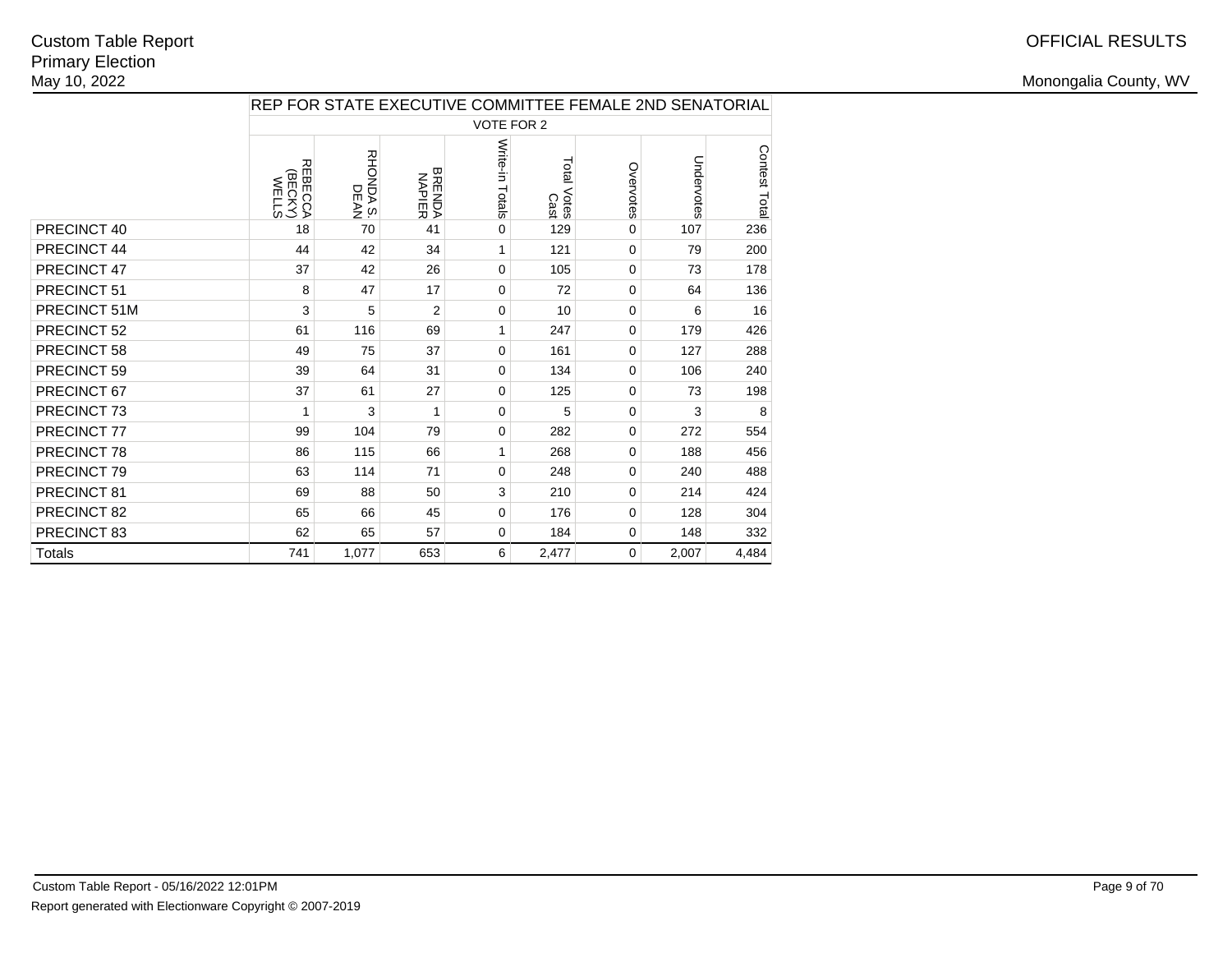Custom Table Report
Primary Election
May 10, 2022

OFFICIAL RESULTS

Monongalia County, WV

| | REP FOR STATE EXECUTIVE COMMITTEE FEMALE 2ND SENATORIAL | | | | | | | |
|---|---|---|---|---|---|---|---|---|
| | VOTE FOR 2 | | | | | | | |
| | REBECCA (BECKY) WELLS | RHONDA S. DEAN | BRENDA NAPIER | Write-in Totals | Total Votes Cast | Overvotes | Undervotes | Contest Total |
| PRECINCT 40 | 18 | 70 | 41 | 0 | 129 | 0 | 107 | 236 |
| PRECINCT 44 | 44 | 42 | 34 | 1 | 121 | 0 | 79 | 200 |
| PRECINCT 47 | 37 | 42 | 26 | 0 | 105 | 0 | 73 | 178 |
| PRECINCT 51 | 8 | 47 | 17 | 0 | 72 | 0 | 64 | 136 |
| PRECINCT 51M | 3 | 5 | 2 | 0 | 10 | 0 | 6 | 16 |
| PRECINCT 52 | 61 | 116 | 69 | 1 | 247 | 0 | 179 | 426 |
| PRECINCT 58 | 49 | 75 | 37 | 0 | 161 | 0 | 127 | 288 |
| PRECINCT 59 | 39 | 64 | 31 | 0 | 134 | 0 | 106 | 240 |
| PRECINCT 67 | 37 | 61 | 27 | 0 | 125 | 0 | 73 | 198 |
| PRECINCT 73 | 1 | 3 | 1 | 0 | 5 | 0 | 3 | 8 |
| PRECINCT 77 | 99 | 104 | 79 | 0 | 282 | 0 | 272 | 554 |
| PRECINCT 78 | 86 | 115 | 66 | 1 | 268 | 0 | 188 | 456 |
| PRECINCT 79 | 63 | 114 | 71 | 0 | 248 | 0 | 240 | 488 |
| PRECINCT 81 | 69 | 88 | 50 | 3 | 210 | 0 | 214 | 424 |
| PRECINCT 82 | 65 | 66 | 45 | 0 | 176 | 0 | 128 | 304 |
| PRECINCT 83 | 62 | 65 | 57 | 0 | 184 | 0 | 148 | 332 |
| Totals | 741 | 1,077 | 653 | 6 | 2,477 | 0 | 2,007 | 4,484 |

Custom Table Report - 05/16/2022 12:01PM

Report generated with Electionware Copyright © 2007-2019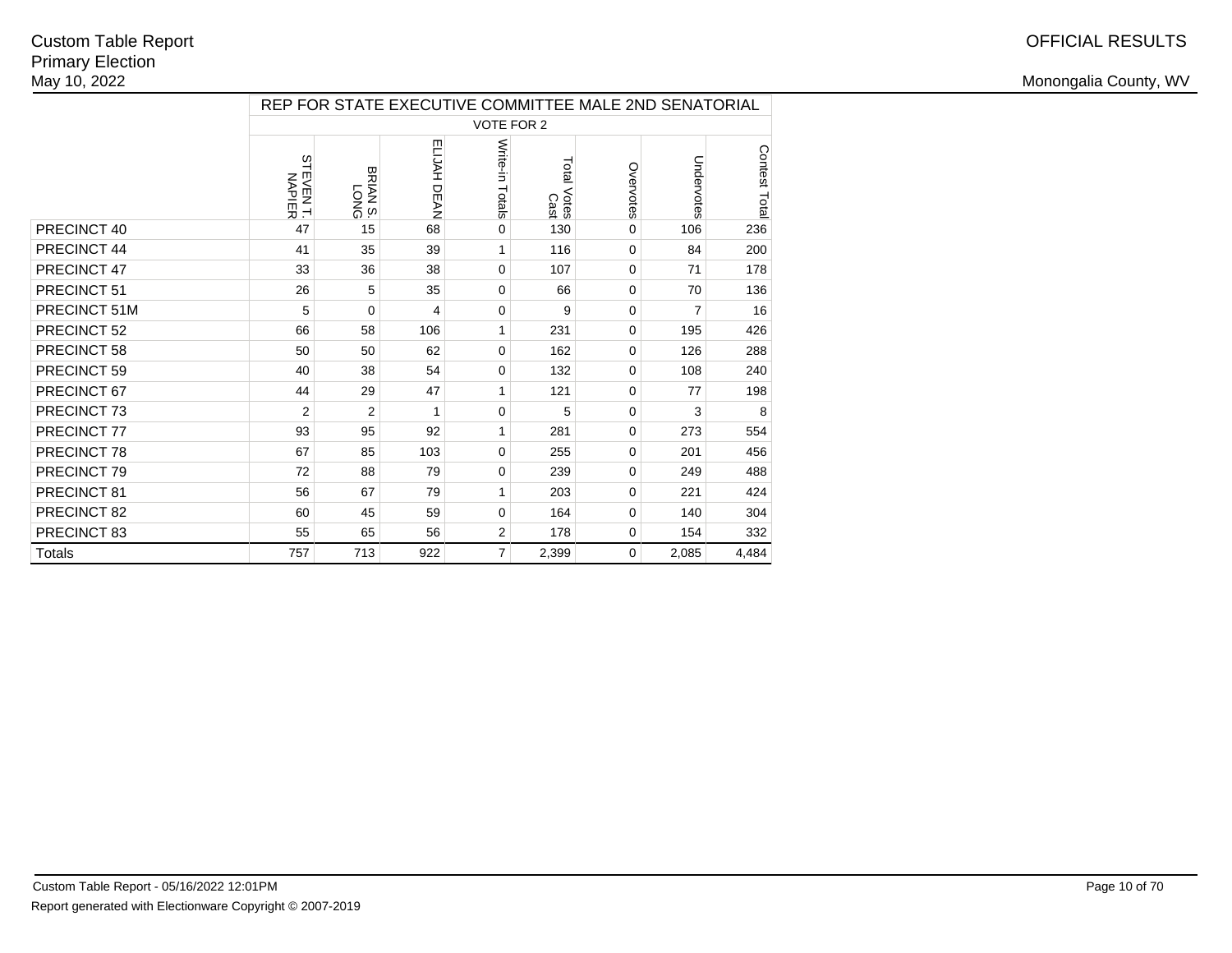Custom Table Report
Primary Election
May 10, 2022

OFFICIAL RESULTS

Monongalia County, WV

| | REP FOR STATE EXECUTIVE COMMITTEE MALE 2ND SENATORIAL | | | | | | | |
|---|---|---|---|---|---|---|---|---|
| | VOTE FOR 2 | | | | | | | |
| | STEVEN T. NAPIER | BRIAN S. LONG | ELIJAH DEAN | Write-in Totals | Total Votes Cast | Overvotes | Undervotes | Contest Total |
| PRECINCT 40 | 47 | 15 | 68 | 0 | 130 | 0 | 106 | 236 |
| PRECINCT 44 | 41 | 35 | 39 | 1 | 116 | 0 | 84 | 200 |
| PRECINCT 47 | 33 | 36 | 38 | 0 | 107 | 0 | 71 | 178 |
| PRECINCT 51 | 26 | 5 | 35 | 0 | 66 | 0 | 70 | 136 |
| PRECINCT 51M | 5 | 0 | 4 | 0 | 9 | 0 | 7 | 16 |
| PRECINCT 52 | 66 | 58 | 106 | 1 | 231 | 0 | 195 | 426 |
| PRECINCT 58 | 50 | 50 | 62 | 0 | 162 | 0 | 126 | 288 |
| PRECINCT 59 | 40 | 38 | 54 | 0 | 132 | 0 | 108 | 240 |
| PRECINCT 67 | 44 | 29 | 47 | 1 | 121 | 0 | 77 | 198 |
| PRECINCT 73 | 2 | 2 | 1 | 0 | 5 | 0 | 3 | 8 |
| PRECINCT 77 | 93 | 95 | 92 | 1 | 281 | 0 | 273 | 554 |
| PRECINCT 78 | 67 | 85 | 103 | 0 | 255 | 0 | 201 | 456 |
| PRECINCT 79 | 72 | 88 | 79 | 0 | 239 | 0 | 249 | 488 |
| PRECINCT 81 | 56 | 67 | 79 | 1 | 203 | 0 | 221 | 424 |
| PRECINCT 82 | 60 | 45 | 59 | 0 | 164 | 0 | 140 | 304 |
| PRECINCT 83 | 55 | 65 | 56 | 2 | 178 | 0 | 154 | 332 |
| Totals | 757 | 713 | 922 | 7 | 2,399 | 0 | 2,085 | 4,484 |

Custom Table Report - 05/16/2022 12:01PM

Report generated with Electionware Copyright © 2007-2019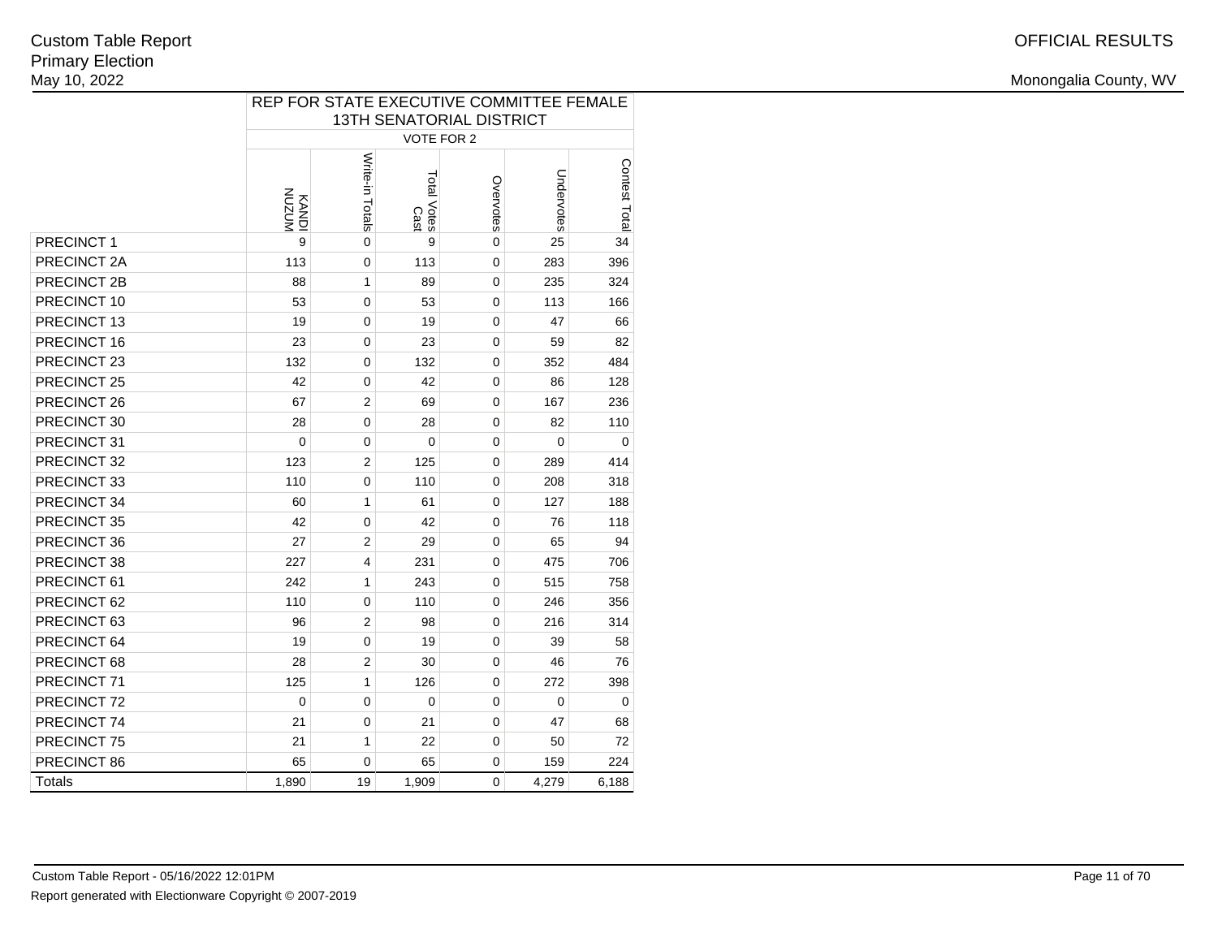Custom Table Report
Primary Election
May 10, 2022

OFFICIAL RESULTS

Monongalia County, WV

| | REP FOR STATE EXECUTIVE COMMITTEE FEMALE 13TH SENATORIAL DISTRICT | | | | | |
|---|---|---|---|---|---|---|
| | VOTE FOR 2 | | | | | |
| | KANDI NUZUM | Write-in Totals | Total Votes Cast | Overvotes | Undervotes | Contest Total |
| PRECINCT 1 | 9 | 0 | 9 | 0 | 25 | 34 |
| PRECINCT 2A | 113 | 0 | 113 | 0 | 283 | 396 |
| PRECINCT 2B | 88 | 1 | 89 | 0 | 235 | 324 |
| PRECINCT 10 | 53 | 0 | 53 | 0 | 113 | 166 |
| PRECINCT 13 | 19 | 0 | 19 | 0 | 47 | 66 |
| PRECINCT 16 | 23 | 0 | 23 | 0 | 59 | 82 |
| PRECINCT 23 | 132 | 0 | 132 | 0 | 352 | 484 |
| PRECINCT 25 | 42 | 0 | 42 | 0 | 86 | 128 |
| PRECINCT 26 | 67 | 2 | 69 | 0 | 167 | 236 |
| PRECINCT 30 | 28 | 0 | 28 | 0 | 82 | 110 |
| PRECINCT 31 | 0 | 0 | 0 | 0 | 0 | 0 |
| PRECINCT 32 | 123 | 2 | 125 | 0 | 289 | 414 |
| PRECINCT 33 | 110 | 0 | 110 | 0 | 208 | 318 |
| PRECINCT 34 | 60 | 1 | 61 | 0 | 127 | 188 |
| PRECINCT 35 | 42 | 0 | 42 | 0 | 76 | 118 |
| PRECINCT 36 | 27 | 2 | 29 | 0 | 65 | 94 |
| PRECINCT 38 | 227 | 4 | 231 | 0 | 475 | 706 |
| PRECINCT 61 | 242 | 1 | 243 | 0 | 515 | 758 |
| PRECINCT 62 | 110 | 0 | 110 | 0 | 246 | 356 |
| PRECINCT 63 | 96 | 2 | 98 | 0 | 216 | 314 |
| PRECINCT 64 | 19 | 0 | 19 | 0 | 39 | 58 |
| PRECINCT 68 | 28 | 2 | 30 | 0 | 46 | 76 |
| PRECINCT 71 | 125 | 1 | 126 | 0 | 272 | 398 |
| PRECINCT 72 | 0 | 0 | 0 | 0 | 0 | 0 |
| PRECINCT 74 | 21 | 0 | 21 | 0 | 47 | 68 |
| PRECINCT 75 | 21 | 1 | 22 | 0 | 50 | 72 |
| PRECINCT 86 | 65 | 0 | 65 | 0 | 159 | 224 |
| Totals | 1,890 | 19 | 1,909 | 0 | 4,279 | 6,188 |

Custom Table Report - 05/16/2022 12:01PM
Report generated with Electionware Copyright © 2007-2019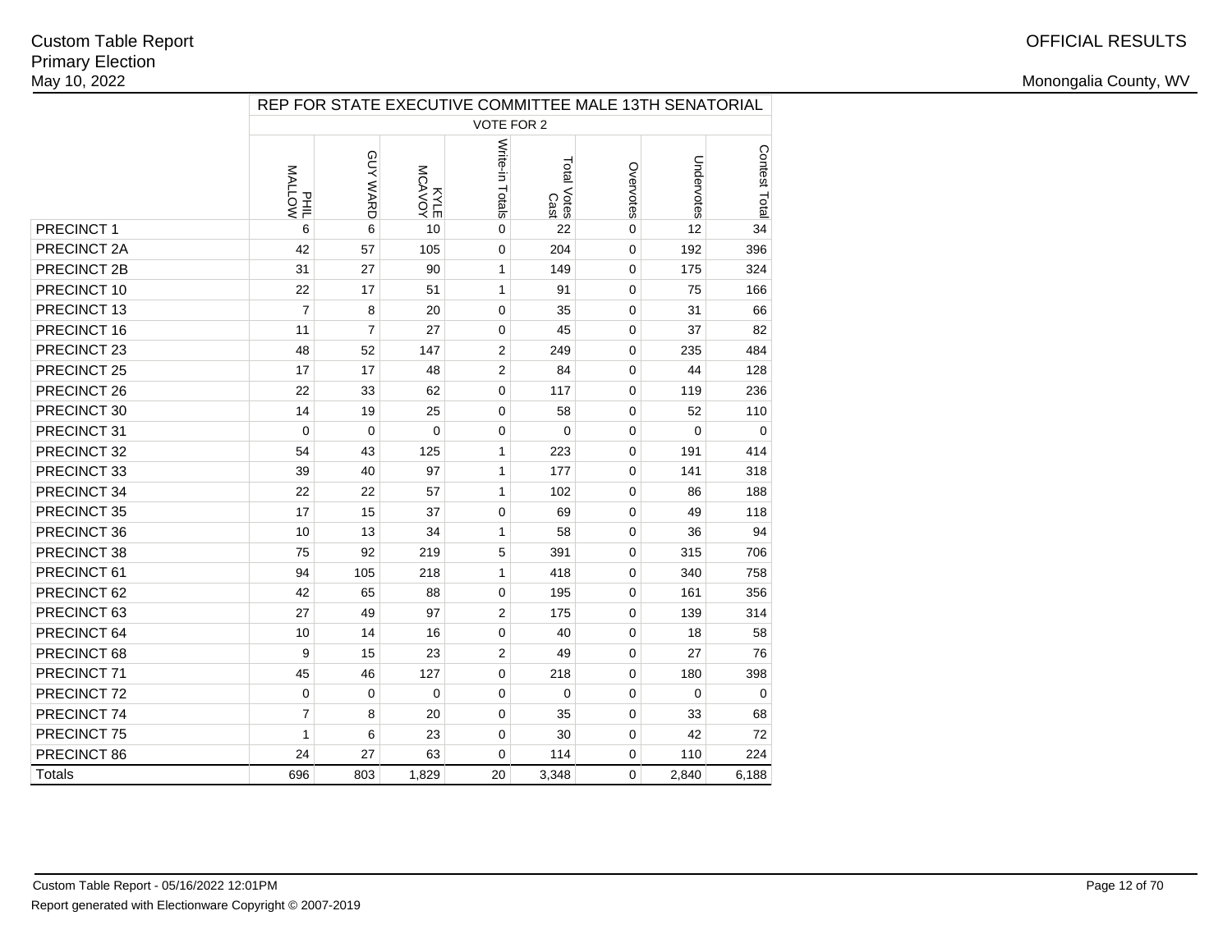Custom Table Report
Primary Election
May 10, 2022

OFFICIAL RESULTS

Monongalia County, WV

| | REP FOR STATE EXECUTIVE COMMITTEE MALE 13TH SENATORIAL | | | | | | | |
|---|---|---|---|---|---|---|---|---|
| | VOTE FOR 2 | | | | | | | |
| | PHIL MALLOW | GUY WARD | KYLE MCAVOY | Write-in Totals | Total Votes Cast | Overvotes | Undervotes | Contest Total |
| PRECINCT 1 | 6 | 6 | 10 | 0 | 22 | 0 | 12 | 34 |
| PRECINCT 2A | 42 | 57 | 105 | 0 | 204 | 0 | 192 | 396 |
| PRECINCT 2B | 31 | 27 | 90 | 1 | 149 | 0 | 175 | 324 |
| PRECINCT 10 | 22 | 17 | 51 | 1 | 91 | 0 | 75 | 166 |
| PRECINCT 13 | 7 | 8 | 20 | 0 | 35 | 0 | 31 | 66 |
| PRECINCT 16 | 11 | 7 | 27 | 0 | 45 | 0 | 37 | 82 |
| PRECINCT 23 | 48 | 52 | 147 | 2 | 249 | 0 | 235 | 484 |
| PRECINCT 25 | 17 | 17 | 48 | 2 | 84 | 0 | 44 | 128 |
| PRECINCT 26 | 22 | 33 | 62 | 0 | 117 | 0 | 119 | 236 |
| PRECINCT 30 | 14 | 19 | 25 | 0 | 58 | 0 | 52 | 110 |
| PRECINCT 31 | 0 | 0 | 0 | 0 | 0 | 0 | 0 | 0 |
| PRECINCT 32 | 54 | 43 | 125 | 1 | 223 | 0 | 191 | 414 |
| PRECINCT 33 | 39 | 40 | 97 | 1 | 177 | 0 | 141 | 318 |
| PRECINCT 34 | 22 | 22 | 57 | 1 | 102 | 0 | 86 | 188 |
| PRECINCT 35 | 17 | 15 | 37 | 0 | 69 | 0 | 49 | 118 |
| PRECINCT 36 | 10 | 13 | 34 | 1 | 58 | 0 | 36 | 94 |
| PRECINCT 38 | 75 | 92 | 219 | 5 | 391 | 0 | 315 | 706 |
| PRECINCT 61 | 94 | 105 | 218 | 1 | 418 | 0 | 340 | 758 |
| PRECINCT 62 | 42 | 65 | 88 | 0 | 195 | 0 | 161 | 356 |
| PRECINCT 63 | 27 | 49 | 97 | 2 | 175 | 0 | 139 | 314 |
| PRECINCT 64 | 10 | 14 | 16 | 0 | 40 | 0 | 18 | 58 |
| PRECINCT 68 | 9 | 15 | 23 | 2 | 49 | 0 | 27 | 76 |
| PRECINCT 71 | 45 | 46 | 127 | 0 | 218 | 0 | 180 | 398 |
| PRECINCT 72 | 0 | 0 | 0 | 0 | 0 | 0 | 0 | 0 |
| PRECINCT 74 | 7 | 8 | 20 | 0 | 35 | 0 | 33 | 68 |
| PRECINCT 75 | 1 | 6 | 23 | 0 | 30 | 0 | 42 | 72 |
| PRECINCT 86 | 24 | 27 | 63 | 0 | 114 | 0 | 110 | 224 |
| Totals | 696 | 803 | 1,829 | 20 | 3,348 | 0 | 2,840 | 6,188 |

Custom Table Report - 05/16/2022 12:01PM

Report generated with Electionware Copyright © 2007-2019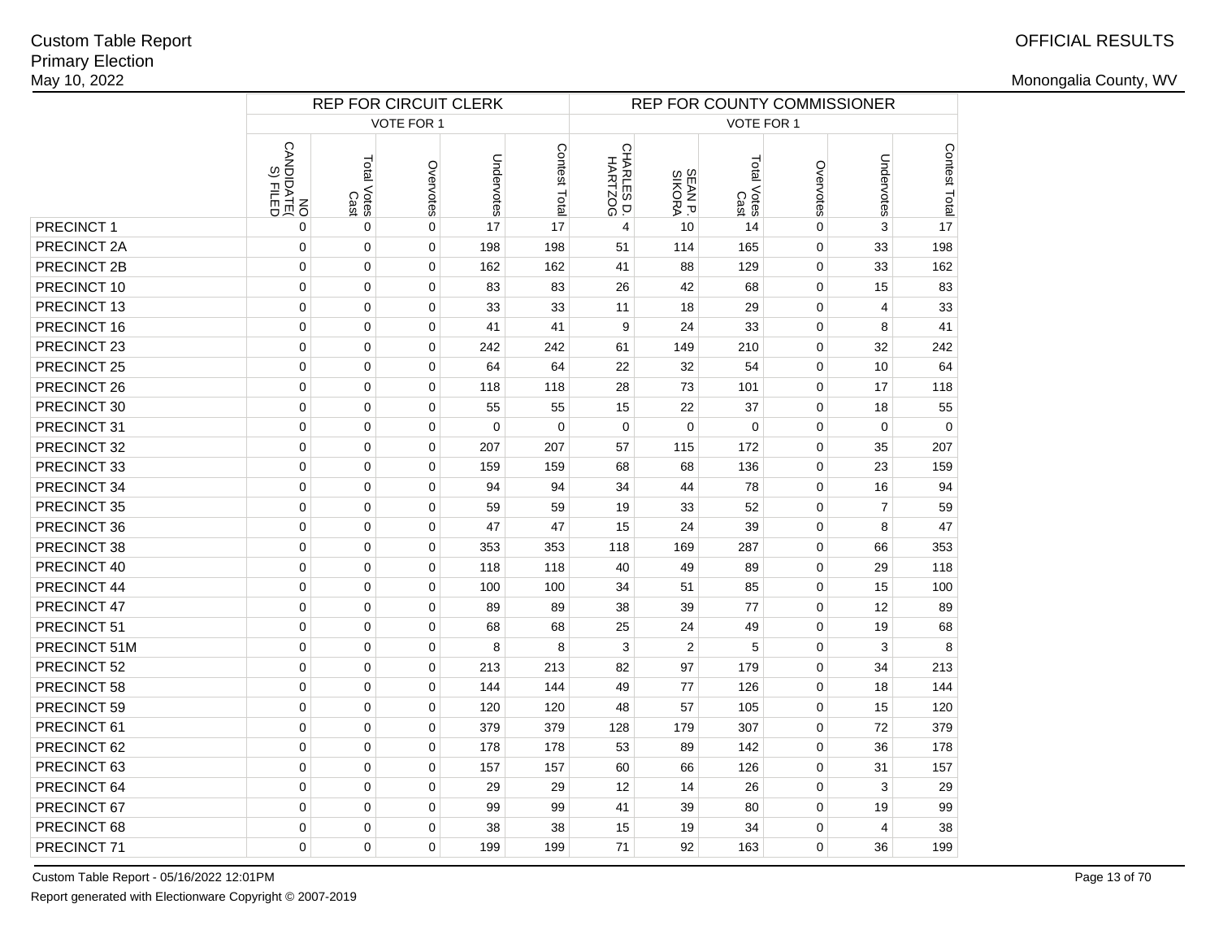Custom Table Report
Primary Election
May 10, 2022

OFFICIAL RESULTS

Monongalia County, WV

| | REP FOR CIRCUIT CLERK | | | | | REP FOR COUNTY COMMISSIONER | | | | | |
|---|---|---|---|---|---|---|---|---|---|---|---|
| | VOTE FOR 1 | | | | | VOTE FOR 1 | | | | | |
| | NO CANDIDATE(S) FILED | Total Votes Cast | Overvotes | Undervotes | Contest Total | CHARLES D. HARTZOG | SEAN P. SIKORA | Total Votes Cast | Overvotes | Undervotes | Contest Total |
| PRECINCT 1 | 0 | 0 | 0 | 17 | 17 | 4 | 10 | 14 | 0 | 3 | 17 |
| PRECINCT 2A | 0 | 0 | 0 | 198 | 198 | 51 | 114 | 165 | 0 | 33 | 198 |
| PRECINCT 2B | 0 | 0 | 0 | 162 | 162 | 41 | 88 | 129 | 0 | 33 | 162 |
| PRECINCT 10 | 0 | 0 | 0 | 83 | 83 | 26 | 42 | 68 | 0 | 15 | 83 |
| PRECINCT 13 | 0 | 0 | 0 | 33 | 33 | 11 | 18 | 29 | 0 | 4 | 33 |
| PRECINCT 16 | 0 | 0 | 0 | 41 | 41 | 9 | 24 | 33 | 0 | 8 | 41 |
| PRECINCT 23 | 0 | 0 | 0 | 242 | 242 | 61 | 149 | 210 | 0 | 32 | 242 |
| PRECINCT 25 | 0 | 0 | 0 | 64 | 64 | 22 | 32 | 54 | 0 | 10 | 64 |
| PRECINCT 26 | 0 | 0 | 0 | 118 | 118 | 28 | 73 | 101 | 0 | 17 | 118 |
| PRECINCT 30 | 0 | 0 | 0 | 55 | 55 | 15 | 22 | 37 | 0 | 18 | 55 |
| PRECINCT 31 | 0 | 0 | 0 | 0 | 0 | 0 | 0 | 0 | 0 | 0 | 0 |
| PRECINCT 32 | 0 | 0 | 0 | 207 | 207 | 57 | 115 | 172 | 0 | 35 | 207 |
| PRECINCT 33 | 0 | 0 | 0 | 159 | 159 | 68 | 68 | 136 | 0 | 23 | 159 |
| PRECINCT 34 | 0 | 0 | 0 | 94 | 94 | 34 | 44 | 78 | 0 | 16 | 94 |
| PRECINCT 35 | 0 | 0 | 0 | 59 | 59 | 19 | 33 | 52 | 0 | 7 | 59 |
| PRECINCT 36 | 0 | 0 | 0 | 47 | 47 | 15 | 24 | 39 | 0 | 8 | 47 |
| PRECINCT 38 | 0 | 0 | 0 | 353 | 353 | 118 | 169 | 287 | 0 | 66 | 353 |
| PRECINCT 40 | 0 | 0 | 0 | 118 | 118 | 40 | 49 | 89 | 0 | 29 | 118 |
| PRECINCT 44 | 0 | 0 | 0 | 100 | 100 | 34 | 51 | 85 | 0 | 15 | 100 |
| PRECINCT 47 | 0 | 0 | 0 | 89 | 89 | 38 | 39 | 77 | 0 | 12 | 89 |
| PRECINCT 51 | 0 | 0 | 0 | 68 | 68 | 25 | 24 | 49 | 0 | 19 | 68 |
| PRECINCT 51M | 0 | 0 | 0 | 8 | 8 | 3 | 2 | 5 | 0 | 3 | 8 |
| PRECINCT 52 | 0 | 0 | 0 | 213 | 213 | 82 | 97 | 179 | 0 | 34 | 213 |
| PRECINCT 58 | 0 | 0 | 0 | 144 | 144 | 49 | 77 | 126 | 0 | 18 | 144 |
| PRECINCT 59 | 0 | 0 | 0 | 120 | 120 | 48 | 57 | 105 | 0 | 15 | 120 |
| PRECINCT 61 | 0 | 0 | 0 | 379 | 379 | 128 | 179 | 307 | 0 | 72 | 379 |
| PRECINCT 62 | 0 | 0 | 0 | 178 | 178 | 53 | 89 | 142 | 0 | 36 | 178 |
| PRECINCT 63 | 0 | 0 | 0 | 157 | 157 | 60 | 66 | 126 | 0 | 31 | 157 |
| PRECINCT 64 | 0 | 0 | 0 | 29 | 29 | 12 | 14 | 26 | 0 | 3 | 29 |
| PRECINCT 67 | 0 | 0 | 0 | 99 | 99 | 41 | 39 | 80 | 0 | 19 | 99 |
| PRECINCT 68 | 0 | 0 | 0 | 38 | 38 | 15 | 19 | 34 | 0 | 4 | 38 |
| PRECINCT 71 | 0 | 0 | 0 | 199 | 199 | 71 | 92 | 163 | 0 | 36 | 199 |

Custom Table Report - 05/16/2022 12:01PM

Report generated with Electionware Copyright © 2007-2019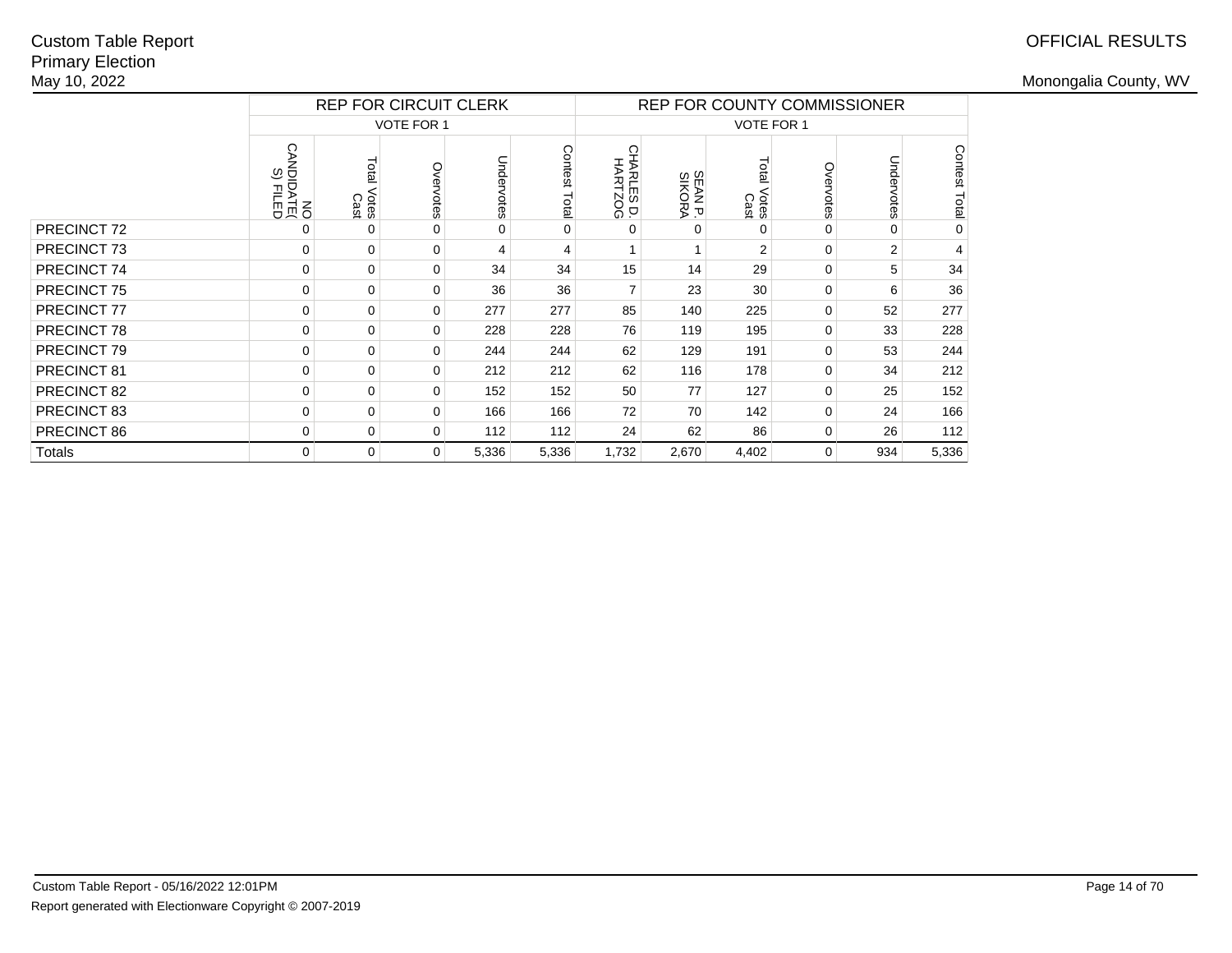Custom Table Report
Primary Election
May 10, 2022

OFFICIAL RESULTS

Monongalia County, WV

| | REP FOR CIRCUIT CLERK | | | | | REP FOR COUNTY COMMISSIONER | | | | | |
|---|---|---|---|---|---|---|---|---|---|---|---|
| | VOTE FOR 1 | | | | | VOTE FOR 1 | | | | | |
| | NO CANDIDATE(S) FILED | Total Votes Cast | Overvotes | Undervotes | Contest Total | CHARLES D. HARTZOG | SEAN P. SIKORA | Total Votes Cast | Overvotes | Undervotes | Contest Total |
| PRECINCT 72 | 0 | 0 | 0 | 0 | 0 | 0 | 0 | 0 | 0 | 0 | 0 |
| PRECINCT 73 | 0 | 0 | 0 | 4 | 4 | 1 | 1 | 2 | 0 | 2 | 4 |
| PRECINCT 74 | 0 | 0 | 0 | 34 | 34 | 15 | 14 | 29 | 0 | 5 | 34 |
| PRECINCT 75 | 0 | 0 | 0 | 36 | 36 | 7 | 23 | 30 | 0 | 6 | 36 |
| PRECINCT 77 | 0 | 0 | 0 | 277 | 277 | 85 | 140 | 225 | 0 | 52 | 277 |
| PRECINCT 78 | 0 | 0 | 0 | 228 | 228 | 76 | 119 | 195 | 0 | 33 | 228 |
| PRECINCT 79 | 0 | 0 | 0 | 244 | 244 | 62 | 129 | 191 | 0 | 53 | 244 |
| PRECINCT 81 | 0 | 0 | 0 | 212 | 212 | 62 | 116 | 178 | 0 | 34 | 212 |
| PRECINCT 82 | 0 | 0 | 0 | 152 | 152 | 50 | 77 | 127 | 0 | 25 | 152 |
| PRECINCT 83 | 0 | 0 | 0 | 166 | 166 | 72 | 70 | 142 | 0 | 24 | 166 |
| PRECINCT 86 | 0 | 0 | 0 | 112 | 112 | 24 | 62 | 86 | 0 | 26 | 112 |
| Totals | 0 | 0 | 0 | 5,336 | 5,336 | 1,732 | 2,670 | 4,402 | 0 | 934 | 5,336 |

Custom Table Report - 05/16/2022 12:01PM

Report generated with Electionware Copyright © 2007-2019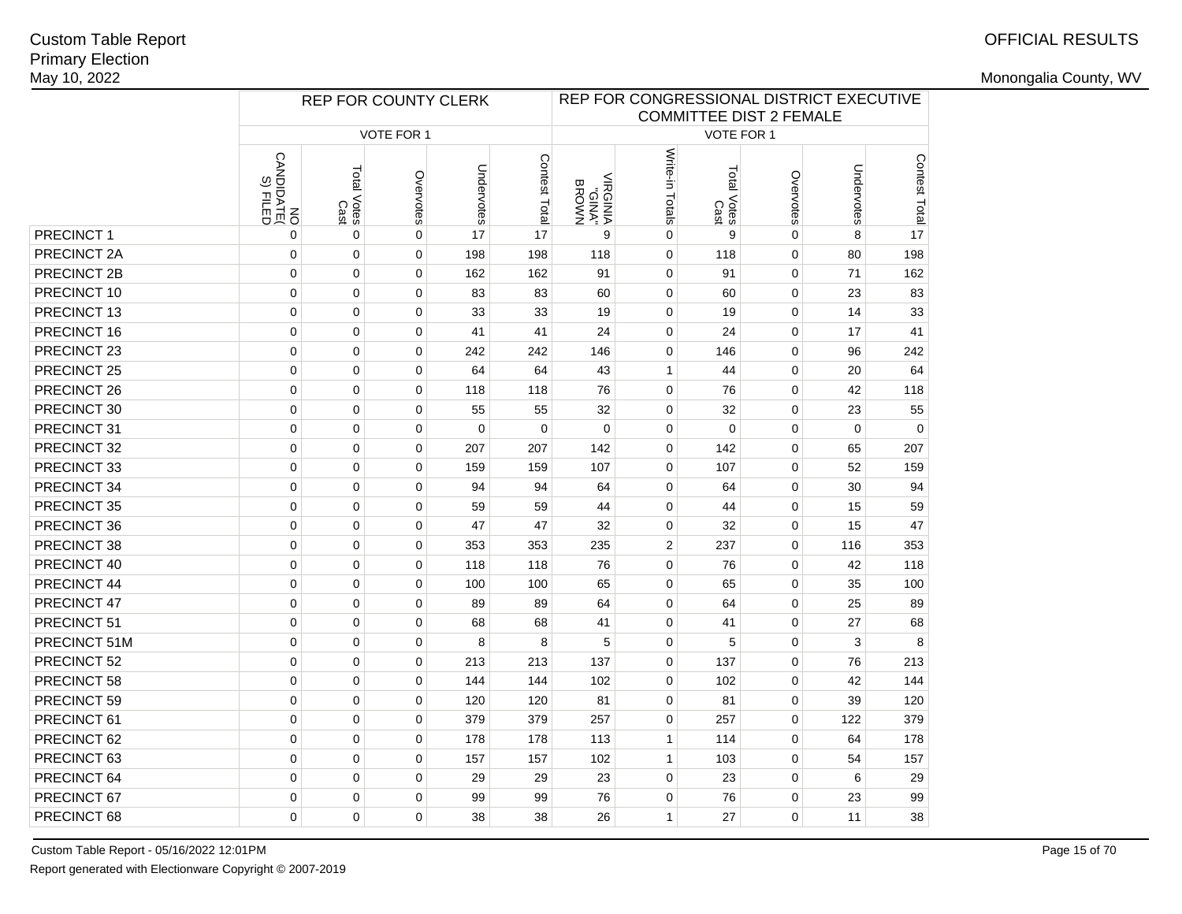Custom Table Report
Primary Election
May 10, 2022

OFFICIAL RESULTS

Monongalia County, WV

| | REP FOR COUNTY CLERK | | | | | REP FOR CONGRESSIONAL DISTRICT EXECUTIVE COMMITTEE DIST 2 FEMALE | | | | | |
|---|---|---|---|---|---|---|---|---|---|---|---|
| | VOTE FOR 1 | | | | | VOTE FOR 1 | | | | | |
| | NO CANDIDATE(S) FILED | Total Votes Cast | Overvotes | Undervotes | Contest Total | VIRGINIA "GINA" BROWN | Write-in Totals | Total Votes Cast | Overvotes | Undervotes | Contest Total |
| PRECINCT 1 | 0 | 0 | 0 | 17 | 17 | 9 | 0 | 9 | 0 | 8 | 17 |
| PRECINCT 2A | 0 | 0 | 0 | 198 | 198 | 118 | 0 | 118 | 0 | 80 | 198 |
| PRECINCT 2B | 0 | 0 | 0 | 162 | 162 | 91 | 0 | 91 | 0 | 71 | 162 |
| PRECINCT 10 | 0 | 0 | 0 | 83 | 83 | 60 | 0 | 60 | 0 | 23 | 83 |
| PRECINCT 13 | 0 | 0 | 0 | 33 | 33 | 19 | 0 | 19 | 0 | 14 | 33 |
| PRECINCT 16 | 0 | 0 | 0 | 41 | 41 | 24 | 0 | 24 | 0 | 17 | 41 |
| PRECINCT 23 | 0 | 0 | 0 | 242 | 242 | 146 | 0 | 146 | 0 | 96 | 242 |
| PRECINCT 25 | 0 | 0 | 0 | 64 | 64 | 43 | 1 | 44 | 0 | 20 | 64 |
| PRECINCT 26 | 0 | 0 | 0 | 118 | 118 | 76 | 0 | 76 | 0 | 42 | 118 |
| PRECINCT 30 | 0 | 0 | 0 | 55 | 55 | 32 | 0 | 32 | 0 | 23 | 55 |
| PRECINCT 31 | 0 | 0 | 0 | 0 | 0 | 0 | 0 | 0 | 0 | 0 | 0 |
| PRECINCT 32 | 0 | 0 | 0 | 207 | 207 | 142 | 0 | 142 | 0 | 65 | 207 |
| PRECINCT 33 | 0 | 0 | 0 | 159 | 159 | 107 | 0 | 107 | 0 | 52 | 159 |
| PRECINCT 34 | 0 | 0 | 0 | 94 | 94 | 64 | 0 | 64 | 0 | 30 | 94 |
| PRECINCT 35 | 0 | 0 | 0 | 59 | 59 | 44 | 0 | 44 | 0 | 15 | 59 |
| PRECINCT 36 | 0 | 0 | 0 | 47 | 47 | 32 | 0 | 32 | 0 | 15 | 47 |
| PRECINCT 38 | 0 | 0 | 0 | 353 | 353 | 235 | 2 | 237 | 0 | 116 | 353 |
| PRECINCT 40 | 0 | 0 | 0 | 118 | 118 | 76 | 0 | 76 | 0 | 42 | 118 |
| PRECINCT 44 | 0 | 0 | 0 | 100 | 100 | 65 | 0 | 65 | 0 | 35 | 100 |
| PRECINCT 47 | 0 | 0 | 0 | 89 | 89 | 64 | 0 | 64 | 0 | 25 | 89 |
| PRECINCT 51 | 0 | 0 | 0 | 68 | 68 | 41 | 0 | 41 | 0 | 27 | 68 |
| PRECINCT 51M | 0 | 0 | 0 | 8 | 8 | 5 | 0 | 5 | 0 | 3 | 8 |
| PRECINCT 52 | 0 | 0 | 0 | 213 | 213 | 137 | 0 | 137 | 0 | 76 | 213 |
| PRECINCT 58 | 0 | 0 | 0 | 144 | 144 | 102 | 0 | 102 | 0 | 42 | 144 |
| PRECINCT 59 | 0 | 0 | 0 | 120 | 120 | 81 | 0 | 81 | 0 | 39 | 120 |
| PRECINCT 61 | 0 | 0 | 0 | 379 | 379 | 257 | 0 | 257 | 0 | 122 | 379 |
| PRECINCT 62 | 0 | 0 | 0 | 178 | 178 | 113 | 1 | 114 | 0 | 64 | 178 |
| PRECINCT 63 | 0 | 0 | 0 | 157 | 157 | 102 | 1 | 103 | 0 | 54 | 157 |
| PRECINCT 64 | 0 | 0 | 0 | 29 | 29 | 23 | 0 | 23 | 0 | 6 | 29 |
| PRECINCT 67 | 0 | 0 | 0 | 99 | 99 | 76 | 0 | 76 | 0 | 23 | 99 |
| PRECINCT 68 | 0 | 0 | 0 | 38 | 38 | 26 | 1 | 27 | 0 | 11 | 38 |

Custom Table Report - 05/16/2022 12:01PM

Report generated with Electionware Copyright © 2007-2019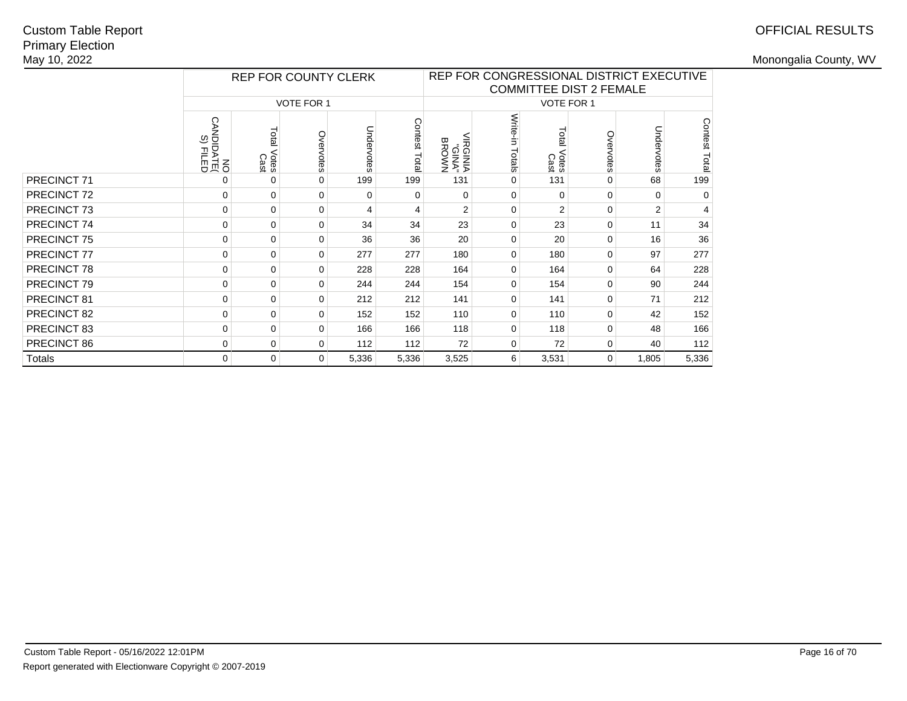Custom Table Report
Primary Election
May 10, 2022

OFFICIAL RESULTS

Monongalia County, WV

| | REP FOR COUNTY CLERK | | | | | REP FOR CONGRESSIONAL DISTRICT EXECUTIVE COMMITTEE DIST 2 FEMALE | | | | | |
|---|---|---|---|---|---|---|---|---|---|---|---|
| | VOTE FOR 1 | | | | | VOTE FOR 1 | | | | | |
| | NO CANDIDATE(S) FILED | Total Votes Cast | Overvotes | Undervotes | Contest Total | VIRGINIA "GINA" BROWN | Write-in Totals | Total Votes Cast | Overvotes | Undervotes | Contest Total |
| PRECINCT 71 | 0 | 0 | 0 | 199 | 199 | 131 | 0 | 131 | 0 | 68 | 199 |
| PRECINCT 72 | 0 | 0 | 0 | 0 | 0 | 0 | 0 | 0 | 0 | 0 | 0 |
| PRECINCT 73 | 0 | 0 | 0 | 4 | 4 | 2 | 0 | 2 | 0 | 2 | 4 |
| PRECINCT 74 | 0 | 0 | 0 | 34 | 34 | 23 | 0 | 23 | 0 | 11 | 34 |
| PRECINCT 75 | 0 | 0 | 0 | 36 | 36 | 20 | 0 | 20 | 0 | 16 | 36 |
| PRECINCT 77 | 0 | 0 | 0 | 277 | 277 | 180 | 0 | 180 | 0 | 97 | 277 |
| PRECINCT 78 | 0 | 0 | 0 | 228 | 228 | 164 | 0 | 164 | 0 | 64 | 228 |
| PRECINCT 79 | 0 | 0 | 0 | 244 | 244 | 154 | 0 | 154 | 0 | 90 | 244 |
| PRECINCT 81 | 0 | 0 | 0 | 212 | 212 | 141 | 0 | 141 | 0 | 71 | 212 |
| PRECINCT 82 | 0 | 0 | 0 | 152 | 152 | 110 | 0 | 110 | 0 | 42 | 152 |
| PRECINCT 83 | 0 | 0 | 0 | 166 | 166 | 118 | 0 | 118 | 0 | 48 | 166 |
| PRECINCT 86 | 0 | 0 | 0 | 112 | 112 | 72 | 0 | 72 | 0 | 40 | 112 |
| Totals | 0 | 0 | 0 | 5,336 | 5,336 | 3,525 | 6 | 3,531 | 0 | 1,805 | 5,336 |

Custom Table Report - 05/16/2022 12:01PM
Report generated with Electionware Copyright © 2007-2019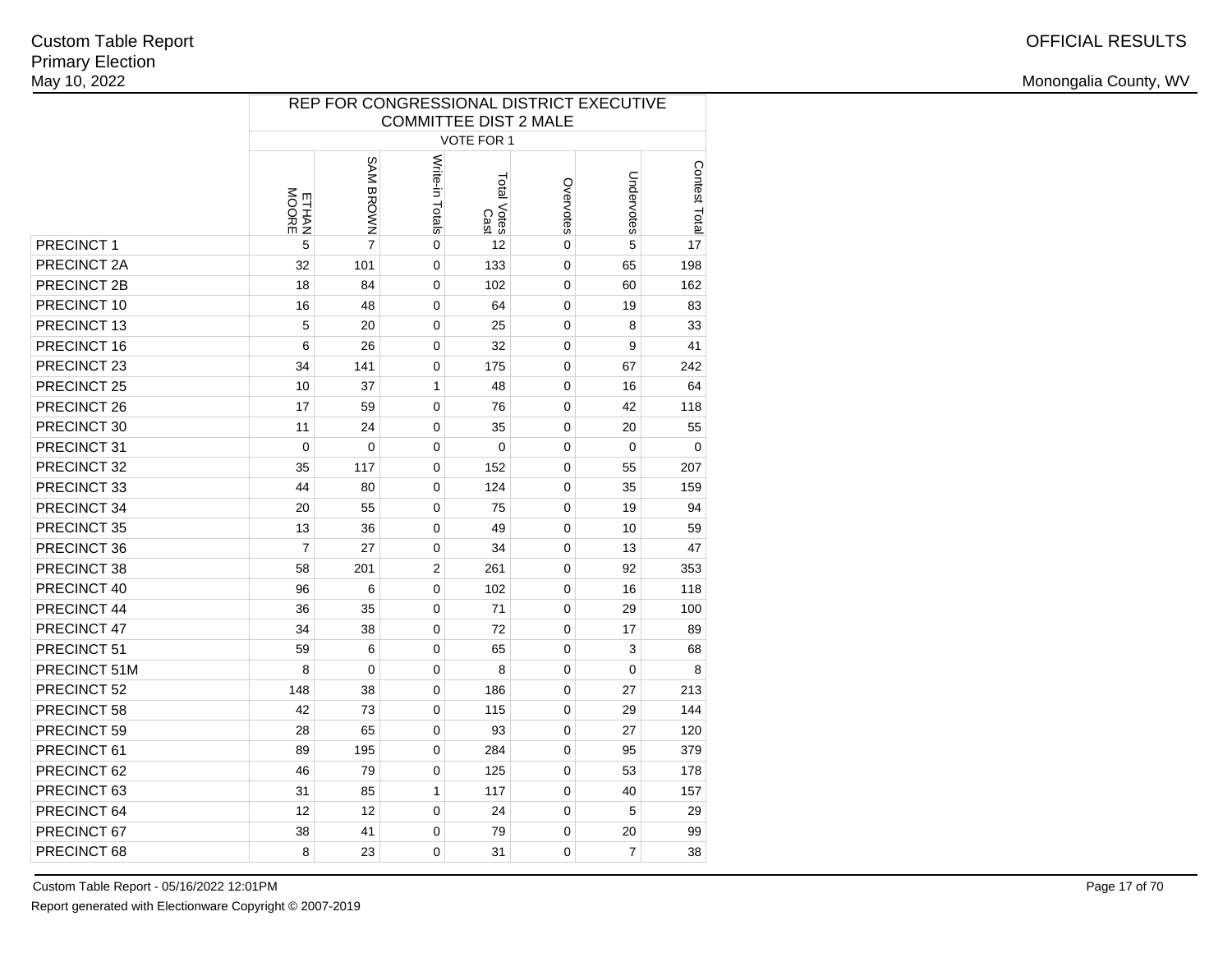Custom Table Report
Primary Election
May 10, 2022

OFFICIAL RESULTS

Monongalia County, WV

| | REP FOR CONGRESSIONAL DISTRICT EXECUTIVE COMMITTEE DIST 2 MALE | | | | | | |
|---|---|---|---|---|---|---|---|
| | VOTE FOR 1 | | | | | | |
| | ETHAN MOORE | SAM BROWN | Write-in Totals | Total Votes Cast | Overvotes | Undervotes | Contest Total |
| PRECINCT 1 | 5 | 7 | 0 | 12 | 0 | 5 | 17 |
| PRECINCT 2A | 32 | 101 | 0 | 133 | 0 | 65 | 198 |
| PRECINCT 2B | 18 | 84 | 0 | 102 | 0 | 60 | 162 |
| PRECINCT 10 | 16 | 48 | 0 | 64 | 0 | 19 | 83 |
| PRECINCT 13 | 5 | 20 | 0 | 25 | 0 | 8 | 33 |
| PRECINCT 16 | 6 | 26 | 0 | 32 | 0 | 9 | 41 |
| PRECINCT 23 | 34 | 141 | 0 | 175 | 0 | 67 | 242 |
| PRECINCT 25 | 10 | 37 | 1 | 48 | 0 | 16 | 64 |
| PRECINCT 26 | 17 | 59 | 0 | 76 | 0 | 42 | 118 |
| PRECINCT 30 | 11 | 24 | 0 | 35 | 0 | 20 | 55 |
| PRECINCT 31 | 0 | 0 | 0 | 0 | 0 | 0 | 0 |
| PRECINCT 32 | 35 | 117 | 0 | 152 | 0 | 55 | 207 |
| PRECINCT 33 | 44 | 80 | 0 | 124 | 0 | 35 | 159 |
| PRECINCT 34 | 20 | 55 | 0 | 75 | 0 | 19 | 94 |
| PRECINCT 35 | 13 | 36 | 0 | 49 | 0 | 10 | 59 |
| PRECINCT 36 | 7 | 27 | 0 | 34 | 0 | 13 | 47 |
| PRECINCT 38 | 58 | 201 | 2 | 261 | 0 | 92 | 353 |
| PRECINCT 40 | 96 | 6 | 0 | 102 | 0 | 16 | 118 |
| PRECINCT 44 | 36 | 35 | 0 | 71 | 0 | 29 | 100 |
| PRECINCT 47 | 34 | 38 | 0 | 72 | 0 | 17 | 89 |
| PRECINCT 51 | 59 | 6 | 0 | 65 | 0 | 3 | 68 |
| PRECINCT 51M | 8 | 0 | 0 | 8 | 0 | 0 | 8 |
| PRECINCT 52 | 148 | 38 | 0 | 186 | 0 | 27 | 213 |
| PRECINCT 58 | 42 | 73 | 0 | 115 | 0 | 29 | 144 |
| PRECINCT 59 | 28 | 65 | 0 | 93 | 0 | 27 | 120 |
| PRECINCT 61 | 89 | 195 | 0 | 284 | 0 | 95 | 379 |
| PRECINCT 62 | 46 | 79 | 0 | 125 | 0 | 53 | 178 |
| PRECINCT 63 | 31 | 85 | 1 | 117 | 0 | 40 | 157 |
| PRECINCT 64 | 12 | 12 | 0 | 24 | 0 | 5 | 29 |
| PRECINCT 67 | 38 | 41 | 0 | 79 | 0 | 20 | 99 |
| PRECINCT 68 | 8 | 23 | 0 | 31 | 0 | 7 | 38 |

Custom Table Report - 05/16/2022 12:01PM

Report generated with Electionware Copyright © 2007-2019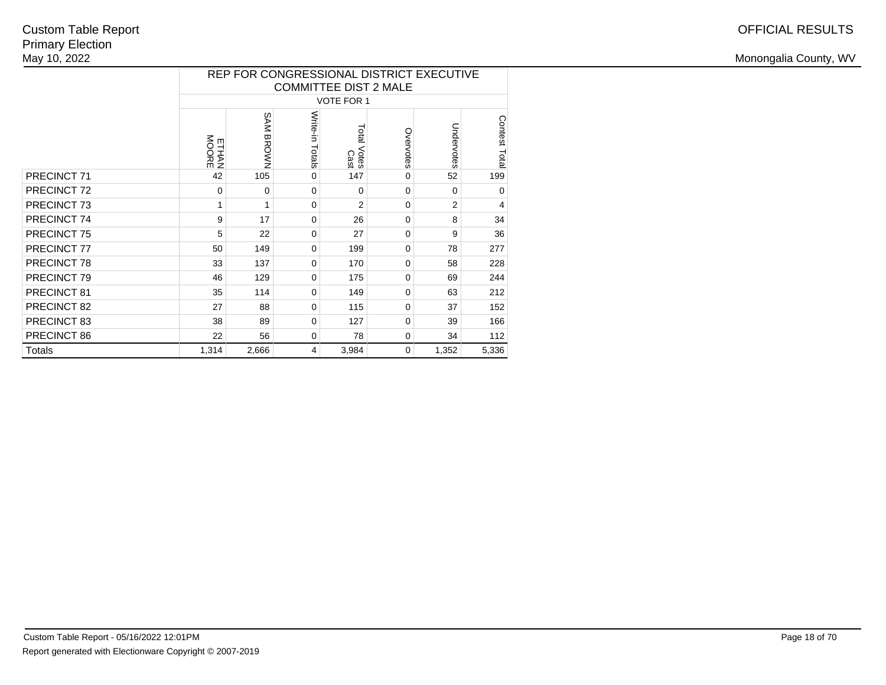Custom Table Report
Primary Election
May 10, 2022

OFFICIAL RESULTS

Monongalia County, WV

| | REP FOR CONGRESSIONAL DISTRICT EXECUTIVE COMMITTEE DIST 2 MALE | | | | | | |
|---|---|---|---|---|---|---|---|
| | VOTE FOR 1 | | | | | | |
| | ETHAN MOORE | SAM BROWN | Write-in Totals | Total Votes Cast | Overvotes | Undervotes | Contest Total |
| PRECINCT 71 | 42 | 105 | 0 | 147 | 0 | 52 | 199 |
| PRECINCT 72 | 0 | 0 | 0 | 0 | 0 | 0 | 0 |
| PRECINCT 73 | 1 | 1 | 0 | 2 | 0 | 2 | 4 |
| PRECINCT 74 | 9 | 17 | 0 | 26 | 0 | 8 | 34 |
| PRECINCT 75 | 5 | 22 | 0 | 27 | 0 | 9 | 36 |
| PRECINCT 77 | 50 | 149 | 0 | 199 | 0 | 78 | 277 |
| PRECINCT 78 | 33 | 137 | 0 | 170 | 0 | 58 | 228 |
| PRECINCT 79 | 46 | 129 | 0 | 175 | 0 | 69 | 244 |
| PRECINCT 81 | 35 | 114 | 0 | 149 | 0 | 63 | 212 |
| PRECINCT 82 | 27 | 88 | 0 | 115 | 0 | 37 | 152 |
| PRECINCT 83 | 38 | 89 | 0 | 127 | 0 | 39 | 166 |
| PRECINCT 86 | 22 | 56 | 0 | 78 | 0 | 34 | 112 |
| Totals | 1,314 | 2,666 | 4 | 3,984 | 0 | 1,352 | 5,336 |

Custom Table Report - 05/16/2022 12:01PM
Report generated with Electionware Copyright © 2007-2019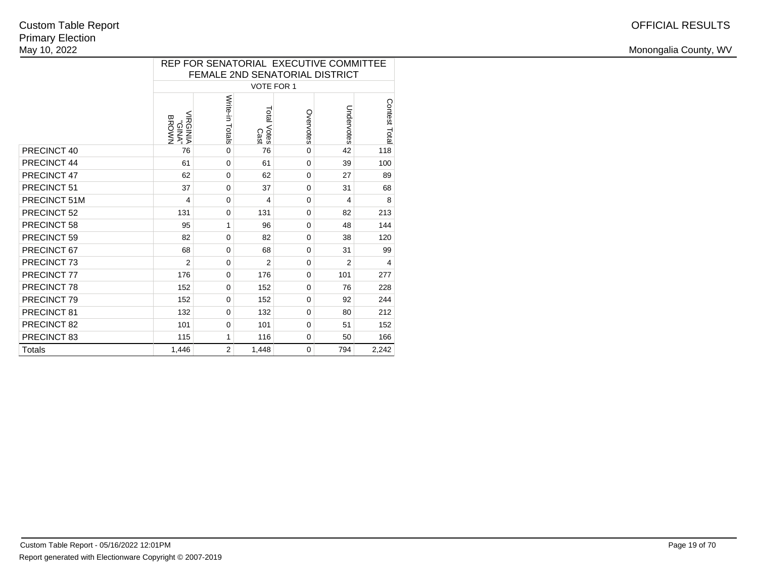Custom Table Report
Primary Election
May 10, 2022

OFFICIAL RESULTS

Monongalia County, WV

| | REP FOR SENATORIAL EXECUTIVE COMMITTEE FEMALE 2ND SENATORIAL DISTRICT | | | | | |
|---|---|---|---|---|---|---|
| | VOTE FOR 1 | | | | | |
| | VIRGINIA "GINA" BROWN | Write-in Totals | Total Votes Cast | Overvotes | Undervotes | Contest Total |
| PRECINCT 40 | 76 | 0 | 76 | 0 | 42 | 118 |
| PRECINCT 44 | 61 | 0 | 61 | 0 | 39 | 100 |
| PRECINCT 47 | 62 | 0 | 62 | 0 | 27 | 89 |
| PRECINCT 51 | 37 | 0 | 37 | 0 | 31 | 68 |
| PRECINCT 51M | 4 | 0 | 4 | 0 | 4 | 8 |
| PRECINCT 52 | 131 | 0 | 131 | 0 | 82 | 213 |
| PRECINCT 58 | 95 | 1 | 96 | 0 | 48 | 144 |
| PRECINCT 59 | 82 | 0 | 82 | 0 | 38 | 120 |
| PRECINCT 67 | 68 | 0 | 68 | 0 | 31 | 99 |
| PRECINCT 73 | 2 | 0 | 2 | 0 | 2 | 4 |
| PRECINCT 77 | 176 | 0 | 176 | 0 | 101 | 277 |
| PRECINCT 78 | 152 | 0 | 152 | 0 | 76 | 228 |
| PRECINCT 79 | 152 | 0 | 152 | 0 | 92 | 244 |
| PRECINCT 81 | 132 | 0 | 132 | 0 | 80 | 212 |
| PRECINCT 82 | 101 | 0 | 101 | 0 | 51 | 152 |
| PRECINCT 83 | 115 | 1 | 116 | 0 | 50 | 166 |
| Totals | 1,446 | 2 | 1,448 | 0 | 794 | 2,242 |

Custom Table Report - 05/16/2022 12:01PM

Report generated with Electionware Copyright © 2007-2019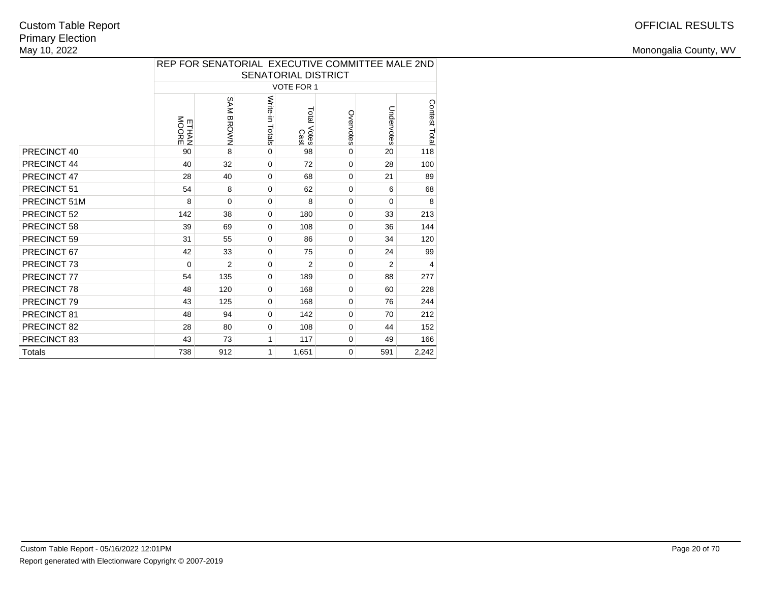| | REP FOR SENATORIAL EXECUTIVE COMMITTEE MALE 2ND SENATORIAL DISTRICT | | | | | | |
|---|---|---|---|---|---|---|---|
| | VOTE FOR 1 | | | | | | |
| | ETHAN MOORE | SAM BROWN | Write-in Totals | Total Votes Cast | Overvotes | Undervotes | Contest Total |
| PRECINCT 40 | 90 | 8 | 0 | 98 | 0 | 20 | 118 |
| PRECINCT 44 | 40 | 32 | 0 | 72 | 0 | 28 | 100 |
| PRECINCT 47 | 28 | 40 | 0 | 68 | 0 | 21 | 89 |
| PRECINCT 51 | 54 | 8 | 0 | 62 | 0 | 6 | 68 |
| PRECINCT 51M | 8 | 0 | 0 | 8 | 0 | 0 | 8 |
| PRECINCT 52 | 142 | 38 | 0 | 180 | 0 | 33 | 213 |
| PRECINCT 58 | 39 | 69 | 0 | 108 | 0 | 36 | 144 |
| PRECINCT 59 | 31 | 55 | 0 | 86 | 0 | 34 | 120 |
| PRECINCT 67 | 42 | 33 | 0 | 75 | 0 | 24 | 99 |
| PRECINCT 73 | 0 | 2 | 0 | 2 | 0 | 2 | 4 |
| PRECINCT 77 | 54 | 135 | 0 | 189 | 0 | 88 | 277 |
| PRECINCT 78 | 48 | 120 | 0 | 168 | 0 | 60 | 228 |
| PRECINCT 79 | 43 | 125 | 0 | 168 | 0 | 76 | 244 |
| PRECINCT 81 | 48 | 94 | 0 | 142 | 0 | 70 | 212 |
| PRECINCT 82 | 28 | 80 | 0 | 108 | 0 | 44 | 152 |
| PRECINCT 83 | 43 | 73 | 1 | 117 | 0 | 49 | 166 |
| Totals | 738 | 912 | 1 | 1,651 | 0 | 591 | 2,242 |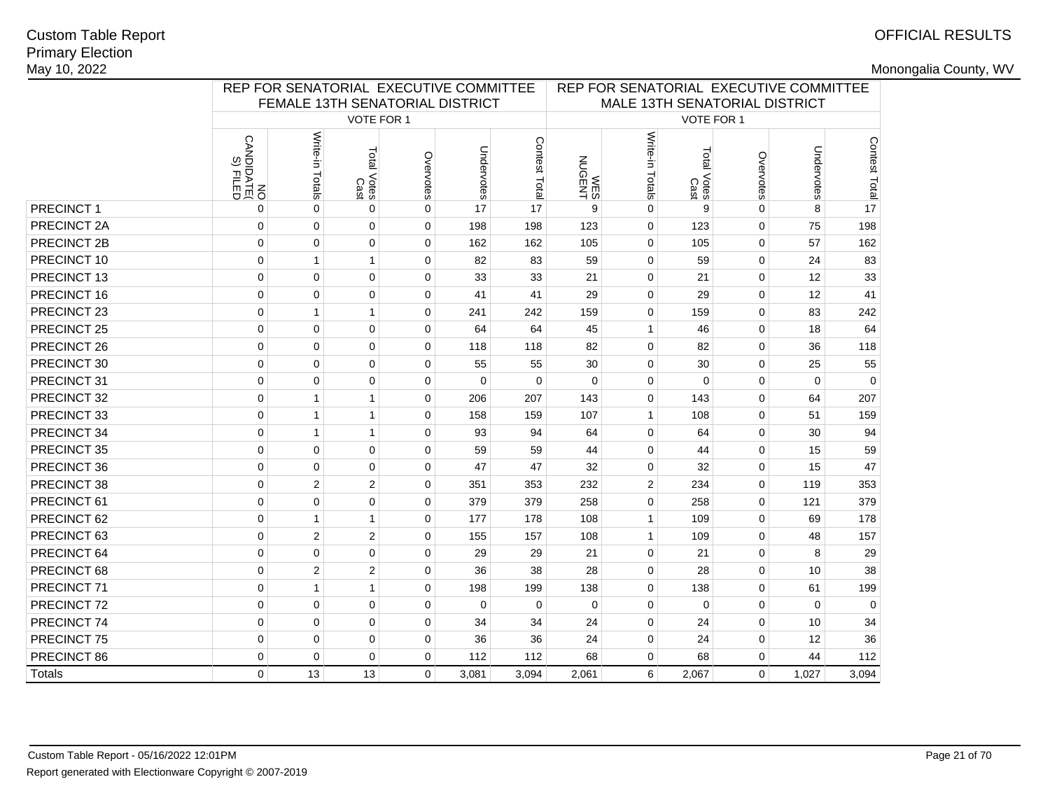Custom Table Report
Primary Election
May 10, 2022

OFFICIAL RESULTS

Monongalia County, WV

| | REP FOR SENATORIAL EXECUTIVE COMMITTEE FEMALE 13TH SENATORIAL DISTRICT | | | | | | REP FOR SENATORIAL EXECUTIVE COMMITTEE MALE 13TH SENATORIAL DISTRICT | | | | | |
|---|---|---|---|---|---|---|---|---|---|---|---|---|
| | VOTE FOR 1 | | | | | | VOTE FOR 1 | | | | | |
| | NO CANDIDATE(S) FILED | Write-in Totals | Total Votes Cast | Overvotes | Undervotes | Contest Total | WES NUGENT | Write-in Totals | Total Votes Cast | Overvotes | Undervotes | Contest Total |
| PRECINCT 1 | 0 | 0 | 0 | 0 | 17 | 17 | 9 | 0 | 9 | 0 | 8 | 17 |
| PRECINCT 2A | 0 | 0 | 0 | 0 | 198 | 198 | 123 | 0 | 123 | 0 | 75 | 198 |
| PRECINCT 2B | 0 | 0 | 0 | 0 | 162 | 162 | 105 | 0 | 105 | 0 | 57 | 162 |
| PRECINCT 10 | 0 | 1 | 1 | 0 | 82 | 83 | 59 | 0 | 59 | 0 | 24 | 83 |
| PRECINCT 13 | 0 | 0 | 0 | 0 | 33 | 33 | 21 | 0 | 21 | 0 | 12 | 33 |
| PRECINCT 16 | 0 | 0 | 0 | 0 | 41 | 41 | 29 | 0 | 29 | 0 | 12 | 41 |
| PRECINCT 23 | 0 | 1 | 1 | 0 | 241 | 242 | 159 | 0 | 159 | 0 | 83 | 242 |
| PRECINCT 25 | 0 | 0 | 0 | 0 | 64 | 64 | 45 | 1 | 46 | 0 | 18 | 64 |
| PRECINCT 26 | 0 | 0 | 0 | 0 | 118 | 118 | 82 | 0 | 82 | 0 | 36 | 118 |
| PRECINCT 30 | 0 | 0 | 0 | 0 | 55 | 55 | 30 | 0 | 30 | 0 | 25 | 55 |
| PRECINCT 31 | 0 | 0 | 0 | 0 | 0 | 0 | 0 | 0 | 0 | 0 | 0 | 0 |
| PRECINCT 32 | 0 | 1 | 1 | 0 | 206 | 207 | 143 | 0 | 143 | 0 | 64 | 207 |
| PRECINCT 33 | 0 | 1 | 1 | 0 | 158 | 159 | 107 | 1 | 108 | 0 | 51 | 159 |
| PRECINCT 34 | 0 | 1 | 1 | 0 | 93 | 94 | 64 | 0 | 64 | 0 | 30 | 94 |
| PRECINCT 35 | 0 | 0 | 0 | 0 | 59 | 59 | 44 | 0 | 44 | 0 | 15 | 59 |
| PRECINCT 36 | 0 | 0 | 0 | 0 | 47 | 47 | 32 | 0 | 32 | 0 | 15 | 47 |
| PRECINCT 38 | 0 | 2 | 2 | 0 | 351 | 353 | 232 | 2 | 234 | 0 | 119 | 353 |
| PRECINCT 61 | 0 | 0 | 0 | 0 | 379 | 379 | 258 | 0 | 258 | 0 | 121 | 379 |
| PRECINCT 62 | 0 | 1 | 1 | 0 | 177 | 178 | 108 | 1 | 109 | 0 | 69 | 178 |
| PRECINCT 63 | 0 | 2 | 2 | 0 | 155 | 157 | 108 | 1 | 109 | 0 | 48 | 157 |
| PRECINCT 64 | 0 | 0 | 0 | 0 | 29 | 29 | 21 | 0 | 21 | 0 | 8 | 29 |
| PRECINCT 68 | 0 | 2 | 2 | 0 | 36 | 38 | 28 | 0 | 28 | 0 | 10 | 38 |
| PRECINCT 71 | 0 | 1 | 1 | 0 | 198 | 199 | 138 | 0 | 138 | 0 | 61 | 199 |
| PRECINCT 72 | 0 | 0 | 0 | 0 | 0 | 0 | 0 | 0 | 0 | 0 | 0 | 0 |
| PRECINCT 74 | 0 | 0 | 0 | 0 | 34 | 34 | 24 | 0 | 24 | 0 | 10 | 34 |
| PRECINCT 75 | 0 | 0 | 0 | 0 | 36 | 36 | 24 | 0 | 24 | 0 | 12 | 36 |
| PRECINCT 86 | 0 | 0 | 0 | 0 | 112 | 112 | 68 | 0 | 68 | 0 | 44 | 112 |
| Totals | 0 | 13 | 13 | 0 | 3,081 | 3,094 | 2,061 | 6 | 2,067 | 0 | 1,027 | 3,094 |

Custom Table Report - 05/16/2022 12:01PM
Report generated with Electionware Copyright © 2007-2019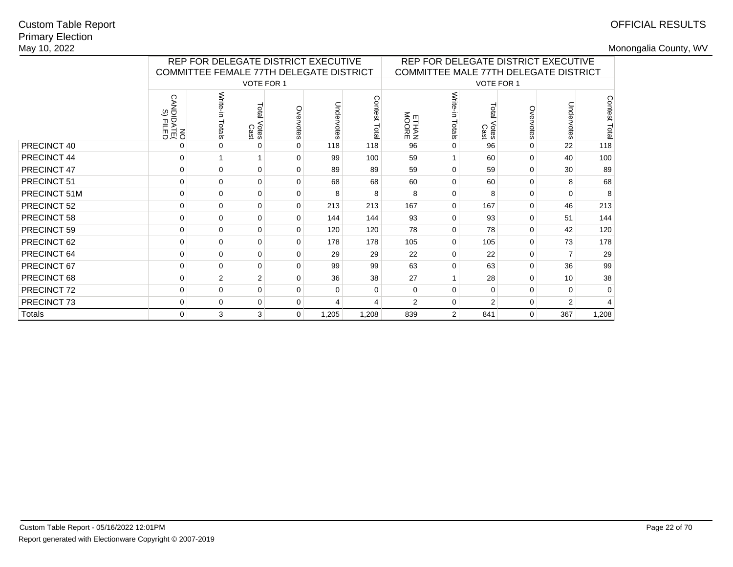Custom Table Report
Primary Election
May 10, 2022

OFFICIAL RESULTS

Monongalia County, WV

| | REP FOR DELEGATE DISTRICT EXECUTIVE COMMITTEE FEMALE 77TH DELEGATE DISTRICT | | | | | | REP FOR DELEGATE DISTRICT EXECUTIVE COMMITTEE MALE 77TH DELEGATE DISTRICT | | | | | |
|---|---|---|---|---|---|---|---|---|---|---|---|---|
| | VOTE FOR 1 | | | | | | VOTE FOR 1 | | | | | |
| | NO CANDIDATE(S) FILED | Write-in Totals | Total Votes Cast | Overvotes | Undervotes | Contest Total | ETHAN MOORE | Write-in Totals | Total Votes Cast | Overvotes | Undervotes | Contest Total |
| PRECINCT 40 | 0 | 0 | 0 | 0 | 118 | 118 | 96 | 0 | 96 | 0 | 22 | 118 |
| PRECINCT 44 | 0 | 1 | 1 | 0 | 99 | 100 | 59 | 1 | 60 | 0 | 40 | 100 |
| PRECINCT 47 | 0 | 0 | 0 | 0 | 89 | 89 | 59 | 0 | 59 | 0 | 30 | 89 |
| PRECINCT 51 | 0 | 0 | 0 | 0 | 68 | 68 | 60 | 0 | 60 | 0 | 8 | 68 |
| PRECINCT 51M | 0 | 0 | 0 | 0 | 8 | 8 | 8 | 0 | 8 | 0 | 0 | 8 |
| PRECINCT 52 | 0 | 0 | 0 | 0 | 213 | 213 | 167 | 0 | 167 | 0 | 46 | 213 |
| PRECINCT 58 | 0 | 0 | 0 | 0 | 144 | 144 | 93 | 0 | 93 | 0 | 51 | 144 |
| PRECINCT 59 | 0 | 0 | 0 | 0 | 120 | 120 | 78 | 0 | 78 | 0 | 42 | 120 |
| PRECINCT 62 | 0 | 0 | 0 | 0 | 178 | 178 | 105 | 0 | 105 | 0 | 73 | 178 |
| PRECINCT 64 | 0 | 0 | 0 | 0 | 29 | 29 | 22 | 0 | 22 | 0 | 7 | 29 |
| PRECINCT 67 | 0 | 0 | 0 | 0 | 99 | 99 | 63 | 0 | 63 | 0 | 36 | 99 |
| PRECINCT 68 | 0 | 2 | 2 | 0 | 36 | 38 | 27 | 1 | 28 | 0 | 10 | 38 |
| PRECINCT 72 | 0 | 0 | 0 | 0 | 0 | 0 | 0 | 0 | 0 | 0 | 0 | 0 |
| PRECINCT 73 | 0 | 0 | 0 | 0 | 4 | 4 | 2 | 0 | 2 | 0 | 2 | 4 |
| Totals | 0 | 3 | 3 | 0 | 1,205 | 1,208 | 839 | 2 | 841 | 0 | 367 | 1,208 |

Custom Table Report - 05/16/2022 12:01PM

Report generated with Electionware Copyright © 2007-2019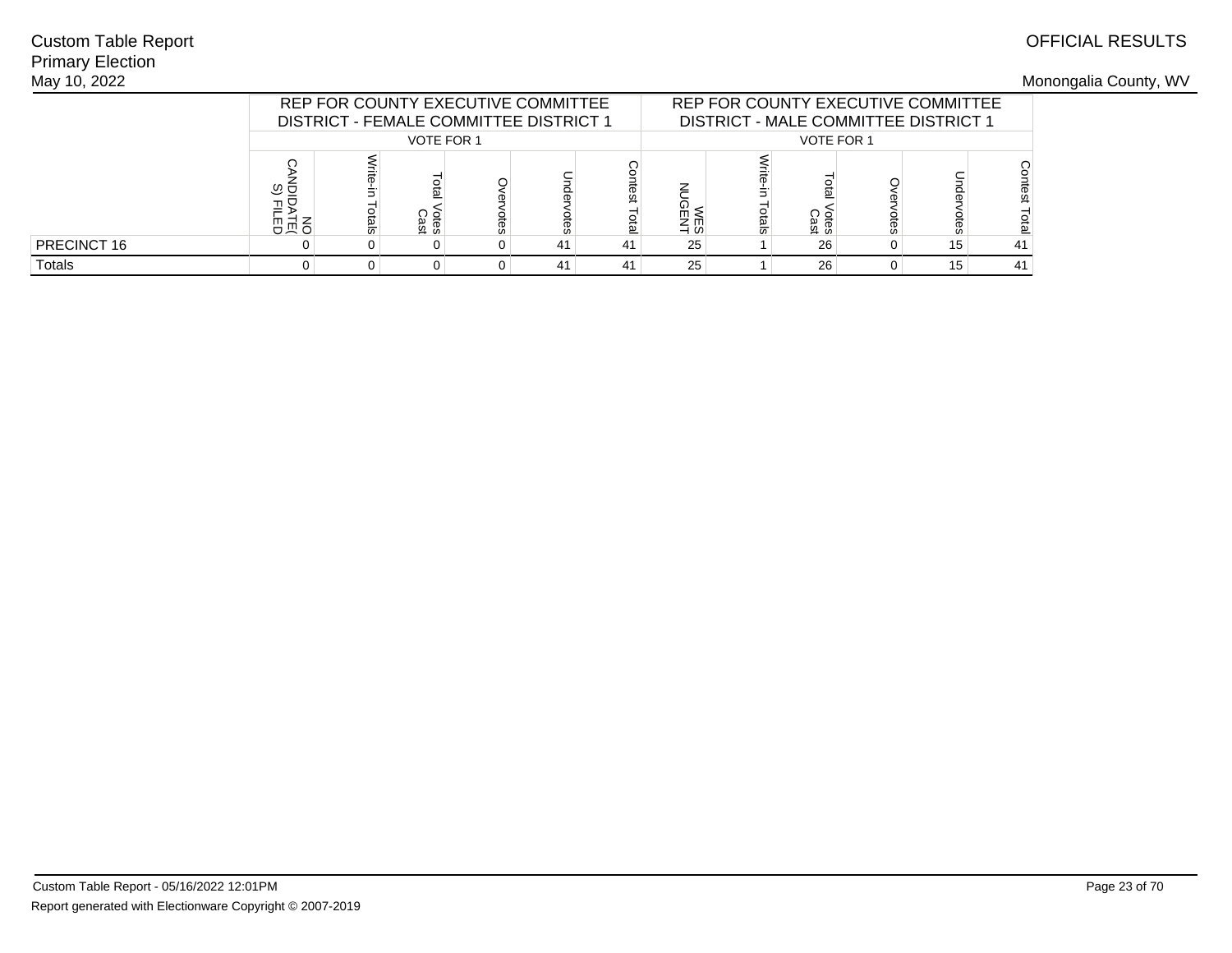Custom Table Report
Primary Election
May 10, 2022

OFFICIAL RESULTS

Monongalia County, WV

| | REP FOR COUNTY EXECUTIVE COMMITTEE DISTRICT - FEMALE COMMITTEE DISTRICT 1 | | | | | | REP FOR COUNTY EXECUTIVE COMMITTEE DISTRICT - MALE COMMITTEE DISTRICT 1 | | | | | |
|---|---|---|---|---|---|---|---|---|---|---|---|---|
| | VOTE FOR 1 | | | | | | VOTE FOR 1 | | | | | |
| | NO CANDIDATE(S) FILED | Write-in Totals | Total Votes Cast | Overvotes | Undervotes | Contest Total | WES NUGENT | Write-in Totals | Total Votes Cast | Overvotes | Undervotes | Contest Total |
| PRECINCT 16 | 0 | 0 | 0 | 0 | 41 | 41 | 25 | 1 | 26 | 0 | 15 | 41 |
| Totals | 0 | 0 | 0 | 0 | 41 | 41 | 25 | 1 | 26 | 0 | 15 | 41 |

Custom Table Report - 05/16/2022 12:01PM

Report generated with Electionware Copyright © 2007-2019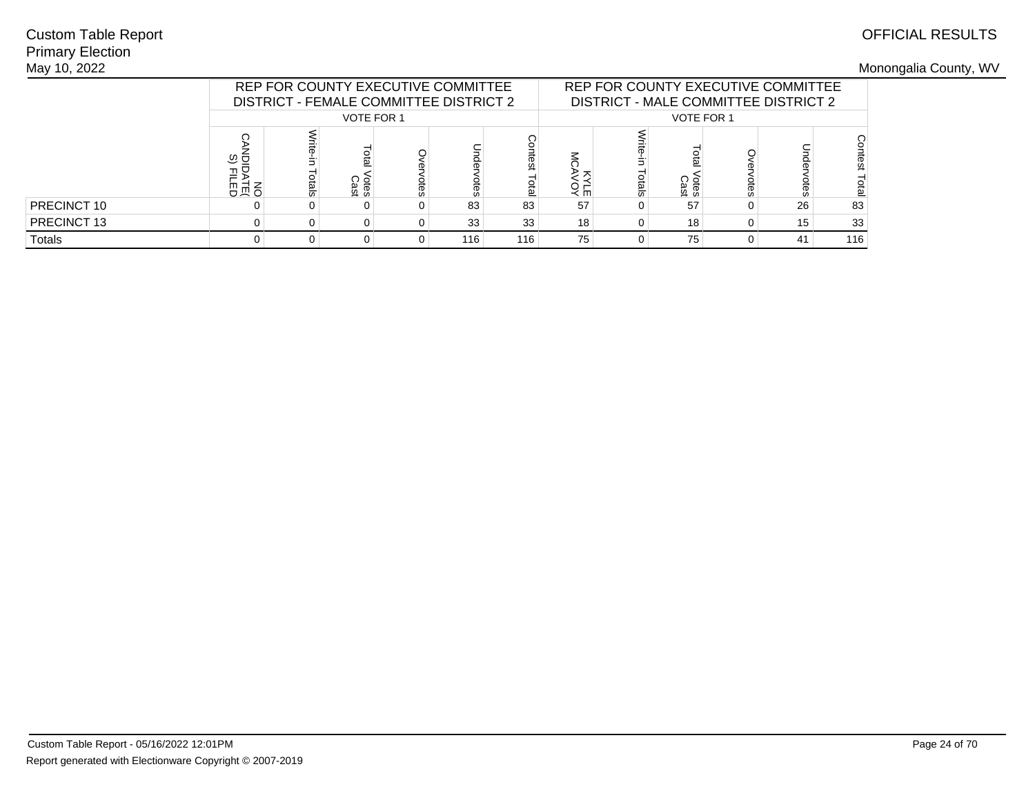Custom Table Report
Primary Election
May 10, 2022

OFFICIAL RESULTS

Monongalia County, WV

| | REP FOR COUNTY EXECUTIVE COMMITTEE DISTRICT - FEMALE COMMITTEE DISTRICT 2 | | | | | | REP FOR COUNTY EXECUTIVE COMMITTEE DISTRICT - MALE COMMITTEE DISTRICT 2 | | | | | |
|---|---|---|---|---|---|---|---|---|---|---|---|---|
| | VOTE FOR 1 | | | | | | VOTE FOR 1 | | | | | |
| | NO CANDIDATE(S) FILED | Write-in Totals | Total Votes Cast | Overvotes | Undervotes | Contest Total | KYLE MCAVOY | Write-in Totals | Total Votes Cast | Overvotes | Undervotes | Contest Total |
| PRECINCT 10 | 0 | 0 | 0 | 0 | 83 | 83 | 57 | 0 | 57 | 0 | 26 | 83 |
| PRECINCT 13 | 0 | 0 | 0 | 0 | 33 | 33 | 18 | 0 | 18 | 0 | 15 | 33 |
| Totals | 0 | 0 | 0 | 0 | 116 | 116 | 75 | 0 | 75 | 0 | 41 | 116 |

Custom Table Report - 05/16/2022 12:01PM

Report generated with Electionware Copyright © 2007-2019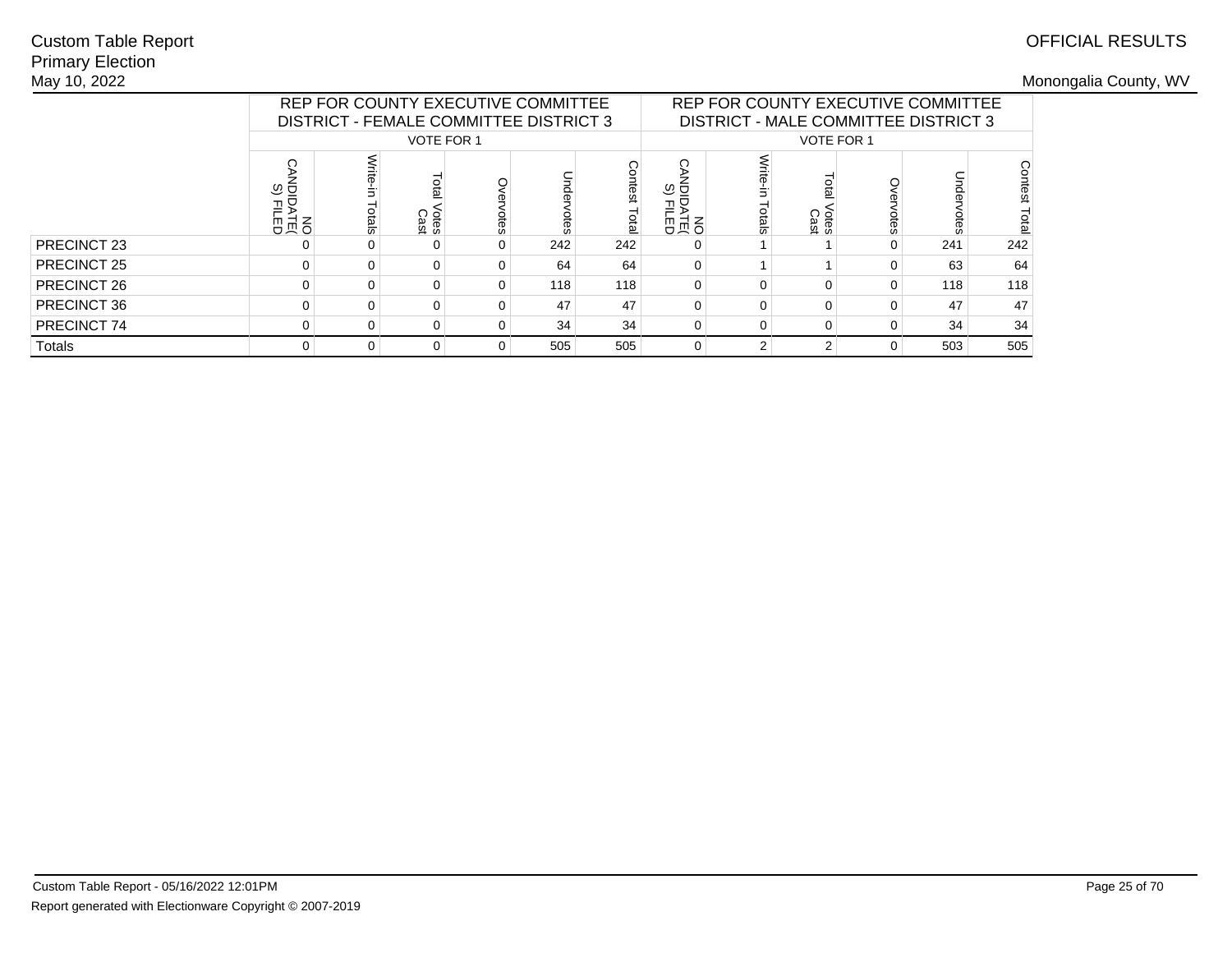Custom Table Report
Primary Election
May 10, 2022

OFFICIAL RESULTS

Monongalia County, WV

| | REP FOR COUNTY EXECUTIVE COMMITTEE DISTRICT - FEMALE COMMITTEE DISTRICT 3 | | | | | | REP FOR COUNTY EXECUTIVE COMMITTEE DISTRICT - MALE COMMITTEE DISTRICT 3 | | | | | |
|---|---|---|---|---|---|---|---|---|---|---|---|---|
| | VOTE FOR 1 | | | | | | VOTE FOR 1 | | | | | |
| | NO CANDIDATE(S) FILED | Write-in Totals | Total Votes Cast | Overvotes | Undervotes | Contest Total | NO CANDIDATE(S) FILED | Write-in Totals | Total Votes Cast | Overvotes | Undervotes | Contest Total |
| PRECINCT 23 | 0 | 0 | 0 | 0 | 242 | 242 | 0 | 1 | 1 | 0 | 241 | 242 |
| PRECINCT 25 | 0 | 0 | 0 | 0 | 64 | 64 | 0 | 1 | 1 | 0 | 63 | 64 |
| PRECINCT 26 | 0 | 0 | 0 | 0 | 118 | 118 | 0 | 0 | 0 | 0 | 118 | 118 |
| PRECINCT 36 | 0 | 0 | 0 | 0 | 47 | 47 | 0 | 0 | 0 | 0 | 47 | 47 |
| PRECINCT 74 | 0 | 0 | 0 | 0 | 34 | 34 | 0 | 0 | 0 | 0 | 34 | 34 |
| Totals | 0 | 0 | 0 | 0 | 505 | 505 | 0 | 2 | 2 | 0 | 503 | 505 |

Custom Table Report - 05/16/2022 12:01PM
Report generated with Electionware Copyright © 2007-2019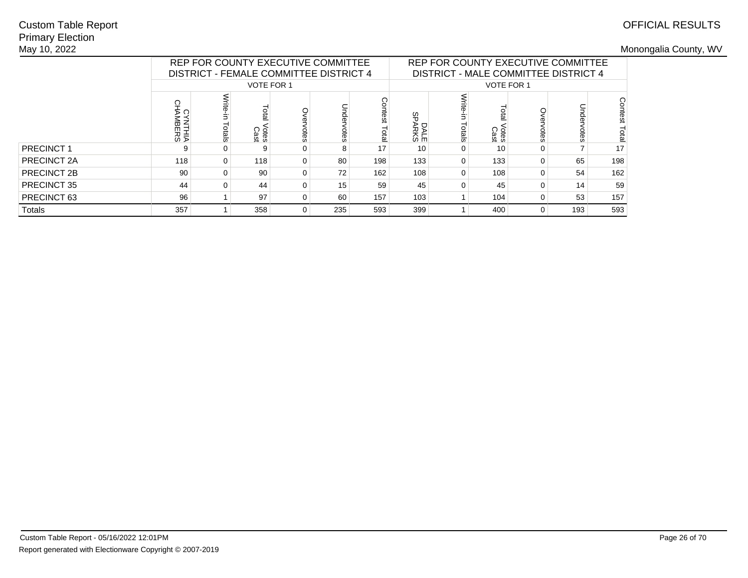Custom Table Report
Primary Election
May 10, 2022

OFFICIAL RESULTS

Monongalia County, WV

| | REP FOR COUNTY EXECUTIVE COMMITTEE DISTRICT - FEMALE COMMITTEE DISTRICT 4 | | | | | | REP FOR COUNTY EXECUTIVE COMMITTEE DISTRICT - MALE COMMITTEE DISTRICT 4 | | | | | |
|---|---|---|---|---|---|---|---|---|---|---|---|---|
| | VOTE FOR 1 | | | | | | VOTE FOR 1 | | | | | |
| | CYNTHIA CHAMBERS | Write-in Totals | Total Votes Cast | Overvotes | Undervotes | Contest Total | DALE SPARKS | Write-in Totals | Total Votes Cast | Overvotes | Undervotes | Contest Total |
| PRECINCT 1 | 9 | 0 | 9 | 0 | 8 | 17 | 10 | 0 | 10 | 0 | 7 | 17 |
| PRECINCT 2A | 118 | 0 | 118 | 0 | 80 | 198 | 133 | 0 | 133 | 0 | 65 | 198 |
| PRECINCT 2B | 90 | 0 | 90 | 0 | 72 | 162 | 108 | 0 | 108 | 0 | 54 | 162 |
| PRECINCT 35 | 44 | 0 | 44 | 0 | 15 | 59 | 45 | 0 | 45 | 0 | 14 | 59 |
| PRECINCT 63 | 96 | 1 | 97 | 0 | 60 | 157 | 103 | 1 | 104 | 0 | 53 | 157 |
| Totals | 357 | 1 | 358 | 0 | 235 | 593 | 399 | 1 | 400 | 0 | 193 | 593 |

Custom Table Report - 05/16/2022 12:01PM

Report generated with Electionware Copyright © 2007-2019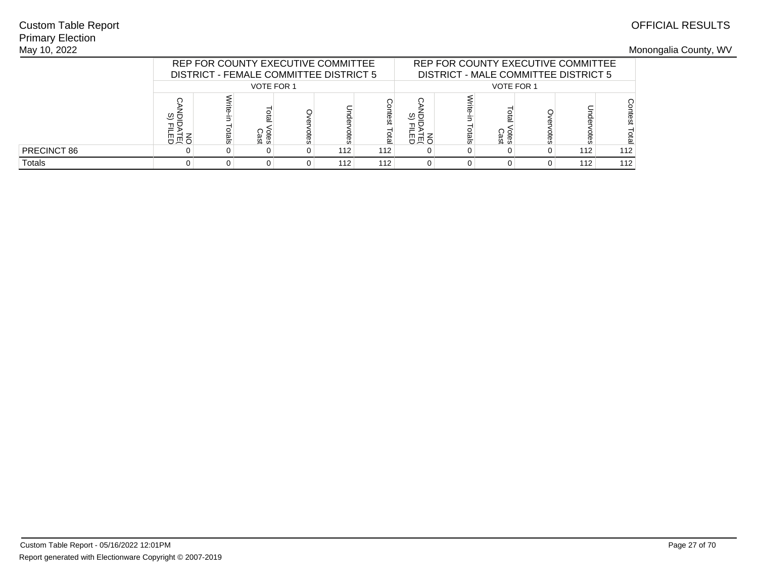Custom Table Report
Primary Election
May 10, 2022

OFFICIAL RESULTS

Monongalia County, WV

| | REP FOR COUNTY EXECUTIVE COMMITTEE DISTRICT - FEMALE COMMITTEE DISTRICT 5 | | | | | | REP FOR COUNTY EXECUTIVE COMMITTEE DISTRICT - MALE COMMITTEE DISTRICT 5 | | | | | |
|---|---|---|---|---|---|---|---|---|---|---|---|---|
| | VOTE FOR 1 | | | | | | VOTE FOR 1 | | | | | |
| | NO CANDIDATE(S) FILED | Write-in Totals | Total Votes Cast | Overvotes | Undervotes | Contest Total | NO CANDIDATE(S) FILED | Write-in Totals | Total Votes Cast | Overvotes | Undervotes | Contest Total |
| PRECINCT 86 | 0 | 0 | 0 | 0 | 112 | 112 | 0 | 0 | 0 | 0 | 112 | 112 |
| Totals | 0 | 0 | 0 | 0 | 112 | 112 | 0 | 0 | 0 | 0 | 112 | 112 |

Custom Table Report - 05/16/2022 12:01PM

Report generated with Electionware Copyright © 2007-2019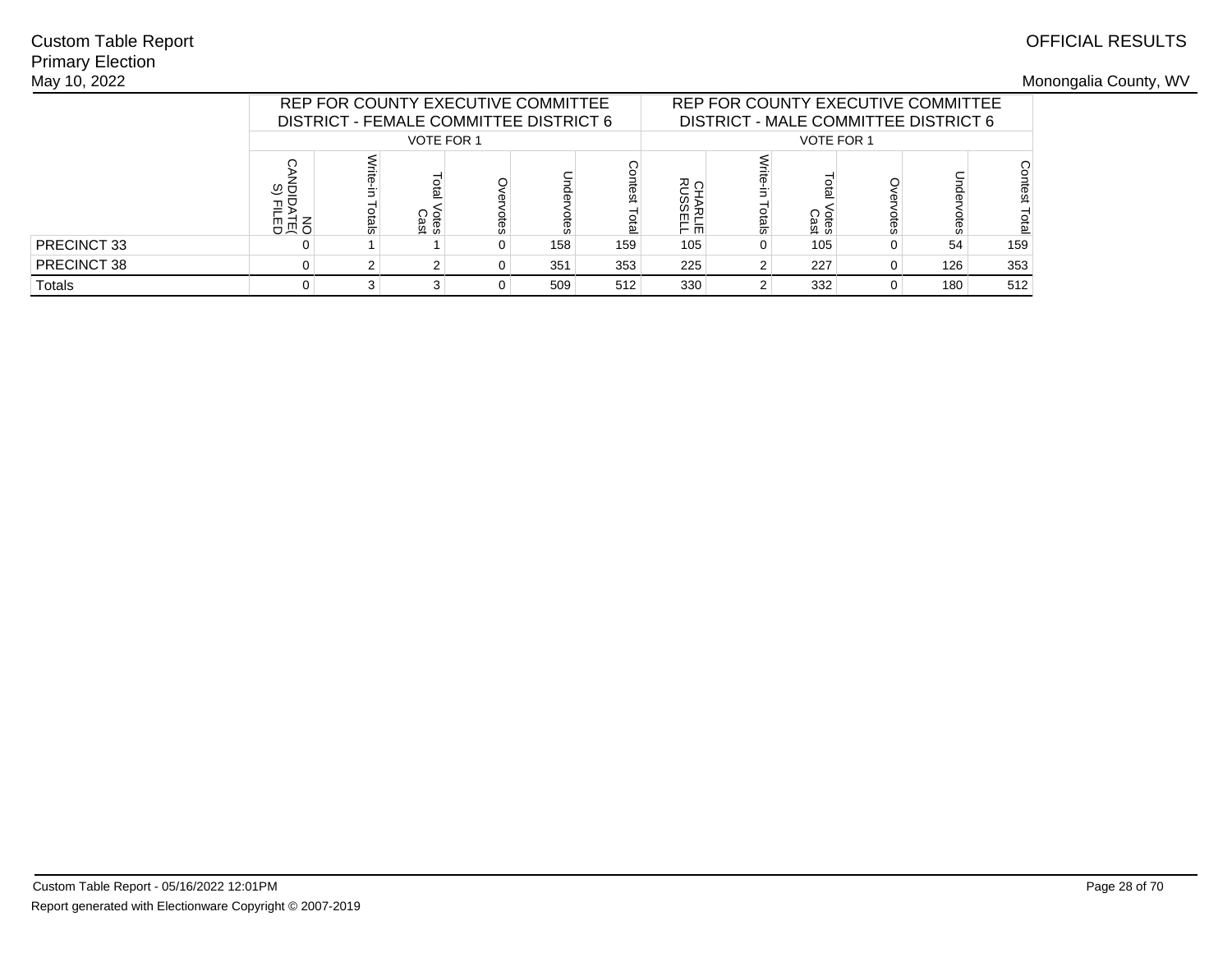Custom Table Report
Primary Election
May 10, 2022

OFFICIAL RESULTS

Monongalia County, WV

| | REP FOR COUNTY EXECUTIVE COMMITTEE DISTRICT - FEMALE COMMITTEE DISTRICT 6 | | | | | | REP FOR COUNTY EXECUTIVE COMMITTEE DISTRICT - MALE COMMITTEE DISTRICT 6 | | | | | |
|---|---|---|---|---|---|---|---|---|---|---|---|---|
| | VOTE FOR 1 | | | | | | VOTE FOR 1 | | | | | |
| | NO CANDIDATE(S) FILED | Write-in Totals | Total Votes Cast | Overvotes | Undervotes | Contest Total | CHARLIE RUSSELL | Write-in Totals | Total Votes Cast | Overvotes | Undervotes | Contest Total |
| PRECINCT 33 | 0 | 1 | 1 | 0 | 158 | 159 | 105 | 0 | 105 | 0 | 54 | 159 |
| PRECINCT 38 | 0 | 2 | 2 | 0 | 351 | 353 | 225 | 2 | 227 | 0 | 126 | 353 |
| Totals | 0 | 3 | 3 | 0 | 509 | 512 | 330 | 2 | 332 | 0 | 180 | 512 |

Custom Table Report - 05/16/2022 12:01PM
Report generated with Electionware Copyright © 2007-2019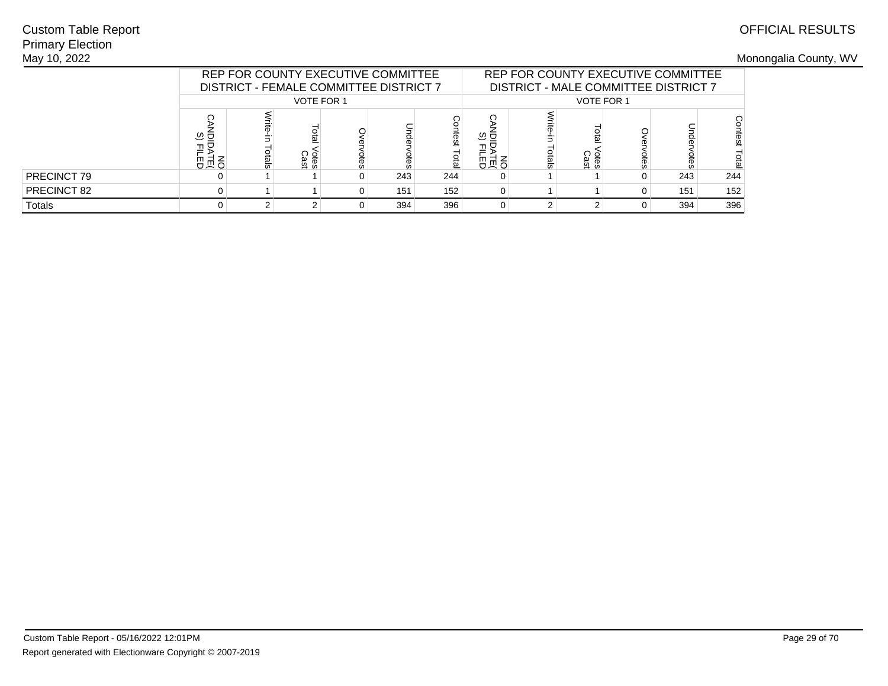Custom Table Report
Primary Election
May 10, 2022

OFFICIAL RESULTS

Monongalia County, WV

| | REP FOR COUNTY EXECUTIVE COMMITTEE DISTRICT - FEMALE COMMITTEE DISTRICT 7 | | | | | | REP FOR COUNTY EXECUTIVE COMMITTEE DISTRICT - MALE COMMITTEE DISTRICT 7 | | | | | |
|---|---|---|---|---|---|---|---|---|---|---|---|---|
| | VOTE FOR 1 | | | | | | VOTE FOR 1 | | | | | |
| | NO CANDIDATE(S) FILED | Write-in Totals | Total Votes Cast | Overvotes | Undervotes | Contest Total | NO CANDIDATE(S) FILED | Write-in Totals | Total Votes Cast | Overvotes | Undervotes | Contest Total |
| PRECINCT 79 | 0 | 1 | 1 | 0 | 243 | 244 | 0 | 1 | 1 | 0 | 243 | 244 |
| PRECINCT 82 | 0 | 1 | 1 | 0 | 151 | 152 | 0 | 1 | 1 | 0 | 151 | 152 |
| Totals | 0 | 2 | 2 | 0 | 394 | 396 | 0 | 2 | 2 | 0 | 394 | 396 |

Custom Table Report - 05/16/2022 12:01PM

Report generated with Electionware Copyright © 2007-2019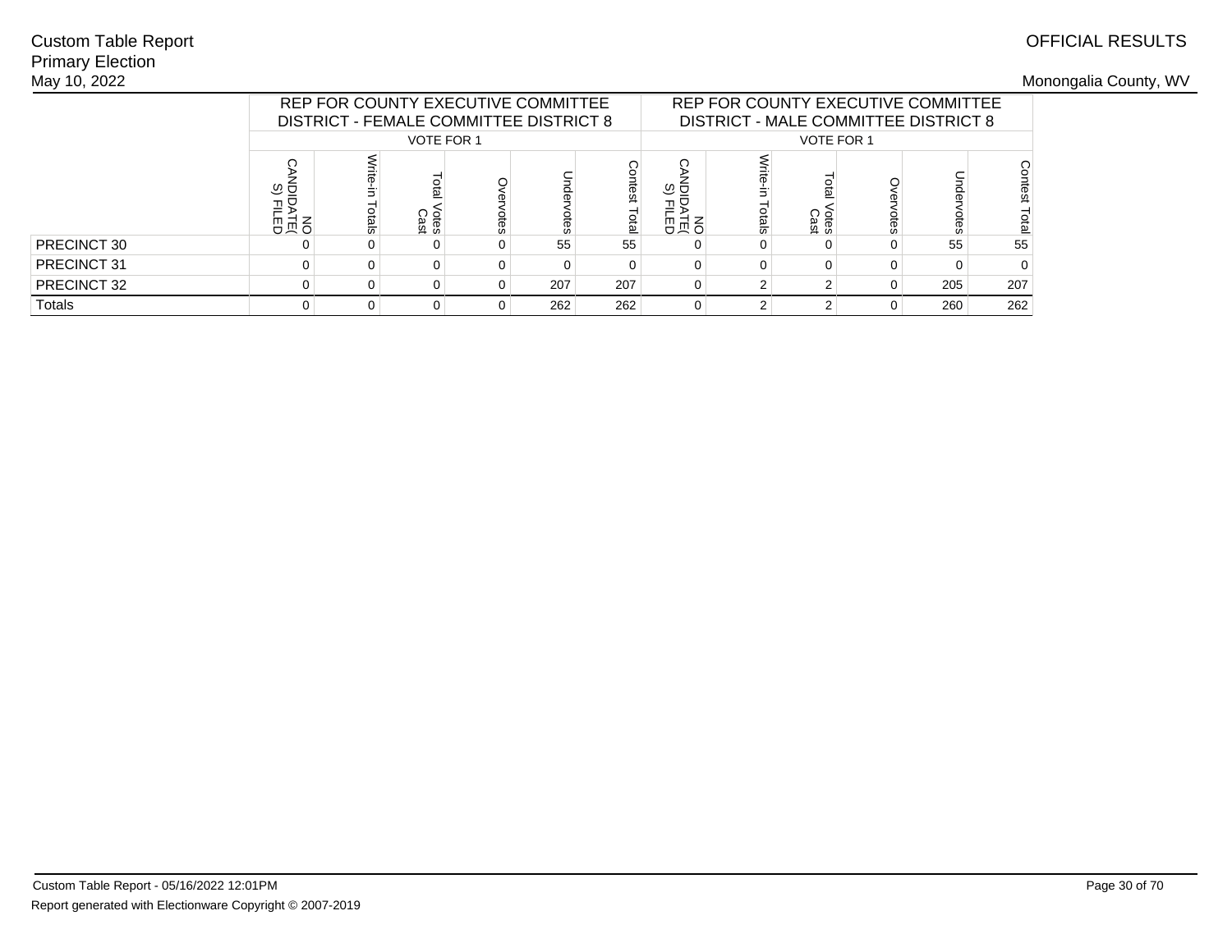Custom Table Report
Primary Election
May 10, 2022

OFFICIAL RESULTS

Monongalia County, WV

| | REP FOR COUNTY EXECUTIVE COMMITTEE DISTRICT - FEMALE COMMITTEE DISTRICT 8 | | | | | | REP FOR COUNTY EXECUTIVE COMMITTEE DISTRICT - MALE COMMITTEE DISTRICT 8 | | | | | |
|---|---|---|---|---|---|---|---|---|---|---|---|---|
| | VOTE FOR 1 | | | | | | VOTE FOR 1 | | | | | |
| | NO CANDIDATE(S) FILED | Write-in Totals | Total Votes Cast | Overvotes | Undervotes | Contest Total | NO CANDIDATE(S) FILED | Write-in Totals | Total Votes Cast | Overvotes | Undervotes | Contest Total |
| PRECINCT 30 | 0 | 0 | 0 | 0 | 55 | 55 | 0 | 0 | 0 | 0 | 55 | 55 |
| PRECINCT 31 | 0 | 0 | 0 | 0 | 0 | 0 | 0 | 0 | 0 | 0 | 0 | 0 |
| PRECINCT 32 | 0 | 0 | 0 | 0 | 207 | 207 | 0 | 2 | 2 | 0 | 205 | 207 |
| Totals | 0 | 0 | 0 | 0 | 262 | 262 | 0 | 2 | 2 | 0 | 260 | 262 |

Custom Table Report - 05/16/2022 12:01PM

Report generated with Electionware Copyright © 2007-2019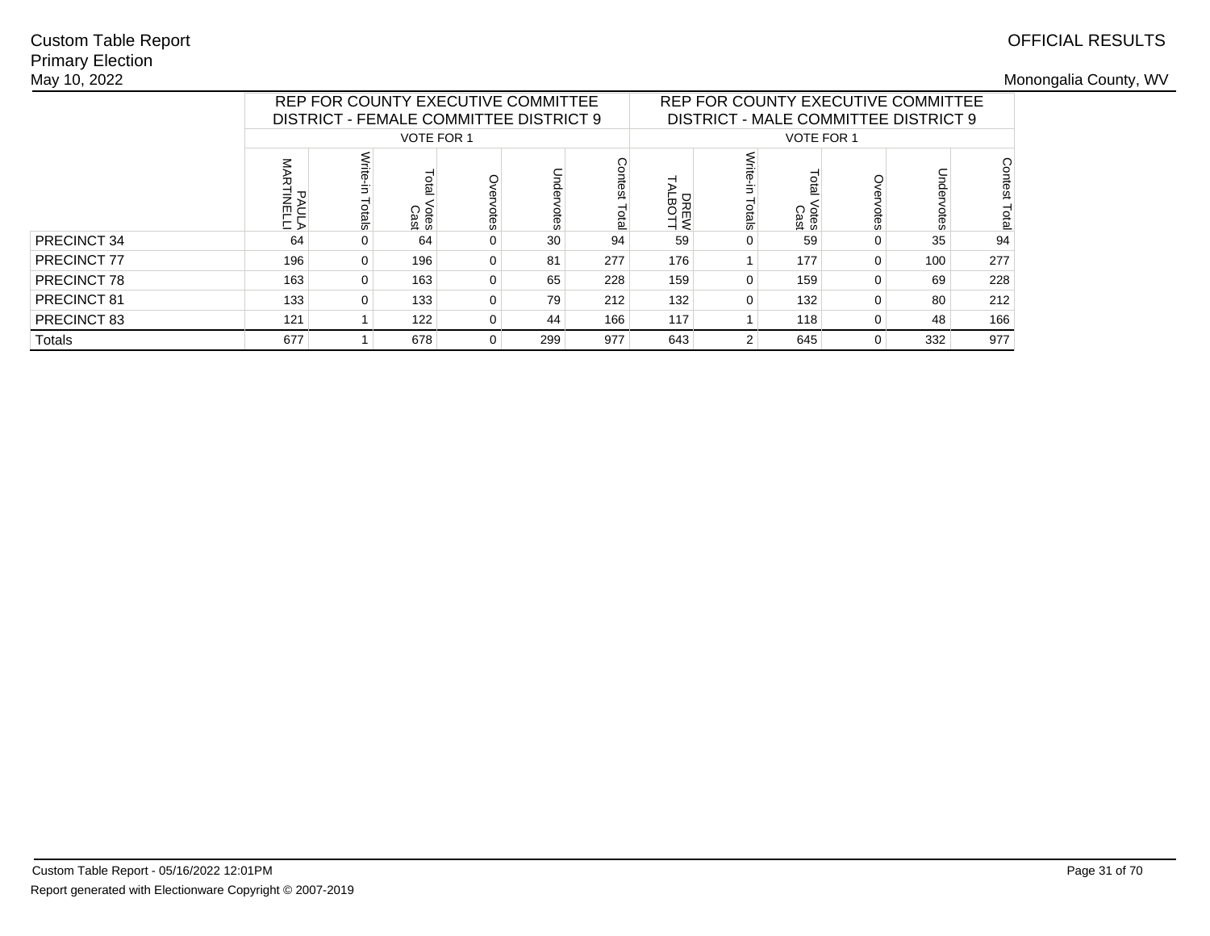Custom Table Report
Primary Election
May 10, 2022

OFFICIAL RESULTS

Monongalia County, WV

| | REP FOR COUNTY EXECUTIVE COMMITTEE DISTRICT - FEMALE COMMITTEE DISTRICT 9 | | | | | | REP FOR COUNTY EXECUTIVE COMMITTEE DISTRICT - MALE COMMITTEE DISTRICT 9 | | | | | |
|---|---|---|---|---|---|---|---|---|---|---|---|---|
| | VOTE FOR 1 | | | | | | VOTE FOR 1 | | | | | |
| | PAULA MARTINELLI | Write-in Totals | Total Votes Cast | Overvotes | Undervotes | Contest Total | DREW TALBOTT | Write-in Totals | Total Votes Cast | Overvotes | Undervotes | Contest Total |
| PRECINCT 34 | 64 | 0 | 64 | 0 | 30 | 94 | 59 | 0 | 59 | 0 | 35 | 94 |
| PRECINCT 77 | 196 | 0 | 196 | 0 | 81 | 277 | 176 | 1 | 177 | 0 | 100 | 277 |
| PRECINCT 78 | 163 | 0 | 163 | 0 | 65 | 228 | 159 | 0 | 159 | 0 | 69 | 228 |
| PRECINCT 81 | 133 | 0 | 133 | 0 | 79 | 212 | 132 | 0 | 132 | 0 | 80 | 212 |
| PRECINCT 83 | 121 | 1 | 122 | 0 | 44 | 166 | 117 | 1 | 118 | 0 | 48 | 166 |
| Totals | 677 | 1 | 678 | 0 | 299 | 977 | 643 | 2 | 645 | 0 | 332 | 977 |

Custom Table Report - 05/16/2022 12:01PM

Report generated with Electionware Copyright © 2007-2019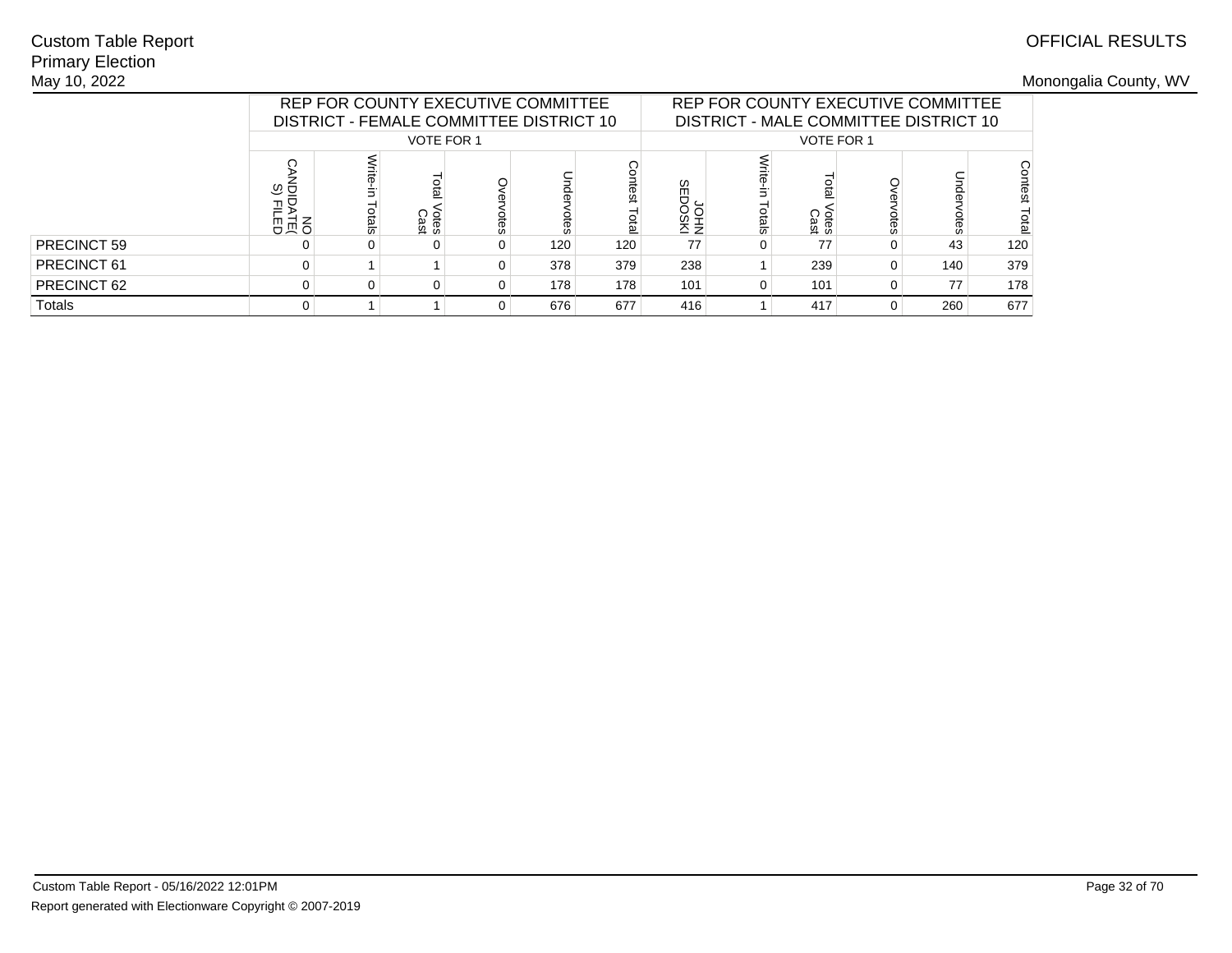Custom Table Report
Primary Election
May 10, 2022

OFFICIAL RESULTS

Monongalia County, WV

| | REP FOR COUNTY EXECUTIVE COMMITTEE DISTRICT - FEMALE COMMITTEE DISTRICT 10 | | | | | | REP FOR COUNTY EXECUTIVE COMMITTEE DISTRICT - MALE COMMITTEE DISTRICT 10 | | | | | |
|---|---|---|---|---|---|---|---|---|---|---|---|---|
| | VOTE FOR 1 | | | | | | VOTE FOR 1 | | | | | |
| | NO CANDIDATE(S) FILED | Write-in Totals | Total Votes Cast | Overvotes | Undervotes | Contest Total | JOHN SEDOSKI | Write-in Totals | Total Votes Cast | Overvotes | Undervotes | Contest Total |
| PRECINCT 59 | 0 | 0 | 0 | 0 | 120 | 120 | 77 | 0 | 77 | 0 | 43 | 120 |
| PRECINCT 61 | 0 | 1 | 1 | 0 | 378 | 379 | 238 | 1 | 239 | 0 | 140 | 379 |
| PRECINCT 62 | 0 | 0 | 0 | 0 | 178 | 178 | 101 | 0 | 101 | 0 | 77 | 178 |
| Totals | 0 | 1 | 1 | 0 | 676 | 677 | 416 | 1 | 417 | 0 | 260 | 677 |

Custom Table Report - 05/16/2022 12:01PM

Report generated with Electionware Copyright © 2007-2019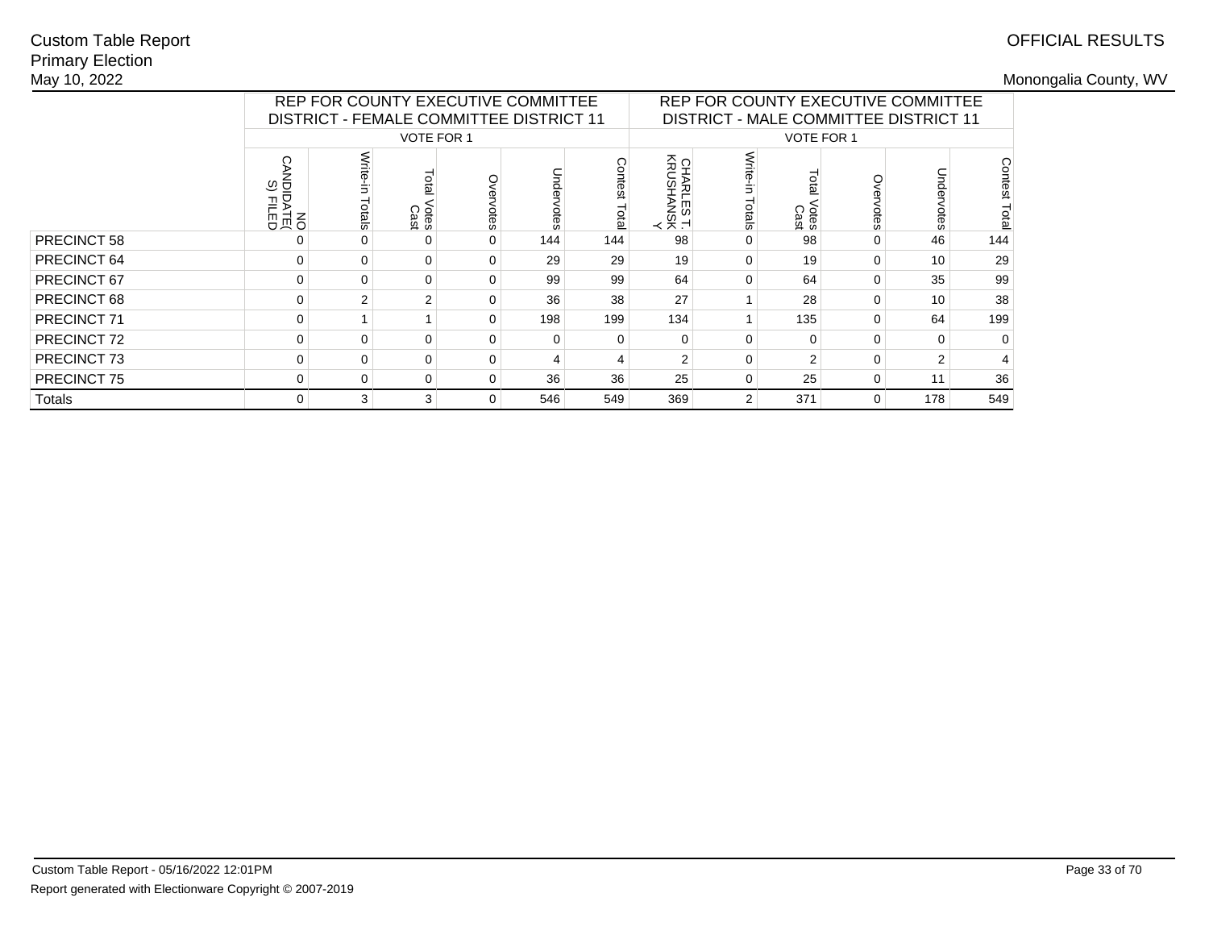Custom Table Report
Primary Election
May 10, 2022

OFFICIAL RESULTS

Monongalia County, WV

| | REP FOR COUNTY EXECUTIVE COMMITTEE DISTRICT - FEMALE COMMITTEE DISTRICT 11 | | | | | | REP FOR COUNTY EXECUTIVE COMMITTEE DISTRICT - MALE COMMITTEE DISTRICT 11 | | | | | |
|---|---|---|---|---|---|---|---|---|---|---|---|---|
| | VOTE FOR 1 | | | | | | VOTE FOR 1 | | | | | |
| | NO CANDIDATE(S) FILED | Write-in Totals | Total Votes Cast | Overvotes | Undervotes | Contest Total | CHARLES T. KRUSHANSKY | Write-in Totals | Total Votes Cast | Overvotes | Undervotes | Contest Total |
| PRECINCT 58 | 0 | 0 | 0 | 0 | 144 | 144 | 98 | 0 | 98 | 0 | 46 | 144 |
| PRECINCT 64 | 0 | 0 | 0 | 0 | 29 | 29 | 19 | 0 | 19 | 0 | 10 | 29 |
| PRECINCT 67 | 0 | 0 | 0 | 0 | 99 | 99 | 64 | 0 | 64 | 0 | 35 | 99 |
| PRECINCT 68 | 0 | 2 | 2 | 0 | 36 | 38 | 27 | 1 | 28 | 0 | 10 | 38 |
| PRECINCT 71 | 0 | 1 | 1 | 0 | 198 | 199 | 134 | 1 | 135 | 0 | 64 | 199 |
| PRECINCT 72 | 0 | 0 | 0 | 0 | 0 | 0 | 0 | 0 | 0 | 0 | 0 | 0 |
| PRECINCT 73 | 0 | 0 | 0 | 0 | 4 | 4 | 2 | 0 | 2 | 0 | 2 | 4 |
| PRECINCT 75 | 0 | 0 | 0 | 0 | 36 | 36 | 25 | 0 | 25 | 0 | 11 | 36 |
| Totals | 0 | 3 | 3 | 0 | 546 | 549 | 369 | 2 | 371 | 0 | 178 | 549 |

Custom Table Report - 05/16/2022 12:01PM
Report generated with Electionware Copyright © 2007-2019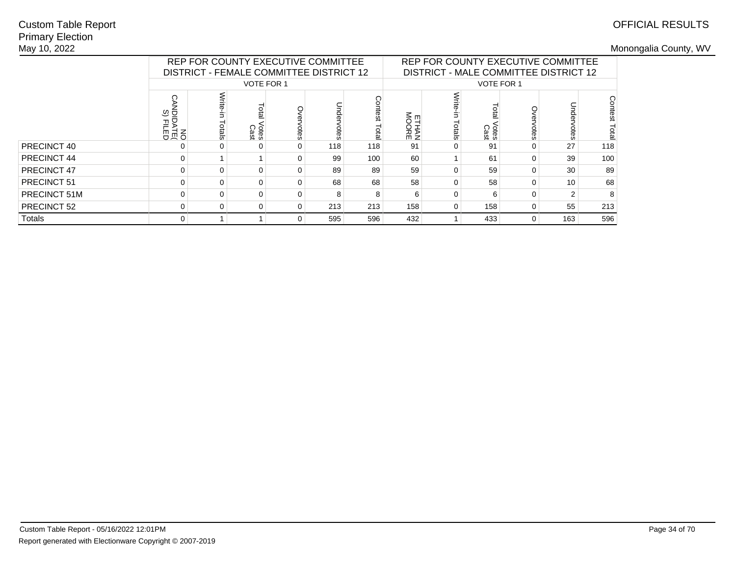Custom Table Report
Primary Election
May 10, 2022

OFFICIAL RESULTS

Monongalia County, WV

| | REP FOR COUNTY EXECUTIVE COMMITTEE DISTRICT - FEMALE COMMITTEE DISTRICT 12 | | | | | | REP FOR COUNTY EXECUTIVE COMMITTEE DISTRICT - MALE COMMITTEE DISTRICT 12 | | | | | |
|---|---|---|---|---|---|---|---|---|---|---|---|---|
| | VOTE FOR 1 | | | | | | VOTE FOR 1 | | | | | |
| | NO CANDIDATE(S) FILED | Write-in Totals | Total Votes Cast | Overvotes | Undervotes | Contest Total | ETHAN MOORE | Write-in Totals | Total Votes Cast | Overvotes | Undervotes | Contest Total |
| PRECINCT 40 | 0 | 0 | 0 | 0 | 118 | 118 | 91 | 0 | 91 | 0 | 27 | 118 |
| PRECINCT 44 | 0 | 1 | 1 | 0 | 99 | 100 | 60 | 1 | 61 | 0 | 39 | 100 |
| PRECINCT 47 | 0 | 0 | 0 | 0 | 89 | 89 | 59 | 0 | 59 | 0 | 30 | 89 |
| PRECINCT 51 | 0 | 0 | 0 | 0 | 68 | 68 | 58 | 0 | 58 | 0 | 10 | 68 |
| PRECINCT 51M | 0 | 0 | 0 | 0 | 8 | 8 | 6 | 0 | 6 | 0 | 2 | 8 |
| PRECINCT 52 | 0 | 0 | 0 | 0 | 213 | 213 | 158 | 0 | 158 | 0 | 55 | 213 |
| Totals | 0 | 1 | 1 | 0 | 595 | 596 | 432 | 1 | 433 | 0 | 163 | 596 |

Custom Table Report - 05/16/2022 12:01PM

Report generated with Electionware Copyright © 2007-2019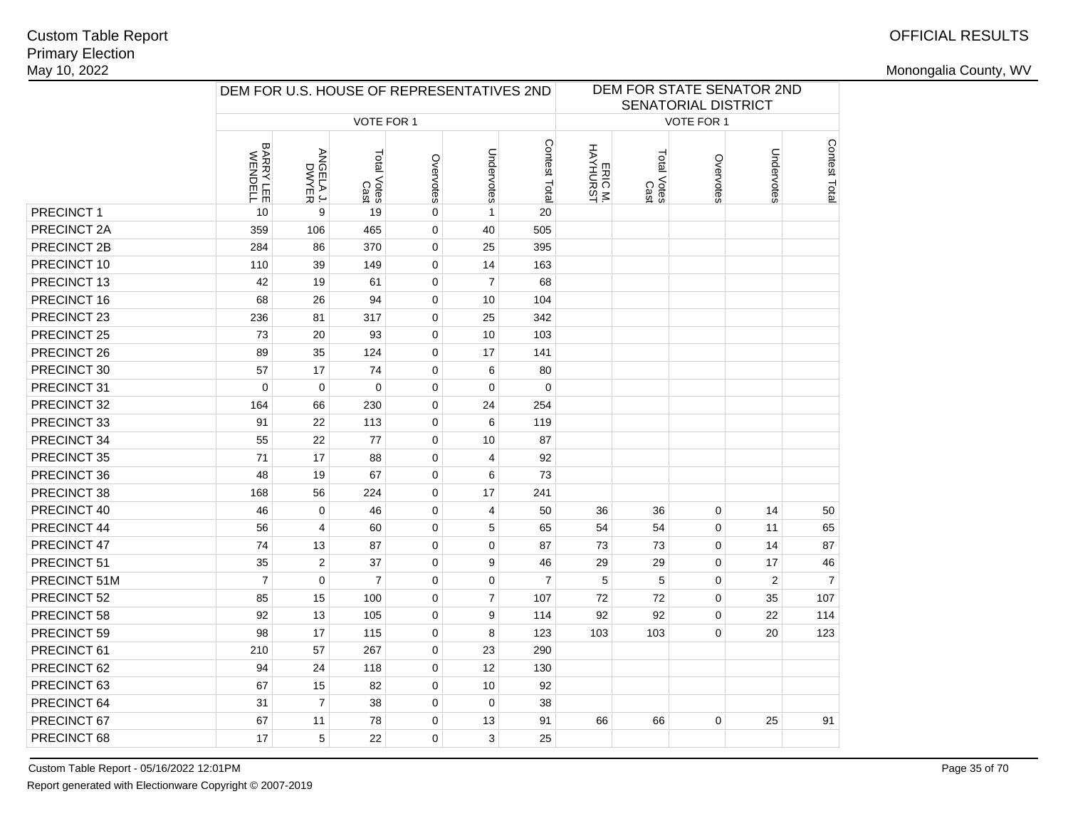Custom Table Report
Primary Election
May 10, 2022

OFFICIAL RESULTS

Monongalia County, WV

| | DEM FOR U.S. HOUSE OF REPRESENTATIVES 2ND | | | | | | DEM FOR STATE SENATOR 2ND SENATORIAL DISTRICT | | | | |
|---|---|---|---|---|---|---|---|---|---|---|---|
| | VOTE FOR 1 | | | | | | VOTE FOR 1 | | | | |
| | BARRY LEE WENDELL | ANGELA J. DWYER | Total Votes Cast | Overvotes | Undervotes | Contest Total | ERIC M. HAYHURST | Total Votes Cast | Overvotes | Undervotes | Contest Total |
| PRECINCT 1 | 10 | 9 | 19 | 0 | 1 | 20 | | | | | |
| PRECINCT 2A | 359 | 106 | 465 | 0 | 40 | 505 | | | | | |
| PRECINCT 2B | 284 | 86 | 370 | 0 | 25 | 395 | | | | | |
| PRECINCT 10 | 110 | 39 | 149 | 0 | 14 | 163 | | | | | |
| PRECINCT 13 | 42 | 19 | 61 | 0 | 7 | 68 | | | | | |
| PRECINCT 16 | 68 | 26 | 94 | 0 | 10 | 104 | | | | | |
| PRECINCT 23 | 236 | 81 | 317 | 0 | 25 | 342 | | | | | |
| PRECINCT 25 | 73 | 20 | 93 | 0 | 10 | 103 | | | | | |
| PRECINCT 26 | 89 | 35 | 124 | 0 | 17 | 141 | | | | | |
| PRECINCT 30 | 57 | 17 | 74 | 0 | 6 | 80 | | | | | |
| PRECINCT 31 | 0 | 0 | 0 | 0 | 0 | 0 | | | | | |
| PRECINCT 32 | 164 | 66 | 230 | 0 | 24 | 254 | | | | | |
| PRECINCT 33 | 91 | 22 | 113 | 0 | 6 | 119 | | | | | |
| PRECINCT 34 | 55 | 22 | 77 | 0 | 10 | 87 | | | | | |
| PRECINCT 35 | 71 | 17 | 88 | 0 | 4 | 92 | | | | | |
| PRECINCT 36 | 48 | 19 | 67 | 0 | 6 | 73 | | | | | |
| PRECINCT 38 | 168 | 56 | 224 | 0 | 17 | 241 | | | | | |
| PRECINCT 40 | 46 | 0 | 46 | 0 | 4 | 50 | 36 | 36 | 0 | 14 | 50 |
| PRECINCT 44 | 56 | 4 | 60 | 0 | 5 | 65 | 54 | 54 | 0 | 11 | 65 |
| PRECINCT 47 | 74 | 13 | 87 | 0 | 0 | 87 | 73 | 73 | 0 | 14 | 87 |
| PRECINCT 51 | 35 | 2 | 37 | 0 | 9 | 46 | 29 | 29 | 0 | 17 | 46 |
| PRECINCT 51M | 7 | 0 | 7 | 0 | 0 | 7 | 5 | 5 | 0 | 2 | 7 |
| PRECINCT 52 | 85 | 15 | 100 | 0 | 7 | 107 | 72 | 72 | 0 | 35 | 107 |
| PRECINCT 58 | 92 | 13 | 105 | 0 | 9 | 114 | 92 | 92 | 0 | 22 | 114 |
| PRECINCT 59 | 98 | 17 | 115 | 0 | 8 | 123 | 103 | 103 | 0 | 20 | 123 |
| PRECINCT 61 | 210 | 57 | 267 | 0 | 23 | 290 | | | | | |
| PRECINCT 62 | 94 | 24 | 118 | 0 | 12 | 130 | | | | | |
| PRECINCT 63 | 67 | 15 | 82 | 0 | 10 | 92 | | | | | |
| PRECINCT 64 | 31 | 7 | 38 | 0 | 0 | 38 | | | | | |
| PRECINCT 67 | 67 | 11 | 78 | 0 | 13 | 91 | 66 | 66 | 0 | 25 | 91 |
| PRECINCT 68 | 17 | 5 | 22 | 0 | 3 | 25 | | | | | |

Custom Table Report - 05/16/2022 12:01PM
Report generated with Electionware Copyright © 2007-2019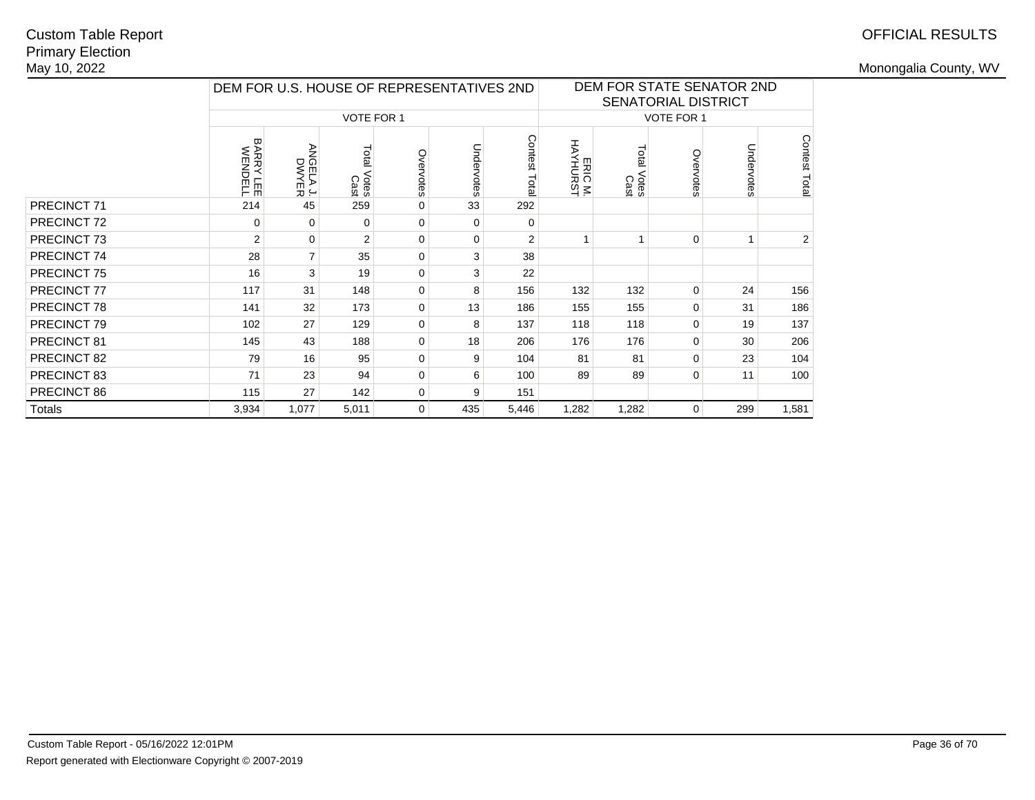Custom Table Report
Primary Election
May 10, 2022

OFFICIAL RESULTS

Monongalia County, WV

| | DEM FOR U.S. HOUSE OF REPRESENTATIVES 2ND | | | | | | DEM FOR STATE SENATOR 2ND SENATORIAL DISTRICT | | | | |
|---|---|---|---|---|---|---|---|---|---|---|---|
| | VOTE FOR 1 | | | | | | VOTE FOR 1 | | | | |
| | BARRY LEE WENDELL | ANGELA J. DWYER | Total Votes Cast | Overvotes | Undervotes | Contest Total | ERIC M. HAYHURST | Total Votes Cast | Overvotes | Undervotes | Contest Total |
| PRECINCT 71 | 214 | 45 | 259 | 0 | 33 | 292 | | | | | |
| PRECINCT 72 | 0 | 0 | 0 | 0 | 0 | 0 | | | | | |
| PRECINCT 73 | 2 | 0 | 2 | 0 | 0 | 2 | 1 | 1 | 0 | 1 | 2 |
| PRECINCT 74 | 28 | 7 | 35 | 0 | 3 | 38 | | | | | |
| PRECINCT 75 | 16 | 3 | 19 | 0 | 3 | 22 | | | | | |
| PRECINCT 77 | 117 | 31 | 148 | 0 | 8 | 156 | 132 | 132 | 0 | 24 | 156 |
| PRECINCT 78 | 141 | 32 | 173 | 0 | 13 | 186 | 155 | 155 | 0 | 31 | 186 |
| PRECINCT 79 | 102 | 27 | 129 | 0 | 8 | 137 | 118 | 118 | 0 | 19 | 137 |
| PRECINCT 81 | 145 | 43 | 188 | 0 | 18 | 206 | 176 | 176 | 0 | 30 | 206 |
| PRECINCT 82 | 79 | 16 | 95 | 0 | 9 | 104 | 81 | 81 | 0 | 23 | 104 |
| PRECINCT 83 | 71 | 23 | 94 | 0 | 6 | 100 | 89 | 89 | 0 | 11 | 100 |
| PRECINCT 86 | 115 | 27 | 142 | 0 | 9 | 151 | | | | | |
| Totals | 3,934 | 1,077 | 5,011 | 0 | 435 | 5,446 | 1,282 | 1,282 | 0 | 299 | 1,581 |

Custom Table Report - 05/16/2022 12:01PM

Report generated with Electionware Copyright © 2007-2019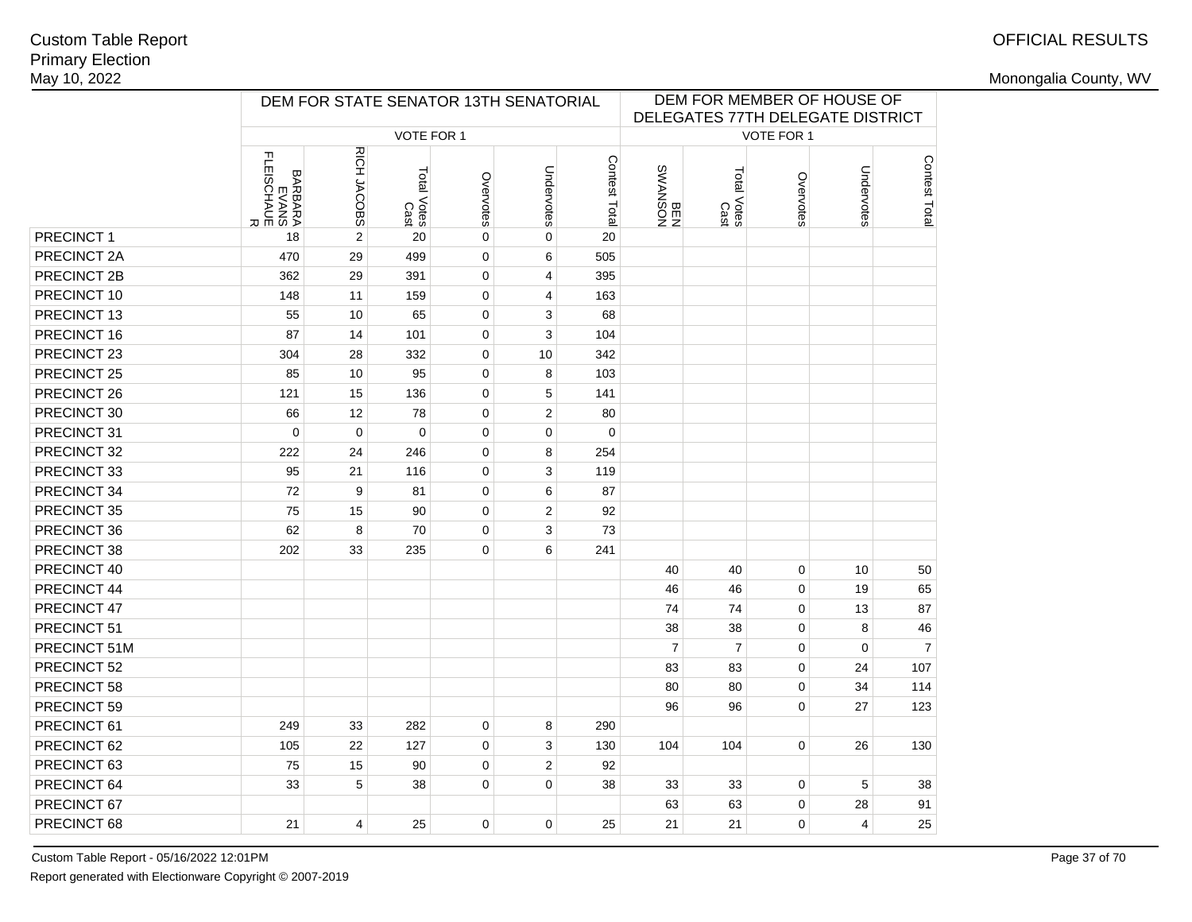Custom Table Report
Primary Election
May 10, 2022

OFFICIAL RESULTS

Monongalia County, WV

| | DEM FOR STATE SENATOR 13TH SENATORIAL | | | | | | DEM FOR MEMBER OF HOUSE OF DELEGATES 77TH DELEGATE DISTRICT | | | | |
|---|---|---|---|---|---|---|---|---|---|---|---|
| | VOTE FOR 1 | | | | | | VOTE FOR 1 | | | | |
| | BARBARA EVANS FLEISCHAUER | RICH JACOBS | Total Votes Cast | Overvotes | Undervotes | Contest Total | BEN SWANSON | Total Votes Cast | Overvotes | Undervotes | Contest Total |
| PRECINCT 1 | 18 | 2 | 20 | 0 | 0 | 20 | | | | | |
| PRECINCT 2A | 470 | 29 | 499 | 0 | 6 | 505 | | | | | |
| PRECINCT 2B | 362 | 29 | 391 | 0 | 4 | 395 | | | | | |
| PRECINCT 10 | 148 | 11 | 159 | 0 | 4 | 163 | | | | | |
| PRECINCT 13 | 55 | 10 | 65 | 0 | 3 | 68 | | | | | |
| PRECINCT 16 | 87 | 14 | 101 | 0 | 3 | 104 | | | | | |
| PRECINCT 23 | 304 | 28 | 332 | 0 | 10 | 342 | | | | | |
| PRECINCT 25 | 85 | 10 | 95 | 0 | 8 | 103 | | | | | |
| PRECINCT 26 | 121 | 15 | 136 | 0 | 5 | 141 | | | | | |
| PRECINCT 30 | 66 | 12 | 78 | 0 | 2 | 80 | | | | | |
| PRECINCT 31 | 0 | 0 | 0 | 0 | 0 | 0 | | | | | |
| PRECINCT 32 | 222 | 24 | 246 | 0 | 8 | 254 | | | | | |
| PRECINCT 33 | 95 | 21 | 116 | 0 | 3 | 119 | | | | | |
| PRECINCT 34 | 72 | 9 | 81 | 0 | 6 | 87 | | | | | |
| PRECINCT 35 | 75 | 15 | 90 | 0 | 2 | 92 | | | | | |
| PRECINCT 36 | 62 | 8 | 70 | 0 | 3 | 73 | | | | | |
| PRECINCT 38 | 202 | 33 | 235 | 0 | 6 | 241 | | | | | |
| PRECINCT 40 | | | | | | | 40 | 40 | 0 | 10 | 50 |
| PRECINCT 44 | | | | | | | 46 | 46 | 0 | 19 | 65 |
| PRECINCT 47 | | | | | | | 74 | 74 | 0 | 13 | 87 |
| PRECINCT 51 | | | | | | | 38 | 38 | 0 | 8 | 46 |
| PRECINCT 51M | | | | | | | 7 | 7 | 0 | 0 | 7 |
| PRECINCT 52 | | | | | | | 83 | 83 | 0 | 24 | 107 |
| PRECINCT 58 | | | | | | | 80 | 80 | 0 | 34 | 114 |
| PRECINCT 59 | | | | | | | 96 | 96 | 0 | 27 | 123 |
| PRECINCT 61 | 249 | 33 | 282 | 0 | 8 | 290 | | | | | |
| PRECINCT 62 | 105 | 22 | 127 | 0 | 3 | 130 | 104 | 104 | 0 | 26 | 130 |
| PRECINCT 63 | 75 | 15 | 90 | 0 | 2 | 92 | | | | | |
| PRECINCT 64 | 33 | 5 | 38 | 0 | 0 | 38 | 33 | 33 | 0 | 5 | 38 |
| PRECINCT 67 | | | | | | | 63 | 63 | 0 | 28 | 91 |
| PRECINCT 68 | 21 | 4 | 25 | 0 | 0 | 25 | 21 | 21 | 0 | 4 | 25 |

Custom Table Report - 05/16/2022 12:01PM

Report generated with Electionware Copyright © 2007-2019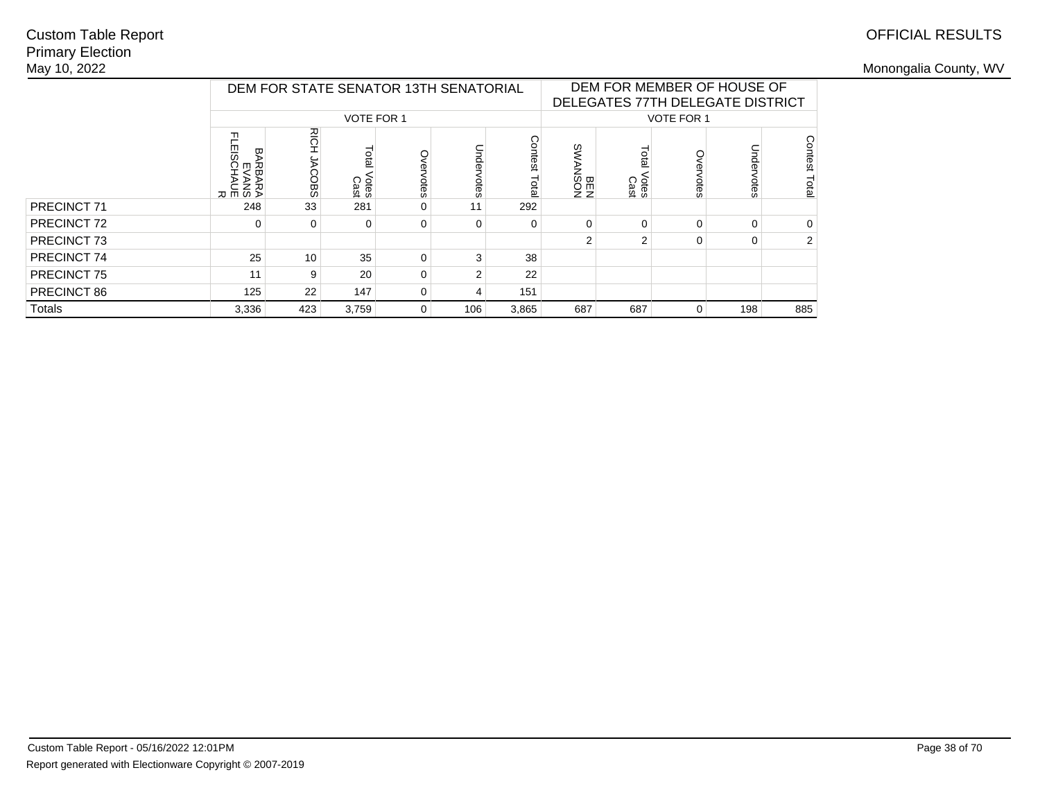Custom Table Report
Primary Election
May 10, 2022

OFFICIAL RESULTS

Monongalia County, WV

| | DEM FOR STATE SENATOR 13TH SENATORIAL | | | | | | DEM FOR MEMBER OF HOUSE OF DELEGATES 77TH DELEGATE DISTRICT | | | | |
|---|---|---|---|---|---|---|---|---|---|---|---|
| | VOTE FOR 1 | | | | | | VOTE FOR 1 | | | | |
| | BARBARA EVANS FLEISCHAUER | RICH JACOBS | Total Votes Cast | Overvotes | Undervotes | Contest Total | BEN SWANSON | Total Votes Cast | Overvotes | Undervotes | Contest Total |
| PRECINCT 71 | 248 | 33 | 281 | 0 | 11 | 292 | | | | | |
| PRECINCT 72 | 0 | 0 | 0 | 0 | 0 | 0 | 0 | 0 | 0 | 0 | 0 |
| PRECINCT 73 | | | | | | | 2 | 2 | 0 | 0 | 2 |
| PRECINCT 74 | 25 | 10 | 35 | 0 | 3 | 38 | | | | | |
| PRECINCT 75 | 11 | 9 | 20 | 0 | 2 | 22 | | | | | |
| PRECINCT 86 | 125 | 22 | 147 | 0 | 4 | 151 | | | | | |
| Totals | 3,336 | 423 | 3,759 | 0 | 106 | 3,865 | 687 | 687 | 0 | 198 | 885 |

Custom Table Report - 05/16/2022 12:01PM

Report generated with Electionware Copyright © 2007-2019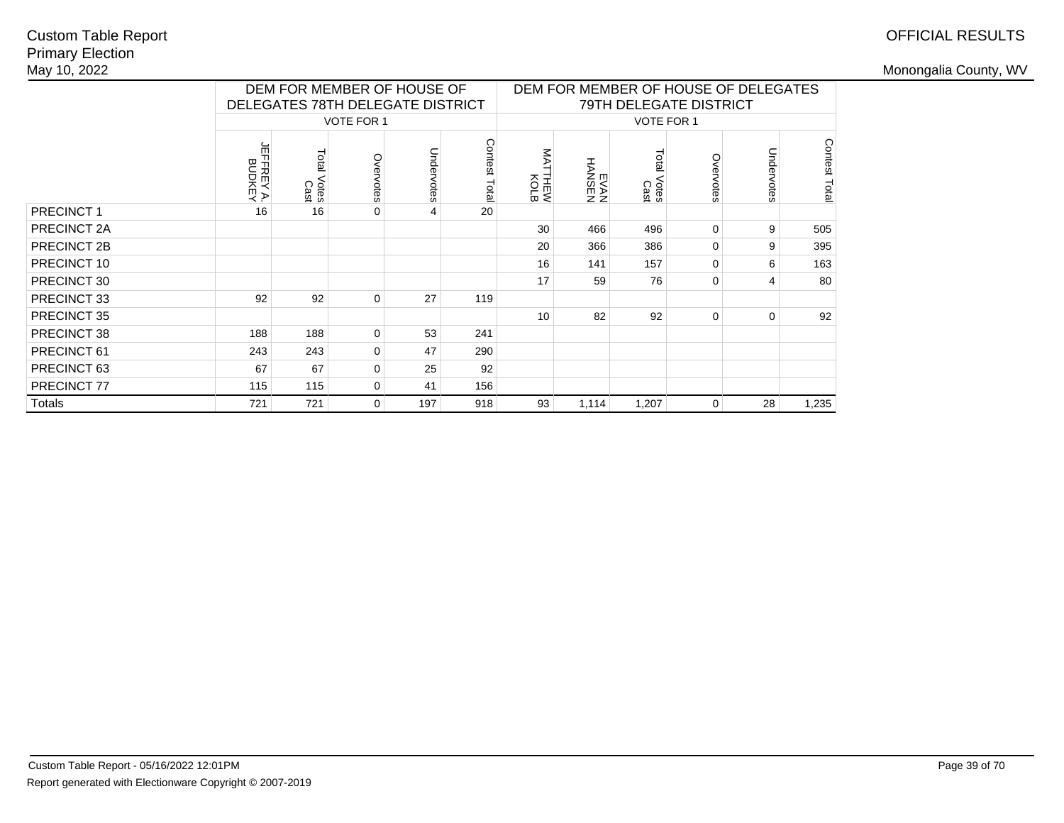Custom Table Report
Primary Election
May 10, 2022

OFFICIAL RESULTS

Monongalia County, WV

| | DEM FOR MEMBER OF HOUSE OF DELEGATES 78TH DELEGATE DISTRICT | | | | | DEM FOR MEMBER OF HOUSE OF DELEGATES 79TH DELEGATE DISTRICT | | | | | |
|---|---|---|---|---|---|---|---|---|---|---|---|
| | VOTE FOR 1 | | | | | VOTE FOR 1 | | | | | |
| | JEFFREY A. BUDKEY | Total Votes Cast | Overvotes | Undervotes | Contest Total | MATTHEW KOLB | EVAN HANSEN | Total Votes Cast | Overvotes | Undervotes | Contest Total |
| PRECINCT 1 | 16 | 16 | 0 | 4 | 20 | | | | | | |
| PRECINCT 2A | | | | | | 30 | 466 | 496 | 0 | 9 | 505 |
| PRECINCT 2B | | | | | | 20 | 366 | 386 | 0 | 9 | 395 |
| PRECINCT 10 | | | | | | 16 | 141 | 157 | 0 | 6 | 163 |
| PRECINCT 30 | | | | | | 17 | 59 | 76 | 0 | 4 | 80 |
| PRECINCT 33 | 92 | 92 | 0 | 27 | 119 | | | | | | |
| PRECINCT 35 | | | | | | 10 | 82 | 92 | 0 | 0 | 92 |
| PRECINCT 38 | 188 | 188 | 0 | 53 | 241 | | | | | | |
| PRECINCT 61 | 243 | 243 | 0 | 47 | 290 | | | | | | |
| PRECINCT 63 | 67 | 67 | 0 | 25 | 92 | | | | | | |
| PRECINCT 77 | 115 | 115 | 0 | 41 | 156 | | | | | | |
| Totals | 721 | 721 | 0 | 197 | 918 | 93 | 1,114 | 1,207 | 0 | 28 | 1,235 |

Custom Table Report - 05/16/2022 12:01PM

Report generated with Electionware Copyright © 2007-2019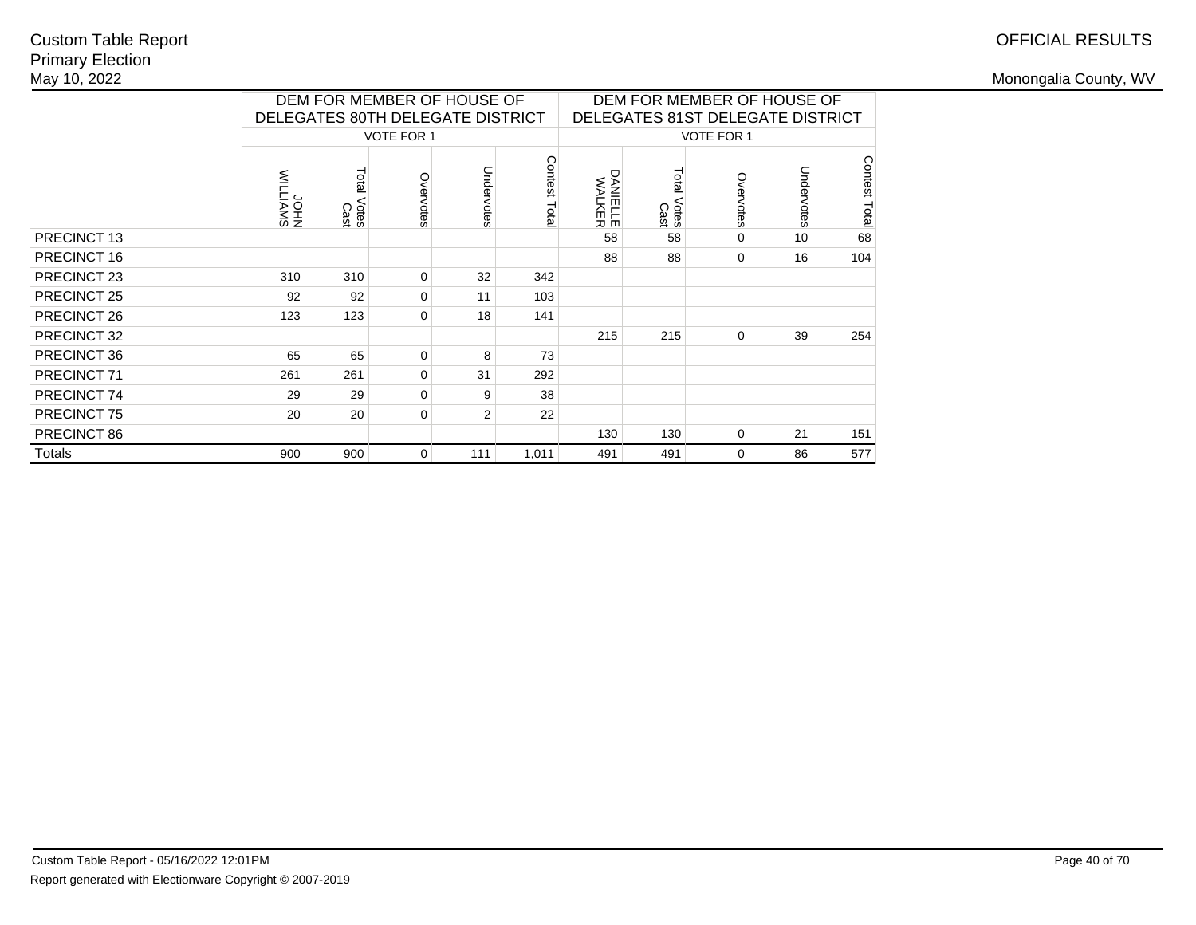Custom Table Report
Primary Election
May 10, 2022

OFFICIAL RESULTS

Monongalia County, WV

| | DEM FOR MEMBER OF HOUSE OF DELEGATES 80TH DELEGATE DISTRICT | | | | | DEM FOR MEMBER OF HOUSE OF DELEGATES 81ST DELEGATE DISTRICT | | | | |
|---|---|---|---|---|---|---|---|---|---|---|
| | VOTE FOR 1 | | | | | VOTE FOR 1 | | | | |
| | JOHN WILLIAMS | Total Votes Cast | Overvotes | Undervotes | Contest Total | DANIELLE WALKER | Total Votes Cast | Overvotes | Undervotes | Contest Total |
| PRECINCT 13 | | | | | | 58 | 58 | 0 | 10 | 68 |
| PRECINCT 16 | | | | | | 88 | 88 | 0 | 16 | 104 |
| PRECINCT 23 | 310 | 310 | 0 | 32 | 342 | | | | | |
| PRECINCT 25 | 92 | 92 | 0 | 11 | 103 | | | | | |
| PRECINCT 26 | 123 | 123 | 0 | 18 | 141 | | | | | |
| PRECINCT 32 | | | | | | 215 | 215 | 0 | 39 | 254 |
| PRECINCT 36 | 65 | 65 | 0 | 8 | 73 | | | | | |
| PRECINCT 71 | 261 | 261 | 0 | 31 | 292 | | | | | |
| PRECINCT 74 | 29 | 29 | 0 | 9 | 38 | | | | | |
| PRECINCT 75 | 20 | 20 | 0 | 2 | 22 | | | | | |
| PRECINCT 86 | | | | | | 130 | 130 | 0 | 21 | 151 |
| Totals | 900 | 900 | 0 | 111 | 1,011 | 491 | 491 | 0 | 86 | 577 |

Custom Table Report - 05/16/2022 12:01PM

Report generated with Electionware Copyright © 2007-2019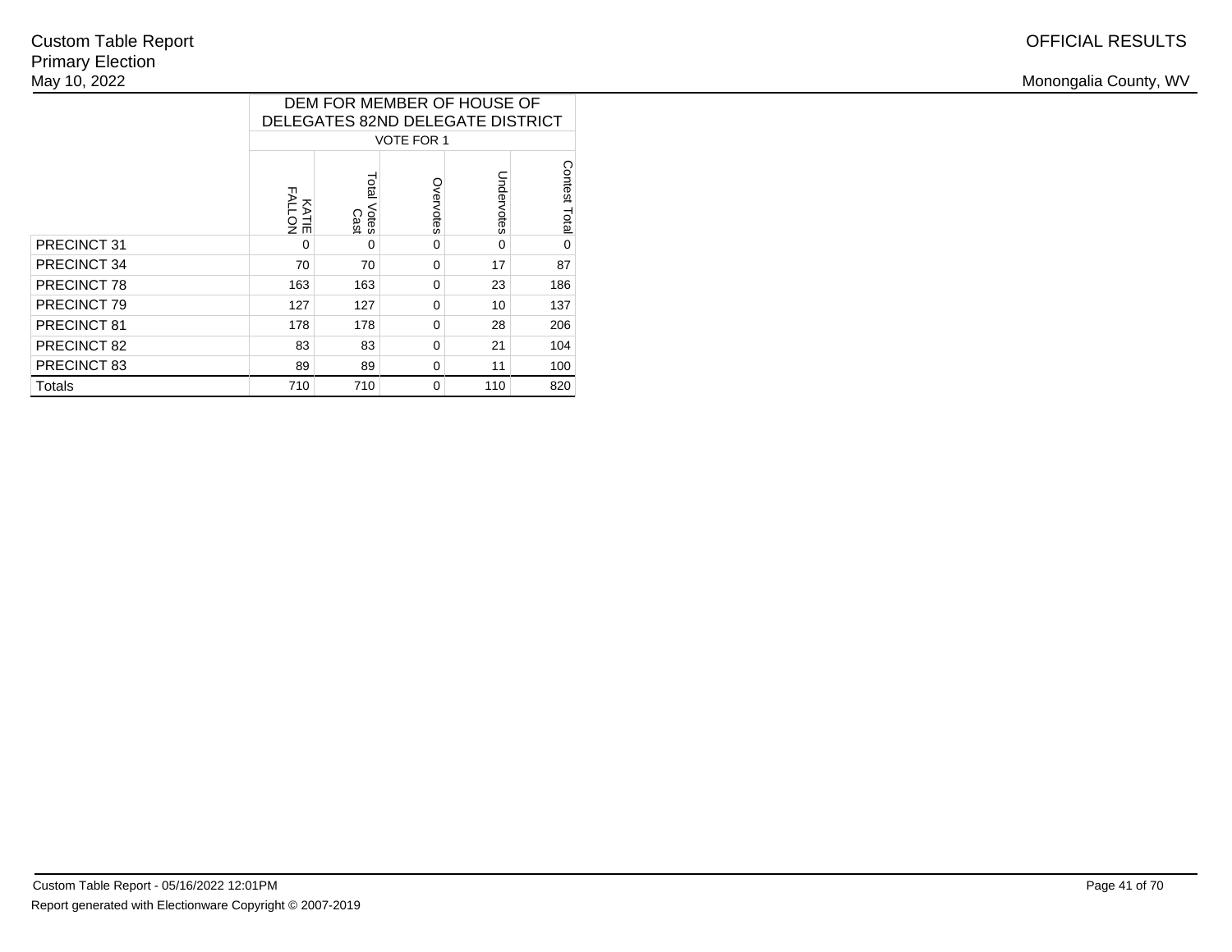Custom Table Report
Primary Election
May 10, 2022

OFFICIAL RESULTS

Monongalia County, WV

| | DEM FOR MEMBER OF HOUSE OF DELEGATES 82ND DELEGATE DISTRICT | | | | |
|---|---|---|---|---|---|
| | VOTE FOR 1 | | | | |
| | KATIE FALLON | Total Votes Cast | Overvotes | Undervotes | Contest Total |
| PRECINCT 31 | 0 | 0 | 0 | 0 | 0 |
| PRECINCT 34 | 70 | 70 | 0 | 17 | 87 |
| PRECINCT 78 | 163 | 163 | 0 | 23 | 186 |
| PRECINCT 79 | 127 | 127 | 0 | 10 | 137 |
| PRECINCT 81 | 178 | 178 | 0 | 28 | 206 |
| PRECINCT 82 | 83 | 83 | 0 | 21 | 104 |
| PRECINCT 83 | 89 | 89 | 0 | 11 | 100 |
| Totals | 710 | 710 | 0 | 110 | 820 |

Custom Table Report - 05/16/2022 12:01PM

Report generated with Electionware Copyright © 2007-2019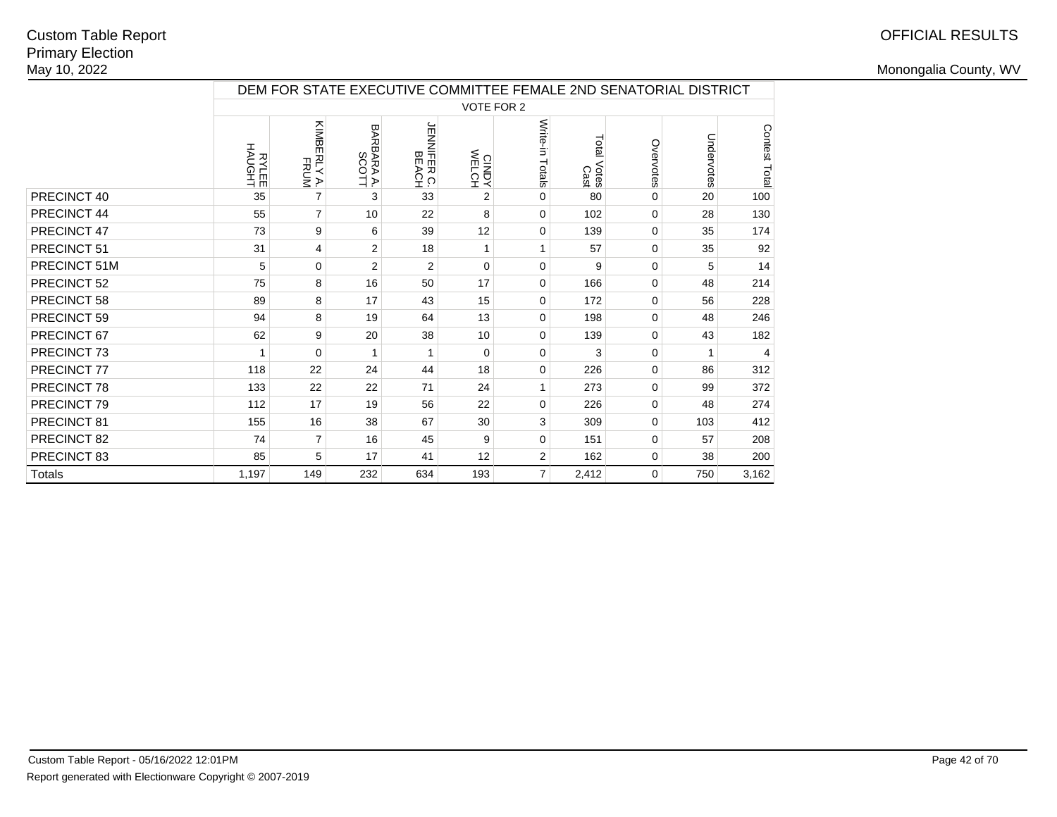Custom Table Report
Primary Election
May 10, 2022

OFFICIAL RESULTS

Monongalia County, WV

| | DEM FOR STATE EXECUTIVE COMMITTEE FEMALE 2ND SENATORIAL DISTRICT | | | | | | | | | |
|---|---|---|---|---|---|---|---|---|---|---|
| | VOTE FOR 2 | | | | | | | | | |
| | RYLEE HAUGHT | KIMBERLY A. FRUM | BARBARA A. SCOTT | JENNIFER C. BEACH | CINDY WELCH | Write-in Totals | Total Votes Cast | Overvotes | Undervotes | Contest Total |
| PRECINCT 40 | 35 | 7 | 3 | 33 | 2 | 0 | 80 | 0 | 20 | 100 |
| PRECINCT 44 | 55 | 7 | 10 | 22 | 8 | 0 | 102 | 0 | 28 | 130 |
| PRECINCT 47 | 73 | 9 | 6 | 39 | 12 | 0 | 139 | 0 | 35 | 174 |
| PRECINCT 51 | 31 | 4 | 2 | 18 | 1 | 1 | 57 | 0 | 35 | 92 |
| PRECINCT 51M | 5 | 0 | 2 | 2 | 0 | 0 | 9 | 0 | 5 | 14 |
| PRECINCT 52 | 75 | 8 | 16 | 50 | 17 | 0 | 166 | 0 | 48 | 214 |
| PRECINCT 58 | 89 | 8 | 17 | 43 | 15 | 0 | 172 | 0 | 56 | 228 |
| PRECINCT 59 | 94 | 8 | 19 | 64 | 13 | 0 | 198 | 0 | 48 | 246 |
| PRECINCT 67 | 62 | 9 | 20 | 38 | 10 | 0 | 139 | 0 | 43 | 182 |
| PRECINCT 73 | 1 | 0 | 1 | 1 | 0 | 0 | 3 | 0 | 1 | 4 |
| PRECINCT 77 | 118 | 22 | 24 | 44 | 18 | 0 | 226 | 0 | 86 | 312 |
| PRECINCT 78 | 133 | 22 | 22 | 71 | 24 | 1 | 273 | 0 | 99 | 372 |
| PRECINCT 79 | 112 | 17 | 19 | 56 | 22 | 0 | 226 | 0 | 48 | 274 |
| PRECINCT 81 | 155 | 16 | 38 | 67 | 30 | 3 | 309 | 0 | 103 | 412 |
| PRECINCT 82 | 74 | 7 | 16 | 45 | 9 | 0 | 151 | 0 | 57 | 208 |
| PRECINCT 83 | 85 | 5 | 17 | 41 | 12 | 2 | 162 | 0 | 38 | 200 |
| Totals | 1,197 | 149 | 232 | 634 | 193 | 7 | 2,412 | 0 | 750 | 3,162 |

Custom Table Report - 05/16/2022 12:01PM
Report generated with Electionware Copyright © 2007-2019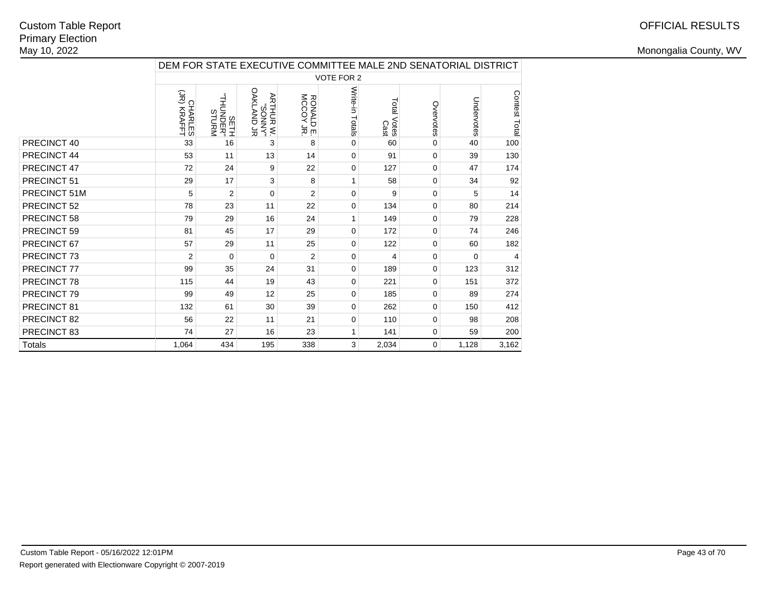Custom Table Report
Primary Election
May 10, 2022

OFFICIAL RESULTS
Monongalia County, WV

| | DEM FOR STATE EXECUTIVE COMMITTEE MALE 2ND SENATORIAL DISTRICT | | | | | | | | |
|---|---|---|---|---|---|---|---|---|---|
| | VOTE FOR 2 | | | | | | | | |
| | CHARLES (JR) KRAFFT | SETH "THUNDER" STURM | ARTHUR W. "SONNY" OAKLAND JR | RONALD E. MCCOY JR. | Write-in Totals | Total Votes Cast | Overvotes | Undervotes | Contest Total |
| PRECINCT 40 | 33 | 16 | 3 | 8 | 0 | 60 | 0 | 40 | 100 |
| PRECINCT 44 | 53 | 11 | 13 | 14 | 0 | 91 | 0 | 39 | 130 |
| PRECINCT 47 | 72 | 24 | 9 | 22 | 0 | 127 | 0 | 47 | 174 |
| PRECINCT 51 | 29 | 17 | 3 | 8 | 1 | 58 | 0 | 34 | 92 |
| PRECINCT 51M | 5 | 2 | 0 | 2 | 0 | 9 | 0 | 5 | 14 |
| PRECINCT 52 | 78 | 23 | 11 | 22 | 0 | 134 | 0 | 80 | 214 |
| PRECINCT 58 | 79 | 29 | 16 | 24 | 1 | 149 | 0 | 79 | 228 |
| PRECINCT 59 | 81 | 45 | 17 | 29 | 0 | 172 | 0 | 74 | 246 |
| PRECINCT 67 | 57 | 29 | 11 | 25 | 0 | 122 | 0 | 60 | 182 |
| PRECINCT 73 | 2 | 0 | 0 | 2 | 0 | 4 | 0 | 0 | 4 |
| PRECINCT 77 | 99 | 35 | 24 | 31 | 0 | 189 | 0 | 123 | 312 |
| PRECINCT 78 | 115 | 44 | 19 | 43 | 0 | 221 | 0 | 151 | 372 |
| PRECINCT 79 | 99 | 49 | 12 | 25 | 0 | 185 | 0 | 89 | 274 |
| PRECINCT 81 | 132 | 61 | 30 | 39 | 0 | 262 | 0 | 150 | 412 |
| PRECINCT 82 | 56 | 22 | 11 | 21 | 0 | 110 | 0 | 98 | 208 |
| PRECINCT 83 | 74 | 27 | 16 | 23 | 1 | 141 | 0 | 59 | 200 |
| Totals | 1,064 | 434 | 195 | 338 | 3 | 2,034 | 0 | 1,128 | 3,162 |

Custom Table Report - 05/16/2022 12:01PM
Report generated with Electionware Copyright © 2007-2019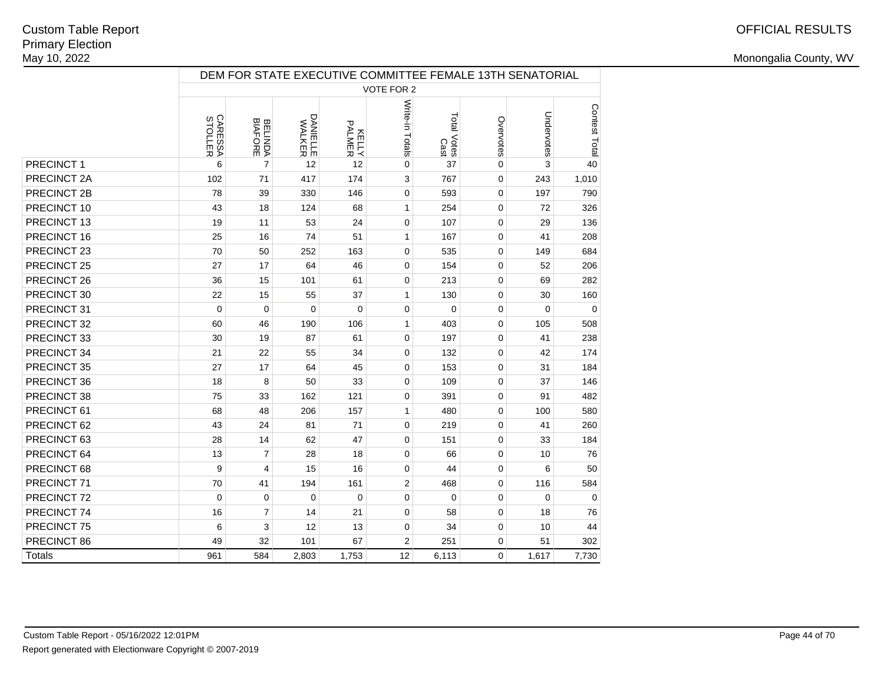Custom Table Report
Primary Election
May 10, 2022

OFFICIAL RESULTS

Monongalia County, WV

| | DEM FOR STATE EXECUTIVE COMMITTEE FEMALE 13TH SENATORIAL | | | | | | | | |
|---|---|---|---|---|---|---|---|---|---|
| | VOTE FOR 2 | | | | | | | | |
| | CARESSA STOLLER | BELINDA BIAFORE | DANIELLE WALKER | KELLY PALMER | Write-in Totals | Total Votes Cast | Overvotes | Undervotes | Contest Total |
| PRECINCT 1 | 6 | 7 | 12 | 12 | 0 | 37 | 0 | 3 | 40 |
| PRECINCT 2A | 102 | 71 | 417 | 174 | 3 | 767 | 0 | 243 | 1,010 |
| PRECINCT 2B | 78 | 39 | 330 | 146 | 0 | 593 | 0 | 197 | 790 |
| PRECINCT 10 | 43 | 18 | 124 | 68 | 1 | 254 | 0 | 72 | 326 |
| PRECINCT 13 | 19 | 11 | 53 | 24 | 0 | 107 | 0 | 29 | 136 |
| PRECINCT 16 | 25 | 16 | 74 | 51 | 1 | 167 | 0 | 41 | 208 |
| PRECINCT 23 | 70 | 50 | 252 | 163 | 0 | 535 | 0 | 149 | 684 |
| PRECINCT 25 | 27 | 17 | 64 | 46 | 0 | 154 | 0 | 52 | 206 |
| PRECINCT 26 | 36 | 15 | 101 | 61 | 0 | 213 | 0 | 69 | 282 |
| PRECINCT 30 | 22 | 15 | 55 | 37 | 1 | 130 | 0 | 30 | 160 |
| PRECINCT 31 | 0 | 0 | 0 | 0 | 0 | 0 | 0 | 0 | 0 |
| PRECINCT 32 | 60 | 46 | 190 | 106 | 1 | 403 | 0 | 105 | 508 |
| PRECINCT 33 | 30 | 19 | 87 | 61 | 0 | 197 | 0 | 41 | 238 |
| PRECINCT 34 | 21 | 22 | 55 | 34 | 0 | 132 | 0 | 42 | 174 |
| PRECINCT 35 | 27 | 17 | 64 | 45 | 0 | 153 | 0 | 31 | 184 |
| PRECINCT 36 | 18 | 8 | 50 | 33 | 0 | 109 | 0 | 37 | 146 |
| PRECINCT 38 | 75 | 33 | 162 | 121 | 0 | 391 | 0 | 91 | 482 |
| PRECINCT 61 | 68 | 48 | 206 | 157 | 1 | 480 | 0 | 100 | 580 |
| PRECINCT 62 | 43 | 24 | 81 | 71 | 0 | 219 | 0 | 41 | 260 |
| PRECINCT 63 | 28 | 14 | 62 | 47 | 0 | 151 | 0 | 33 | 184 |
| PRECINCT 64 | 13 | 7 | 28 | 18 | 0 | 66 | 0 | 10 | 76 |
| PRECINCT 68 | 9 | 4 | 15 | 16 | 0 | 44 | 0 | 6 | 50 |
| PRECINCT 71 | 70 | 41 | 194 | 161 | 2 | 468 | 0 | 116 | 584 |
| PRECINCT 72 | 0 | 0 | 0 | 0 | 0 | 0 | 0 | 0 | 0 |
| PRECINCT 74 | 16 | 7 | 14 | 21 | 0 | 58 | 0 | 18 | 76 |
| PRECINCT 75 | 6 | 3 | 12 | 13 | 0 | 34 | 0 | 10 | 44 |
| PRECINCT 86 | 49 | 32 | 101 | 67 | 2 | 251 | 0 | 51 | 302 |
| Totals | 961 | 584 | 2,803 | 1,753 | 12 | 6,113 | 0 | 1,617 | 7,730 |

Custom Table Report - 05/16/2022 12:01PM
Report generated with Electionware Copyright © 2007-2019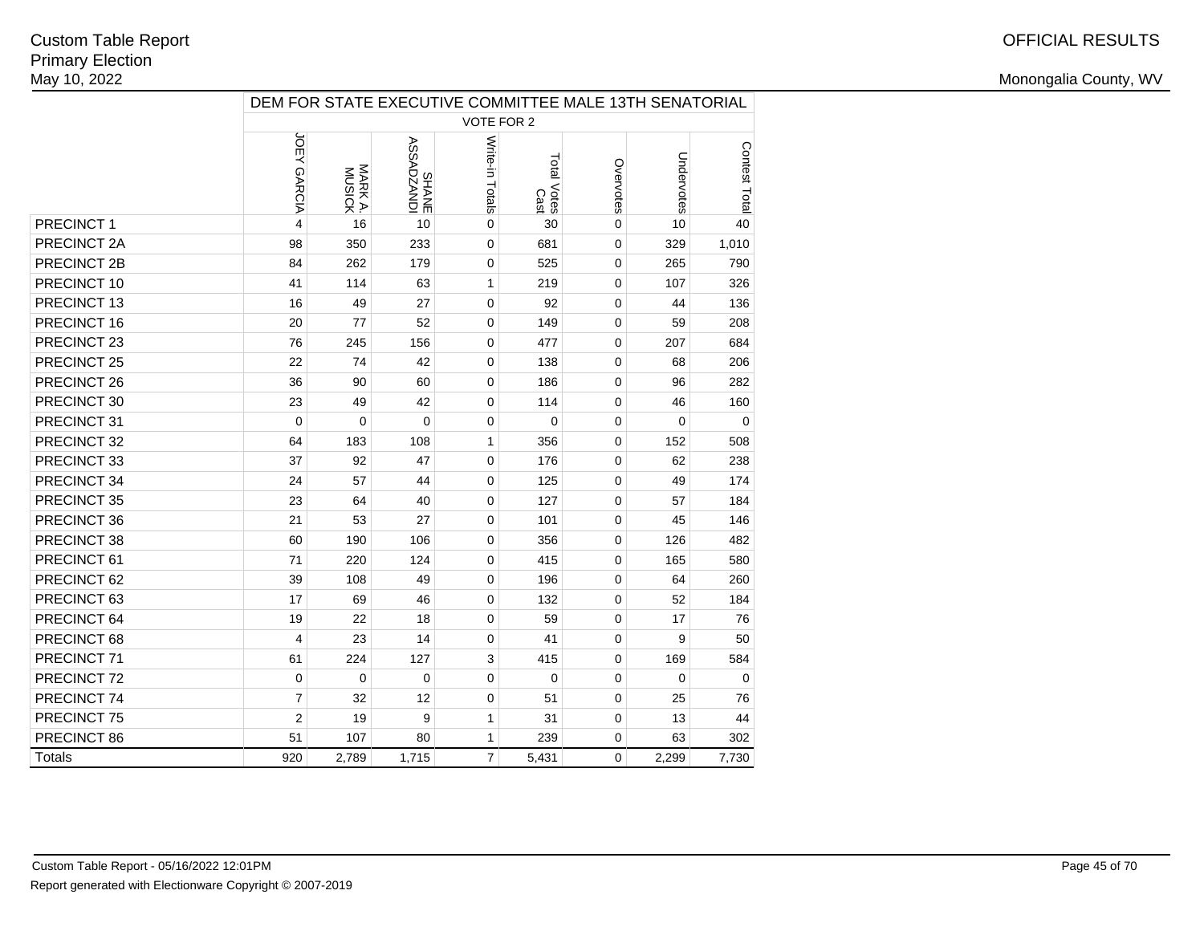Custom Table Report
Primary Election
May 10, 2022

OFFICIAL RESULTS

Monongalia County, WV

| | DEM FOR STATE EXECUTIVE COMMITTEE MALE 13TH SENATORIAL | | | | | | | |
|---|---|---|---|---|---|---|---|---|
| | VOTE FOR 2 | | | | | | | |
| | JOEY GARCIA | MARK A. MUSICK | SHANE ASSADZANDI | Write-in Totals | Total Votes Cast | Overvotes | Undervotes | Contest Total |
| PRECINCT 1 | 4 | 16 | 10 | 0 | 30 | 0 | 10 | 40 |
| PRECINCT 2A | 98 | 350 | 233 | 0 | 681 | 0 | 329 | 1,010 |
| PRECINCT 2B | 84 | 262 | 179 | 0 | 525 | 0 | 265 | 790 |
| PRECINCT 10 | 41 | 114 | 63 | 1 | 219 | 0 | 107 | 326 |
| PRECINCT 13 | 16 | 49 | 27 | 0 | 92 | 0 | 44 | 136 |
| PRECINCT 16 | 20 | 77 | 52 | 0 | 149 | 0 | 59 | 208 |
| PRECINCT 23 | 76 | 245 | 156 | 0 | 477 | 0 | 207 | 684 |
| PRECINCT 25 | 22 | 74 | 42 | 0 | 138 | 0 | 68 | 206 |
| PRECINCT 26 | 36 | 90 | 60 | 0 | 186 | 0 | 96 | 282 |
| PRECINCT 30 | 23 | 49 | 42 | 0 | 114 | 0 | 46 | 160 |
| PRECINCT 31 | 0 | 0 | 0 | 0 | 0 | 0 | 0 | 0 |
| PRECINCT 32 | 64 | 183 | 108 | 1 | 356 | 0 | 152 | 508 |
| PRECINCT 33 | 37 | 92 | 47 | 0 | 176 | 0 | 62 | 238 |
| PRECINCT 34 | 24 | 57 | 44 | 0 | 125 | 0 | 49 | 174 |
| PRECINCT 35 | 23 | 64 | 40 | 0 | 127 | 0 | 57 | 184 |
| PRECINCT 36 | 21 | 53 | 27 | 0 | 101 | 0 | 45 | 146 |
| PRECINCT 38 | 60 | 190 | 106 | 0 | 356 | 0 | 126 | 482 |
| PRECINCT 61 | 71 | 220 | 124 | 0 | 415 | 0 | 165 | 580 |
| PRECINCT 62 | 39 | 108 | 49 | 0 | 196 | 0 | 64 | 260 |
| PRECINCT 63 | 17 | 69 | 46 | 0 | 132 | 0 | 52 | 184 |
| PRECINCT 64 | 19 | 22 | 18 | 0 | 59 | 0 | 17 | 76 |
| PRECINCT 68 | 4 | 23 | 14 | 0 | 41 | 0 | 9 | 50 |
| PRECINCT 71 | 61 | 224 | 127 | 3 | 415 | 0 | 169 | 584 |
| PRECINCT 72 | 0 | 0 | 0 | 0 | 0 | 0 | 0 | 0 |
| PRECINCT 74 | 7 | 32 | 12 | 0 | 51 | 0 | 25 | 76 |
| PRECINCT 75 | 2 | 19 | 9 | 1 | 31 | 0 | 13 | 44 |
| PRECINCT 86 | 51 | 107 | 80 | 1 | 239 | 0 | 63 | 302 |
| Totals | 920 | 2,789 | 1,715 | 7 | 5,431 | 0 | 2,299 | 7,730 |

Custom Table Report - 05/16/2022 12:01PM

Report generated with Electionware Copyright © 2007-2019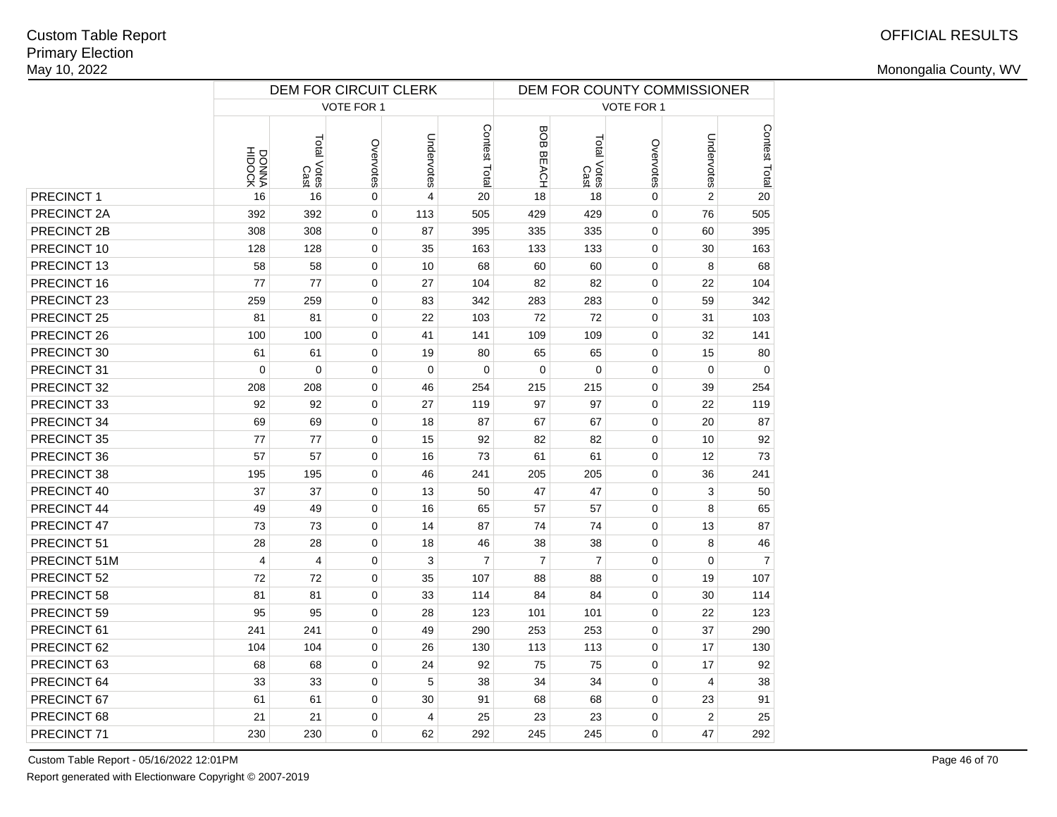Custom Table Report
Primary Election
May 10, 2022

OFFICIAL RESULTS

Monongalia County, WV

| | DEM FOR CIRCUIT CLERK | | | | | DEM FOR COUNTY COMMISSIONER | | | | |
|---|---|---|---|---|---|---|---|---|---|---|
| | VOTE FOR 1 | | | | | VOTE FOR 1 | | | | |
| | DONNA HIDOCK | Total Votes Cast | Overvotes | Undervotes | Contest Total | BOB BEACH | Total Votes Cast | Overvotes | Undervotes | Contest Total |
| PRECINCT 1 | 16 | 16 | 0 | 4 | 20 | 18 | 18 | 0 | 2 | 20 |
| PRECINCT 2A | 392 | 392 | 0 | 113 | 505 | 429 | 429 | 0 | 76 | 505 |
| PRECINCT 2B | 308 | 308 | 0 | 87 | 395 | 335 | 335 | 0 | 60 | 395 |
| PRECINCT 10 | 128 | 128 | 0 | 35 | 163 | 133 | 133 | 0 | 30 | 163 |
| PRECINCT 13 | 58 | 58 | 0 | 10 | 68 | 60 | 60 | 0 | 8 | 68 |
| PRECINCT 16 | 77 | 77 | 0 | 27 | 104 | 82 | 82 | 0 | 22 | 104 |
| PRECINCT 23 | 259 | 259 | 0 | 83 | 342 | 283 | 283 | 0 | 59 | 342 |
| PRECINCT 25 | 81 | 81 | 0 | 22 | 103 | 72 | 72 | 0 | 31 | 103 |
| PRECINCT 26 | 100 | 100 | 0 | 41 | 141 | 109 | 109 | 0 | 32 | 141 |
| PRECINCT 30 | 61 | 61 | 0 | 19 | 80 | 65 | 65 | 0 | 15 | 80 |
| PRECINCT 31 | 0 | 0 | 0 | 0 | 0 | 0 | 0 | 0 | 0 | 0 |
| PRECINCT 32 | 208 | 208 | 0 | 46 | 254 | 215 | 215 | 0 | 39 | 254 |
| PRECINCT 33 | 92 | 92 | 0 | 27 | 119 | 97 | 97 | 0 | 22 | 119 |
| PRECINCT 34 | 69 | 69 | 0 | 18 | 87 | 67 | 67 | 0 | 20 | 87 |
| PRECINCT 35 | 77 | 77 | 0 | 15 | 92 | 82 | 82 | 0 | 10 | 92 |
| PRECINCT 36 | 57 | 57 | 0 | 16 | 73 | 61 | 61 | 0 | 12 | 73 |
| PRECINCT 38 | 195 | 195 | 0 | 46 | 241 | 205 | 205 | 0 | 36 | 241 |
| PRECINCT 40 | 37 | 37 | 0 | 13 | 50 | 47 | 47 | 0 | 3 | 50 |
| PRECINCT 44 | 49 | 49 | 0 | 16 | 65 | 57 | 57 | 0 | 8 | 65 |
| PRECINCT 47 | 73 | 73 | 0 | 14 | 87 | 74 | 74 | 0 | 13 | 87 |
| PRECINCT 51 | 28 | 28 | 0 | 18 | 46 | 38 | 38 | 0 | 8 | 46 |
| PRECINCT 51M | 4 | 4 | 0 | 3 | 7 | 7 | 7 | 0 | 0 | 7 |
| PRECINCT 52 | 72 | 72 | 0 | 35 | 107 | 88 | 88 | 0 | 19 | 107 |
| PRECINCT 58 | 81 | 81 | 0 | 33 | 114 | 84 | 84 | 0 | 30 | 114 |
| PRECINCT 59 | 95 | 95 | 0 | 28 | 123 | 101 | 101 | 0 | 22 | 123 |
| PRECINCT 61 | 241 | 241 | 0 | 49 | 290 | 253 | 253 | 0 | 37 | 290 |
| PRECINCT 62 | 104 | 104 | 0 | 26 | 130 | 113 | 113 | 0 | 17 | 130 |
| PRECINCT 63 | 68 | 68 | 0 | 24 | 92 | 75 | 75 | 0 | 17 | 92 |
| PRECINCT 64 | 33 | 33 | 0 | 5 | 38 | 34 | 34 | 0 | 4 | 38 |
| PRECINCT 67 | 61 | 61 | 0 | 30 | 91 | 68 | 68 | 0 | 23 | 91 |
| PRECINCT 68 | 21 | 21 | 0 | 4 | 25 | 23 | 23 | 0 | 2 | 25 |
| PRECINCT 71 | 230 | 230 | 0 | 62 | 292 | 245 | 245 | 0 | 47 | 292 |

Custom Table Report - 05/16/2022 12:01PM

Report generated with Electionware Copyright © 2007-2019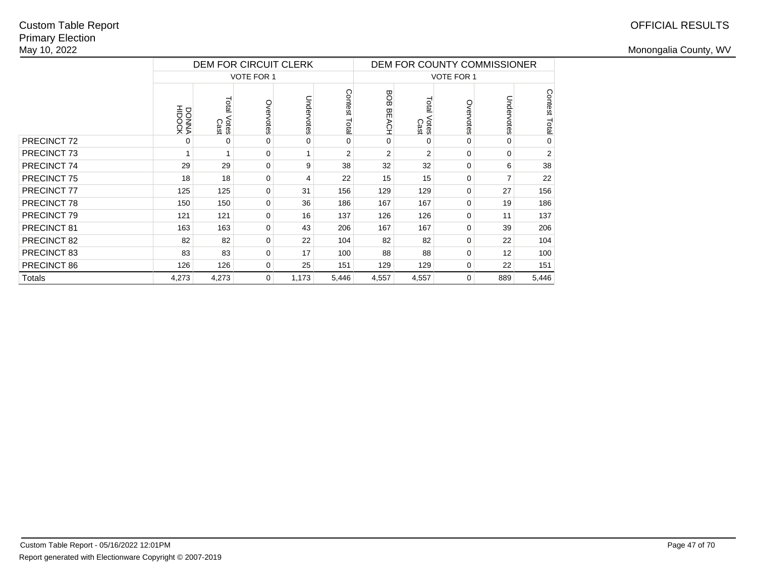Custom Table Report
Primary Election
May 10, 2022

OFFICIAL RESULTS

Monongalia County, WV

| | DEM FOR CIRCUIT CLERK | | | | | DEM FOR COUNTY COMMISSIONER | | | | |
|---|---|---|---|---|---|---|---|---|---|---|
| | VOTE FOR 1 | | | | | VOTE FOR 1 | | | | |
| | DONNA HIDOCK | Total Votes Cast | Overvotes | Undervotes | Contest Total | BOB BEACH | Total Votes Cast | Overvotes | Undervotes | Contest Total |
| PRECINCT 72 | 0 | 0 | 0 | 0 | 0 | 0 | 0 | 0 | 0 | 0 |
| PRECINCT 73 | 1 | 1 | 0 | 1 | 2 | 2 | 2 | 0 | 0 | 2 |
| PRECINCT 74 | 29 | 29 | 0 | 9 | 38 | 32 | 32 | 0 | 6 | 38 |
| PRECINCT 75 | 18 | 18 | 0 | 4 | 22 | 15 | 15 | 0 | 7 | 22 |
| PRECINCT 77 | 125 | 125 | 0 | 31 | 156 | 129 | 129 | 0 | 27 | 156 |
| PRECINCT 78 | 150 | 150 | 0 | 36 | 186 | 167 | 167 | 0 | 19 | 186 |
| PRECINCT 79 | 121 | 121 | 0 | 16 | 137 | 126 | 126 | 0 | 11 | 137 |
| PRECINCT 81 | 163 | 163 | 0 | 43 | 206 | 167 | 167 | 0 | 39 | 206 |
| PRECINCT 82 | 82 | 82 | 0 | 22 | 104 | 82 | 82 | 0 | 22 | 104 |
| PRECINCT 83 | 83 | 83 | 0 | 17 | 100 | 88 | 88 | 0 | 12 | 100 |
| PRECINCT 86 | 126 | 126 | 0 | 25 | 151 | 129 | 129 | 0 | 22 | 151 |
| Totals | 4,273 | 4,273 | 0 | 1,173 | 5,446 | 4,557 | 4,557 | 0 | 889 | 5,446 |

Custom Table Report - 05/16/2022 12:01PM

Report generated with Electionware Copyright © 2007-2019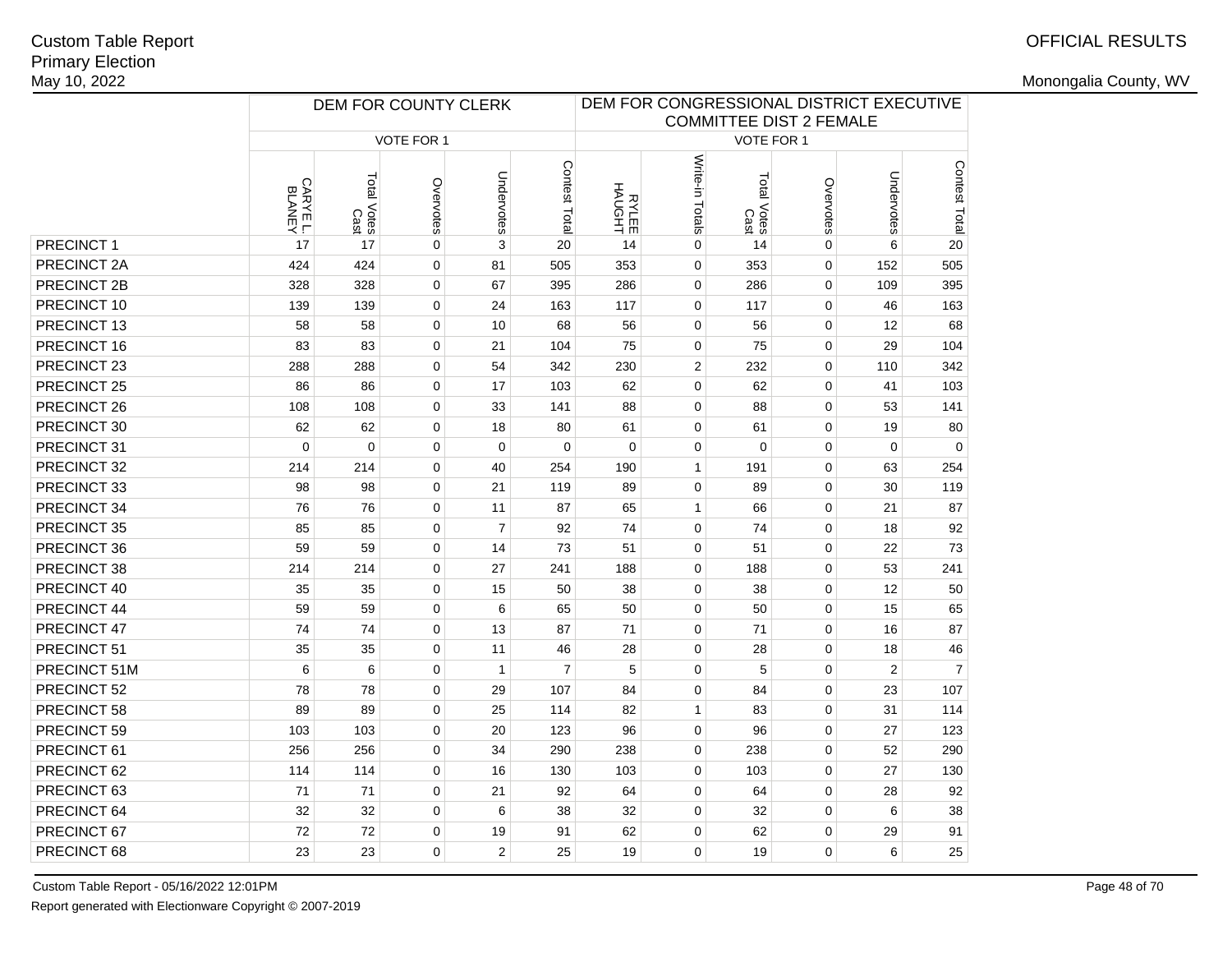Custom Table Report
Primary Election
May 10, 2022

OFFICIAL RESULTS

Monongalia County, WV

| | DEM FOR COUNTY CLERK | | | | | DEM FOR CONGRESSIONAL DISTRICT EXECUTIVE COMMITTEE DIST 2 FEMALE | | | | | |
|---|---|---|---|---|---|---|---|---|---|---|---|
| | VOTE FOR 1 | | | | | VOTE FOR 1 | | | | | |
| | CARYE L. BLANEY | Total Votes Cast | Overvotes | Undervotes | Contest Total | RYLEE HAUGHT | Write-in Totals | Total Votes Cast | Overvotes | Undervotes | Contest Total |
| PRECINCT 1 | 17 | 17 | 0 | 3 | 20 | 14 | 0 | 14 | 0 | 6 | 20 |
| PRECINCT 2A | 424 | 424 | 0 | 81 | 505 | 353 | 0 | 353 | 0 | 152 | 505 |
| PRECINCT 2B | 328 | 328 | 0 | 67 | 395 | 286 | 0 | 286 | 0 | 109 | 395 |
| PRECINCT 10 | 139 | 139 | 0 | 24 | 163 | 117 | 0 | 117 | 0 | 46 | 163 |
| PRECINCT 13 | 58 | 58 | 0 | 10 | 68 | 56 | 0 | 56 | 0 | 12 | 68 |
| PRECINCT 16 | 83 | 83 | 0 | 21 | 104 | 75 | 0 | 75 | 0 | 29 | 104 |
| PRECINCT 23 | 288 | 288 | 0 | 54 | 342 | 230 | 2 | 232 | 0 | 110 | 342 |
| PRECINCT 25 | 86 | 86 | 0 | 17 | 103 | 62 | 0 | 62 | 0 | 41 | 103 |
| PRECINCT 26 | 108 | 108 | 0 | 33 | 141 | 88 | 0 | 88 | 0 | 53 | 141 |
| PRECINCT 30 | 62 | 62 | 0 | 18 | 80 | 61 | 0 | 61 | 0 | 19 | 80 |
| PRECINCT 31 | 0 | 0 | 0 | 0 | 0 | 0 | 0 | 0 | 0 | 0 | 0 |
| PRECINCT 32 | 214 | 214 | 0 | 40 | 254 | 190 | 1 | 191 | 0 | 63 | 254 |
| PRECINCT 33 | 98 | 98 | 0 | 21 | 119 | 89 | 0 | 89 | 0 | 30 | 119 |
| PRECINCT 34 | 76 | 76 | 0 | 11 | 87 | 65 | 1 | 66 | 0 | 21 | 87 |
| PRECINCT 35 | 85 | 85 | 0 | 7 | 92 | 74 | 0 | 74 | 0 | 18 | 92 |
| PRECINCT 36 | 59 | 59 | 0 | 14 | 73 | 51 | 0 | 51 | 0 | 22 | 73 |
| PRECINCT 38 | 214 | 214 | 0 | 27 | 241 | 188 | 0 | 188 | 0 | 53 | 241 |
| PRECINCT 40 | 35 | 35 | 0 | 15 | 50 | 38 | 0 | 38 | 0 | 12 | 50 |
| PRECINCT 44 | 59 | 59 | 0 | 6 | 65 | 50 | 0 | 50 | 0 | 15 | 65 |
| PRECINCT 47 | 74 | 74 | 0 | 13 | 87 | 71 | 0 | 71 | 0 | 16 | 87 |
| PRECINCT 51 | 35 | 35 | 0 | 11 | 46 | 28 | 0 | 28 | 0 | 18 | 46 |
| PRECINCT 51M | 6 | 6 | 0 | 1 | 7 | 5 | 0 | 5 | 0 | 2 | 7 |
| PRECINCT 52 | 78 | 78 | 0 | 29 | 107 | 84 | 0 | 84 | 0 | 23 | 107 |
| PRECINCT 58 | 89 | 89 | 0 | 25 | 114 | 82 | 1 | 83 | 0 | 31 | 114 |
| PRECINCT 59 | 103 | 103 | 0 | 20 | 123 | 96 | 0 | 96 | 0 | 27 | 123 |
| PRECINCT 61 | 256 | 256 | 0 | 34 | 290 | 238 | 0 | 238 | 0 | 52 | 290 |
| PRECINCT 62 | 114 | 114 | 0 | 16 | 130 | 103 | 0 | 103 | 0 | 27 | 130 |
| PRECINCT 63 | 71 | 71 | 0 | 21 | 92 | 64 | 0 | 64 | 0 | 28 | 92 |
| PRECINCT 64 | 32 | 32 | 0 | 6 | 38 | 32 | 0 | 32 | 0 | 6 | 38 |
| PRECINCT 67 | 72 | 72 | 0 | 19 | 91 | 62 | 0 | 62 | 0 | 29 | 91 |
| PRECINCT 68 | 23 | 23 | 0 | 2 | 25 | 19 | 0 | 19 | 0 | 6 | 25 |

Custom Table Report - 05/16/2022 12:01PM

Report generated with Electionware Copyright © 2007-2019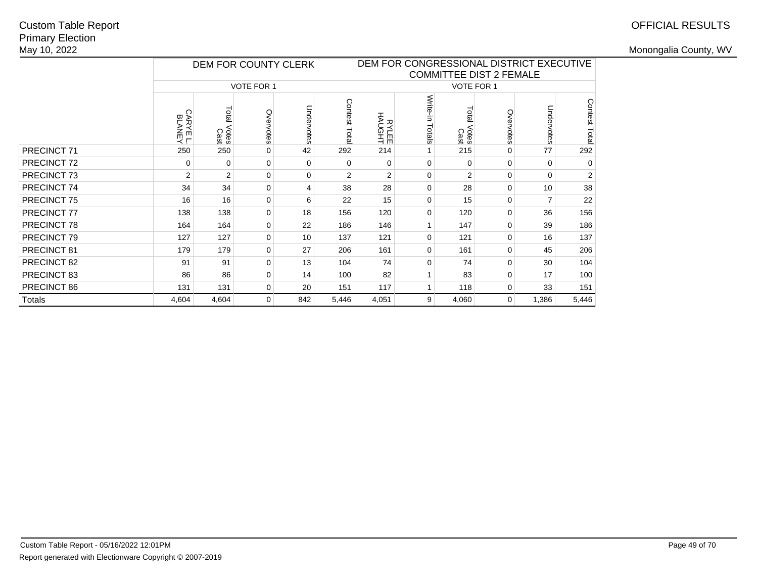Custom Table Report
Primary Election
May 10, 2022

OFFICIAL RESULTS

Monongalia County, WV

| | DEM FOR COUNTY CLERK | | | | | DEM FOR CONGRESSIONAL DISTRICT EXECUTIVE COMMITTEE DIST 2 FEMALE | | | | | |
|---|---|---|---|---|---|---|---|---|---|---|---|
| | VOTE FOR 1 | | | | | VOTE FOR 1 | | | | | |
| | CARYE L. BLANEY | Total Votes Cast | Overvotes | Undervotes | Contest Total | RYLEE HAUGHT | Write-in Totals | Total Votes Cast | Overvotes | Undervotes | Contest Total |
| PRECINCT 71 | 250 | 250 | 0 | 42 | 292 | 214 | 1 | 215 | 0 | 77 | 292 |
| PRECINCT 72 | 0 | 0 | 0 | 0 | 0 | 0 | 0 | 0 | 0 | 0 | 0 |
| PRECINCT 73 | 2 | 2 | 0 | 0 | 2 | 2 | 0 | 2 | 0 | 0 | 2 |
| PRECINCT 74 | 34 | 34 | 0 | 4 | 38 | 28 | 0 | 28 | 0 | 10 | 38 |
| PRECINCT 75 | 16 | 16 | 0 | 6 | 22 | 15 | 0 | 15 | 0 | 7 | 22 |
| PRECINCT 77 | 138 | 138 | 0 | 18 | 156 | 120 | 0 | 120 | 0 | 36 | 156 |
| PRECINCT 78 | 164 | 164 | 0 | 22 | 186 | 146 | 1 | 147 | 0 | 39 | 186 |
| PRECINCT 79 | 127 | 127 | 0 | 10 | 137 | 121 | 0 | 121 | 0 | 16 | 137 |
| PRECINCT 81 | 179 | 179 | 0 | 27 | 206 | 161 | 0 | 161 | 0 | 45 | 206 |
| PRECINCT 82 | 91 | 91 | 0 | 13 | 104 | 74 | 0 | 74 | 0 | 30 | 104 |
| PRECINCT 83 | 86 | 86 | 0 | 14 | 100 | 82 | 1 | 83 | 0 | 17 | 100 |
| PRECINCT 86 | 131 | 131 | 0 | 20 | 151 | 117 | 1 | 118 | 0 | 33 | 151 |
| Totals | 4,604 | 4,604 | 0 | 842 | 5,446 | 4,051 | 9 | 4,060 | 0 | 1,386 | 5,446 |

Custom Table Report - 05/16/2022 12:01PM
Report generated with Electionware Copyright © 2007-2019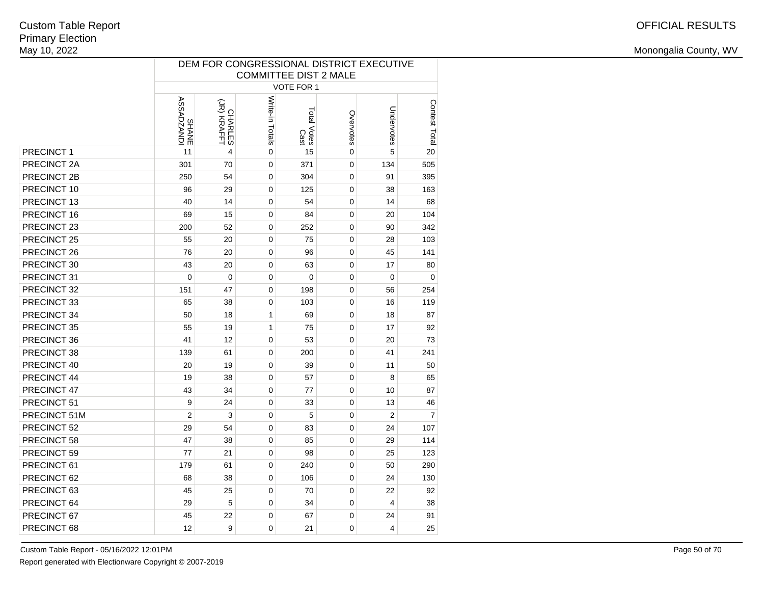Custom Table Report
Primary Election
May 10, 2022

OFFICIAL RESULTS

Monongalia County, WV

| | DEM FOR CONGRESSIONAL DISTRICT EXECUTIVE COMMITTEE DIST 2 MALE | | | | | | |
|---|---|---|---|---|---|---|---|
| | VOTE FOR 1 | | | | | | |
| | SHANE ASSADZANDI | CHARLES (JR) KRAFFT | Write-in Totals | Total Votes Cast | Overvotes | Undervotes | Contest Total |
| PRECINCT 1 | 11 | 4 | 0 | 15 | 0 | 5 | 20 |
| PRECINCT 2A | 301 | 70 | 0 | 371 | 0 | 134 | 505 |
| PRECINCT 2B | 250 | 54 | 0 | 304 | 0 | 91 | 395 |
| PRECINCT 10 | 96 | 29 | 0 | 125 | 0 | 38 | 163 |
| PRECINCT 13 | 40 | 14 | 0 | 54 | 0 | 14 | 68 |
| PRECINCT 16 | 69 | 15 | 0 | 84 | 0 | 20 | 104 |
| PRECINCT 23 | 200 | 52 | 0 | 252 | 0 | 90 | 342 |
| PRECINCT 25 | 55 | 20 | 0 | 75 | 0 | 28 | 103 |
| PRECINCT 26 | 76 | 20 | 0 | 96 | 0 | 45 | 141 |
| PRECINCT 30 | 43 | 20 | 0 | 63 | 0 | 17 | 80 |
| PRECINCT 31 | 0 | 0 | 0 | 0 | 0 | 0 | 0 |
| PRECINCT 32 | 151 | 47 | 0 | 198 | 0 | 56 | 254 |
| PRECINCT 33 | 65 | 38 | 0 | 103 | 0 | 16 | 119 |
| PRECINCT 34 | 50 | 18 | 1 | 69 | 0 | 18 | 87 |
| PRECINCT 35 | 55 | 19 | 1 | 75 | 0 | 17 | 92 |
| PRECINCT 36 | 41 | 12 | 0 | 53 | 0 | 20 | 73 |
| PRECINCT 38 | 139 | 61 | 0 | 200 | 0 | 41 | 241 |
| PRECINCT 40 | 20 | 19 | 0 | 39 | 0 | 11 | 50 |
| PRECINCT 44 | 19 | 38 | 0 | 57 | 0 | 8 | 65 |
| PRECINCT 47 | 43 | 34 | 0 | 77 | 0 | 10 | 87 |
| PRECINCT 51 | 9 | 24 | 0 | 33 | 0 | 13 | 46 |
| PRECINCT 51M | 2 | 3 | 0 | 5 | 0 | 2 | 7 |
| PRECINCT 52 | 29 | 54 | 0 | 83 | 0 | 24 | 107 |
| PRECINCT 58 | 47 | 38 | 0 | 85 | 0 | 29 | 114 |
| PRECINCT 59 | 77 | 21 | 0 | 98 | 0 | 25 | 123 |
| PRECINCT 61 | 179 | 61 | 0 | 240 | 0 | 50 | 290 |
| PRECINCT 62 | 68 | 38 | 0 | 106 | 0 | 24 | 130 |
| PRECINCT 63 | 45 | 25 | 0 | 70 | 0 | 22 | 92 |
| PRECINCT 64 | 29 | 5 | 0 | 34 | 0 | 4 | 38 |
| PRECINCT 67 | 45 | 22 | 0 | 67 | 0 | 24 | 91 |
| PRECINCT 68 | 12 | 9 | 0 | 21 | 0 | 4 | 25 |

Custom Table Report - 05/16/2022 12:01PM

Report generated with Electionware Copyright © 2007-2019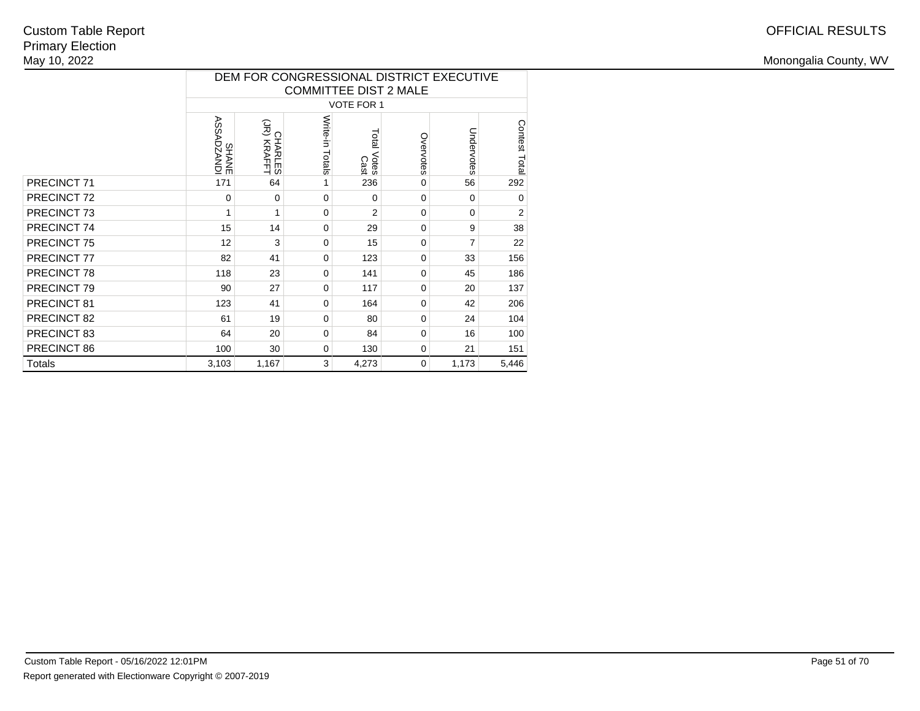Custom Table Report
Primary Election
May 10, 2022

OFFICIAL RESULTS

Monongalia County, WV

| | DEM FOR CONGRESSIONAL DISTRICT EXECUTIVE COMMITTEE DIST 2 MALE | | | | | | |
|---|---|---|---|---|---|---|---|
| | VOTE FOR 1 | | | | | | |
| | SHANE ASSADZANDI | CHARLES (JR) KRAFFT | Write-in Totals | Total Votes Cast | Overvotes | Undervotes | Contest Total |
| PRECINCT 71 | 171 | 64 | 1 | 236 | 0 | 56 | 292 |
| PRECINCT 72 | 0 | 0 | 0 | 0 | 0 | 0 | 0 |
| PRECINCT 73 | 1 | 1 | 0 | 2 | 0 | 0 | 2 |
| PRECINCT 74 | 15 | 14 | 0 | 29 | 0 | 9 | 38 |
| PRECINCT 75 | 12 | 3 | 0 | 15 | 0 | 7 | 22 |
| PRECINCT 77 | 82 | 41 | 0 | 123 | 0 | 33 | 156 |
| PRECINCT 78 | 118 | 23 | 0 | 141 | 0 | 45 | 186 |
| PRECINCT 79 | 90 | 27 | 0 | 117 | 0 | 20 | 137 |
| PRECINCT 81 | 123 | 41 | 0 | 164 | 0 | 42 | 206 |
| PRECINCT 82 | 61 | 19 | 0 | 80 | 0 | 24 | 104 |
| PRECINCT 83 | 64 | 20 | 0 | 84 | 0 | 16 | 100 |
| PRECINCT 86 | 100 | 30 | 0 | 130 | 0 | 21 | 151 |
| Totals | 3,103 | 1,167 | 3 | 4,273 | 0 | 1,173 | 5,446 |

Custom Table Report - 05/16/2022 12:01PM

Report generated with Electionware Copyright © 2007-2019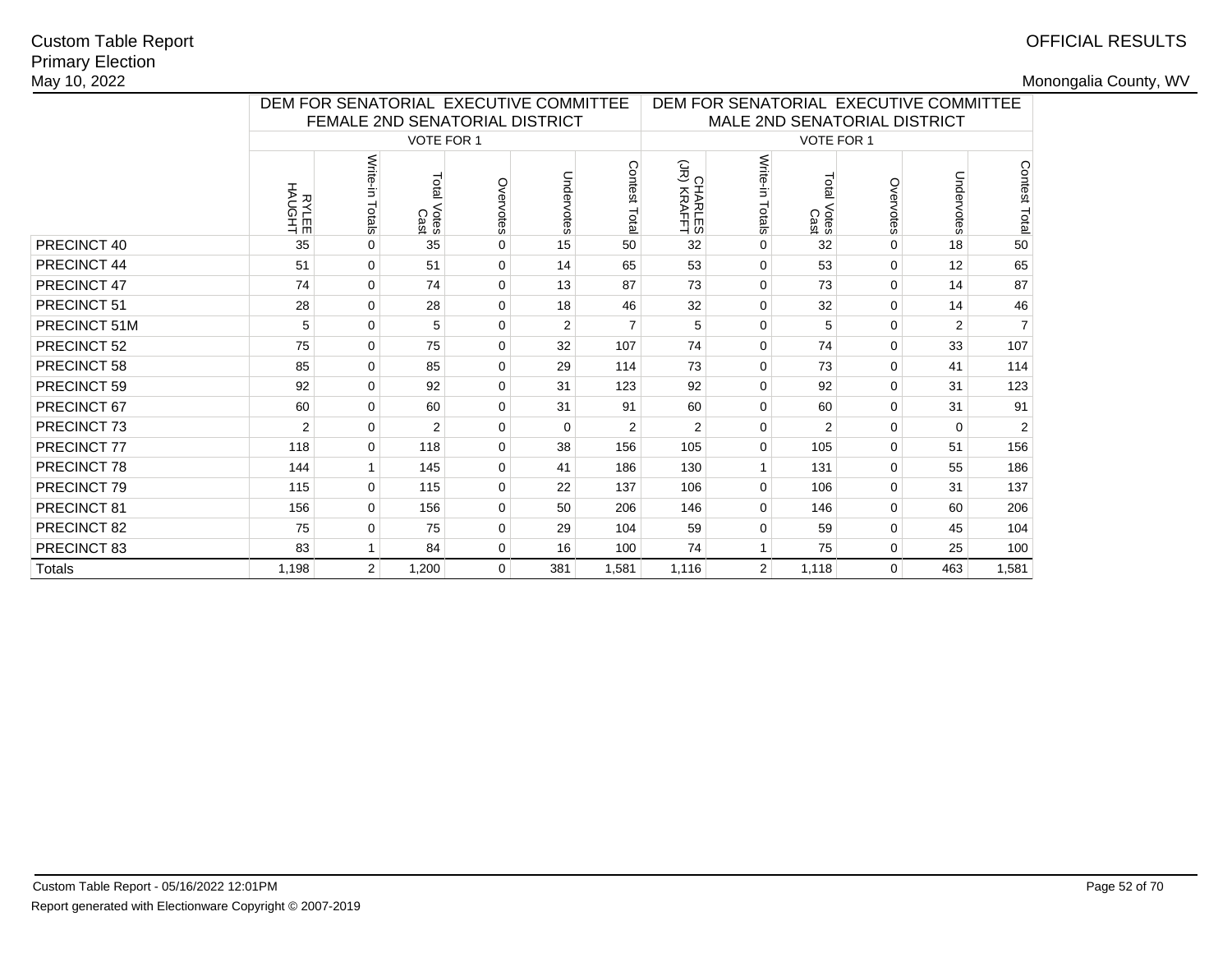Custom Table Report
Primary Election
May 10, 2022

OFFICIAL RESULTS

Monongalia County, WV

| | DEM FOR SENATORIAL EXECUTIVE COMMITTEE FEMALE 2ND SENATORIAL DISTRICT | | | | | | DEM FOR SENATORIAL EXECUTIVE COMMITTEE MALE 2ND SENATORIAL DISTRICT | | | | | |
|---|---|---|---|---|---|---|---|---|---|---|---|---|
| | VOTE FOR 1 | | | | | | VOTE FOR 1 | | | | | |
| | RYLEE HAUGHT | Write-in Totals | Total Votes Cast | Overvotes | Undervotes | Contest Total | CHARLES (JR) KRAFFT | Write-in Totals | Total Votes Cast | Overvotes | Undervotes | Contest Total |
| PRECINCT 40 | 35 | 0 | 35 | 0 | 15 | 50 | 32 | 0 | 32 | 0 | 18 | 50 |
| PRECINCT 44 | 51 | 0 | 51 | 0 | 14 | 65 | 53 | 0 | 53 | 0 | 12 | 65 |
| PRECINCT 47 | 74 | 0 | 74 | 0 | 13 | 87 | 73 | 0 | 73 | 0 | 14 | 87 |
| PRECINCT 51 | 28 | 0 | 28 | 0 | 18 | 46 | 32 | 0 | 32 | 0 | 14 | 46 |
| PRECINCT 51M | 5 | 0 | 5 | 0 | 2 | 7 | 5 | 0 | 5 | 0 | 2 | 7 |
| PRECINCT 52 | 75 | 0 | 75 | 0 | 32 | 107 | 74 | 0 | 74 | 0 | 33 | 107 |
| PRECINCT 58 | 85 | 0 | 85 | 0 | 29 | 114 | 73 | 0 | 73 | 0 | 41 | 114 |
| PRECINCT 59 | 92 | 0 | 92 | 0 | 31 | 123 | 92 | 0 | 92 | 0 | 31 | 123 |
| PRECINCT 67 | 60 | 0 | 60 | 0 | 31 | 91 | 60 | 0 | 60 | 0 | 31 | 91 |
| PRECINCT 73 | 2 | 0 | 2 | 0 | 0 | 2 | 2 | 0 | 2 | 0 | 0 | 2 |
| PRECINCT 77 | 118 | 0 | 118 | 0 | 38 | 156 | 105 | 0 | 105 | 0 | 51 | 156 |
| PRECINCT 78 | 144 | 1 | 145 | 0 | 41 | 186 | 130 | 1 | 131 | 0 | 55 | 186 |
| PRECINCT 79 | 115 | 0 | 115 | 0 | 22 | 137 | 106 | 0 | 106 | 0 | 31 | 137 |
| PRECINCT 81 | 156 | 0 | 156 | 0 | 50 | 206 | 146 | 0 | 146 | 0 | 60 | 206 |
| PRECINCT 82 | 75 | 0 | 75 | 0 | 29 | 104 | 59 | 0 | 59 | 0 | 45 | 104 |
| PRECINCT 83 | 83 | 1 | 84 | 0 | 16 | 100 | 74 | 1 | 75 | 0 | 25 | 100 |
| Totals | 1,198 | 2 | 1,200 | 0 | 381 | 1,581 | 1,116 | 2 | 1,118 | 0 | 463 | 1,581 |

Custom Table Report - 05/16/2022 12:01PM

Report generated with Electionware Copyright © 2007-2019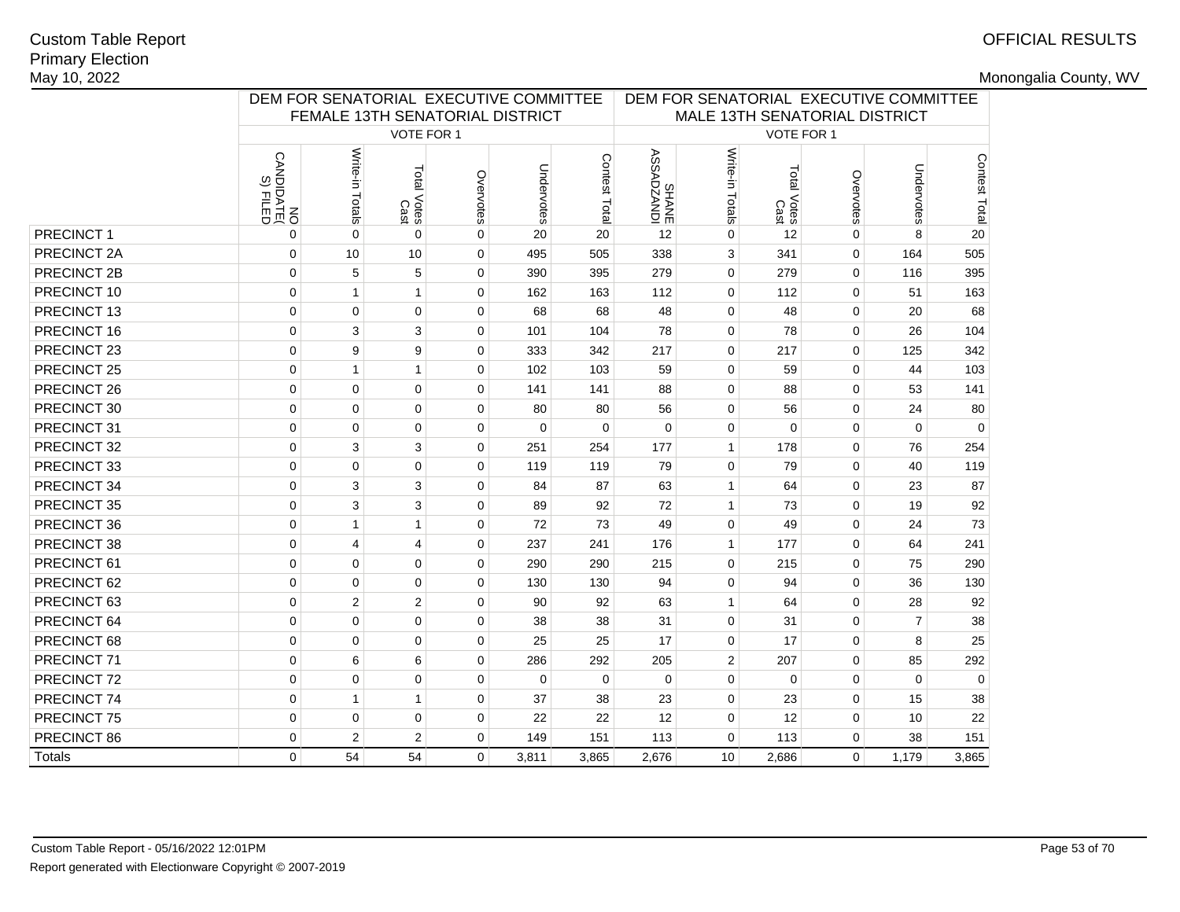Custom Table Report
Primary Election
May 10, 2022

OFFICIAL RESULTS

Monongalia County, WV

| | DEM FOR SENATORIAL EXECUTIVE COMMITTEE FEMALE 13TH SENATORIAL DISTRICT | | | | | | DEM FOR SENATORIAL EXECUTIVE COMMITTEE MALE 13TH SENATORIAL DISTRICT | | | | | |
|---|---|---|---|---|---|---|---|---|---|---|---|---|
| | VOTE FOR 1 | | | | | | VOTE FOR 1 | | | | | |
| | NO CANDIDATE(S) FILED | Write-in Totals | Total Votes Cast | Overvotes | Undervotes | Contest Total | SHANE ASSADZANDI | Write-in Totals | Total Votes Cast | Overvotes | Undervotes | Contest Total |
| PRECINCT 1 | 0 | 0 | 0 | 0 | 20 | 20 | 12 | 0 | 12 | 0 | 8 | 20 |
| PRECINCT 2A | 0 | 10 | 10 | 0 | 495 | 505 | 338 | 3 | 341 | 0 | 164 | 505 |
| PRECINCT 2B | 0 | 5 | 5 | 0 | 390 | 395 | 279 | 0 | 279 | 0 | 116 | 395 |
| PRECINCT 10 | 0 | 1 | 1 | 0 | 162 | 163 | 112 | 0 | 112 | 0 | 51 | 163 |
| PRECINCT 13 | 0 | 0 | 0 | 0 | 68 | 68 | 48 | 0 | 48 | 0 | 20 | 68 |
| PRECINCT 16 | 0 | 3 | 3 | 0 | 101 | 104 | 78 | 0 | 78 | 0 | 26 | 104 |
| PRECINCT 23 | 0 | 9 | 9 | 0 | 333 | 342 | 217 | 0 | 217 | 0 | 125 | 342 |
| PRECINCT 25 | 0 | 1 | 1 | 0 | 102 | 103 | 59 | 0 | 59 | 0 | 44 | 103 |
| PRECINCT 26 | 0 | 0 | 0 | 0 | 141 | 141 | 88 | 0 | 88 | 0 | 53 | 141 |
| PRECINCT 30 | 0 | 0 | 0 | 0 | 80 | 80 | 56 | 0 | 56 | 0 | 24 | 80 |
| PRECINCT 31 | 0 | 0 | 0 | 0 | 0 | 0 | 0 | 0 | 0 | 0 | 0 | 0 |
| PRECINCT 32 | 0 | 3 | 3 | 0 | 251 | 254 | 177 | 1 | 178 | 0 | 76 | 254 |
| PRECINCT 33 | 0 | 0 | 0 | 0 | 119 | 119 | 79 | 0 | 79 | 0 | 40 | 119 |
| PRECINCT 34 | 0 | 3 | 3 | 0 | 84 | 87 | 63 | 1 | 64 | 0 | 23 | 87 |
| PRECINCT 35 | 0 | 3 | 3 | 0 | 89 | 92 | 72 | 1 | 73 | 0 | 19 | 92 |
| PRECINCT 36 | 0 | 1 | 1 | 0 | 72 | 73 | 49 | 0 | 49 | 0 | 24 | 73 |
| PRECINCT 38 | 0 | 4 | 4 | 0 | 237 | 241 | 176 | 1 | 177 | 0 | 64 | 241 |
| PRECINCT 61 | 0 | 0 | 0 | 0 | 290 | 290 | 215 | 0 | 215 | 0 | 75 | 290 |
| PRECINCT 62 | 0 | 0 | 0 | 0 | 130 | 130 | 94 | 0 | 94 | 0 | 36 | 130 |
| PRECINCT 63 | 0 | 2 | 2 | 0 | 90 | 92 | 63 | 1 | 64 | 0 | 28 | 92 |
| PRECINCT 64 | 0 | 0 | 0 | 0 | 38 | 38 | 31 | 0 | 31 | 0 | 7 | 38 |
| PRECINCT 68 | 0 | 0 | 0 | 0 | 25 | 25 | 17 | 0 | 17 | 0 | 8 | 25 |
| PRECINCT 71 | 0 | 6 | 6 | 0 | 286 | 292 | 205 | 2 | 207 | 0 | 85 | 292 |
| PRECINCT 72 | 0 | 0 | 0 | 0 | 0 | 0 | 0 | 0 | 0 | 0 | 0 | 0 |
| PRECINCT 74 | 0 | 1 | 1 | 0 | 37 | 38 | 23 | 0 | 23 | 0 | 15 | 38 |
| PRECINCT 75 | 0 | 0 | 0 | 0 | 22 | 22 | 12 | 0 | 12 | 0 | 10 | 22 |
| PRECINCT 86 | 0 | 2 | 2 | 0 | 149 | 151 | 113 | 0 | 113 | 0 | 38 | 151 |
| Totals | 0 | 54 | 54 | 0 | 3,811 | 3,865 | 2,676 | 10 | 2,686 | 0 | 1,179 | 3,865 |

Custom Table Report - 05/16/2022 12:01PM
Report generated with Electionware Copyright © 2007-2019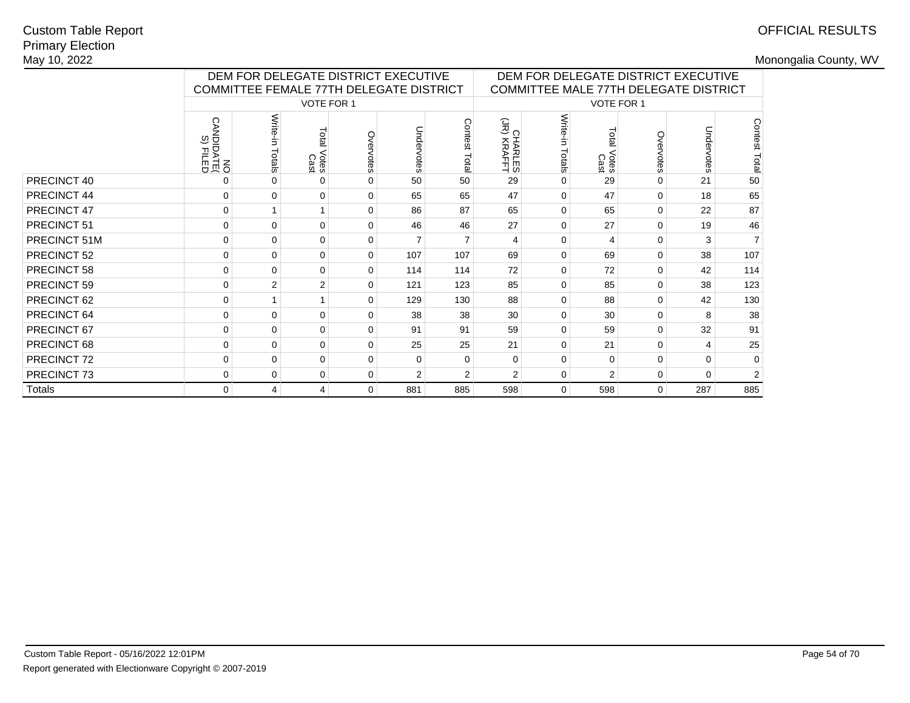Custom Table Report
Primary Election
May 10, 2022

OFFICIAL RESULTS

Monongalia County, WV

| | DEM FOR DELEGATE DISTRICT EXECUTIVE COMMITTEE FEMALE 77TH DELEGATE DISTRICT | | | | | | DEM FOR DELEGATE DISTRICT EXECUTIVE COMMITTEE MALE 77TH DELEGATE DISTRICT | | | | | |
|---|---|---|---|---|---|---|---|---|---|---|---|---|
| | VOTE FOR 1 | | | | | | VOTE FOR 1 | | | | | |
| | NO CANDIDATE(S) FILED | Write-in Totals | Total Votes Cast | Overvotes | Undervotes | Contest Total | CHARLES (JR) KRAFFT | Write-in Totals | Total Votes Cast | Overvotes | Undervotes | Contest Total |
| PRECINCT 40 | 0 | 0 | 0 | 0 | 50 | 50 | 29 | 0 | 29 | 0 | 21 | 50 |
| PRECINCT 44 | 0 | 0 | 0 | 0 | 65 | 65 | 47 | 0 | 47 | 0 | 18 | 65 |
| PRECINCT 47 | 0 | 1 | 1 | 0 | 86 | 87 | 65 | 0 | 65 | 0 | 22 | 87 |
| PRECINCT 51 | 0 | 0 | 0 | 0 | 46 | 46 | 27 | 0 | 27 | 0 | 19 | 46 |
| PRECINCT 51M | 0 | 0 | 0 | 0 | 7 | 7 | 4 | 0 | 4 | 0 | 3 | 7 |
| PRECINCT 52 | 0 | 0 | 0 | 0 | 107 | 107 | 69 | 0 | 69 | 0 | 38 | 107 |
| PRECINCT 58 | 0 | 0 | 0 | 0 | 114 | 114 | 72 | 0 | 72 | 0 | 42 | 114 |
| PRECINCT 59 | 0 | 2 | 2 | 0 | 121 | 123 | 85 | 0 | 85 | 0 | 38 | 123 |
| PRECINCT 62 | 0 | 1 | 1 | 0 | 129 | 130 | 88 | 0 | 88 | 0 | 42 | 130 |
| PRECINCT 64 | 0 | 0 | 0 | 0 | 38 | 38 | 30 | 0 | 30 | 0 | 8 | 38 |
| PRECINCT 67 | 0 | 0 | 0 | 0 | 91 | 91 | 59 | 0 | 59 | 0 | 32 | 91 |
| PRECINCT 68 | 0 | 0 | 0 | 0 | 25 | 25 | 21 | 0 | 21 | 0 | 4 | 25 |
| PRECINCT 72 | 0 | 0 | 0 | 0 | 0 | 0 | 0 | 0 | 0 | 0 | 0 | 0 |
| PRECINCT 73 | 0 | 0 | 0 | 0 | 2 | 2 | 2 | 0 | 2 | 0 | 0 | 2 |
| Totals | 0 | 4 | 4 | 0 | 881 | 885 | 598 | 0 | 598 | 0 | 287 | 885 |

Custom Table Report - 05/16/2022 12:01PM

Report generated with Electionware Copyright © 2007-2019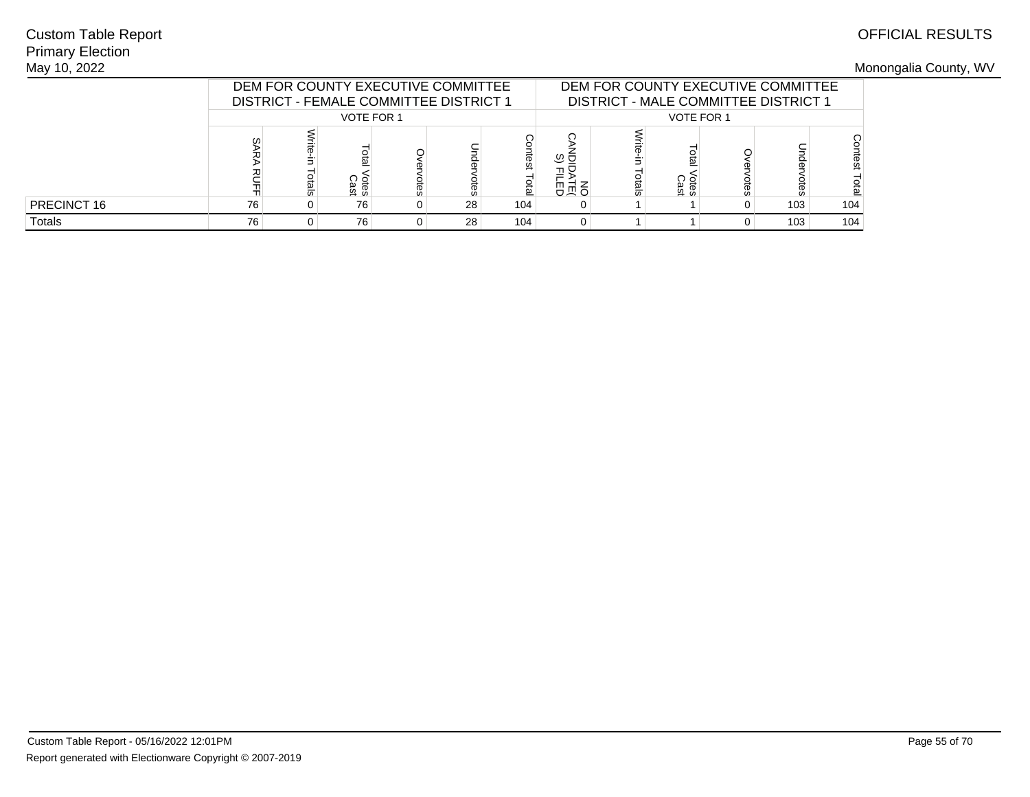Custom Table Report
Primary Election
May 10, 2022

OFFICIAL RESULTS

Monongalia County, WV

| | DEM FOR COUNTY EXECUTIVE COMMITTEE DISTRICT - FEMALE COMMITTEE DISTRICT 1 | | | | | | DEM FOR COUNTY EXECUTIVE COMMITTEE DISTRICT - MALE COMMITTEE DISTRICT 1 | | | | | |
|---|---|---|---|---|---|---|---|---|---|---|---|---|
| | VOTE FOR 1 | | | | | | VOTE FOR 1 | | | | | |
| | SARA RUFF | Write-in Totals | Total Votes Cast | Overvotes | Undervotes | Contest Total | NO CANDIDATE(S) FILED | Write-in Totals | Total Votes Cast | Overvotes | Undervotes | Contest Total |
| PRECINCT 16 | 76 | 0 | 76 | 0 | 28 | 104 | 0 | 1 | 1 | 0 | 103 | 104 |
| Totals | 76 | 0 | 76 | 0 | 28 | 104 | 0 | 1 | 1 | 0 | 103 | 104 |

Custom Table Report - 05/16/2022 12:01PM
Report generated with Electionware Copyright © 2007-2019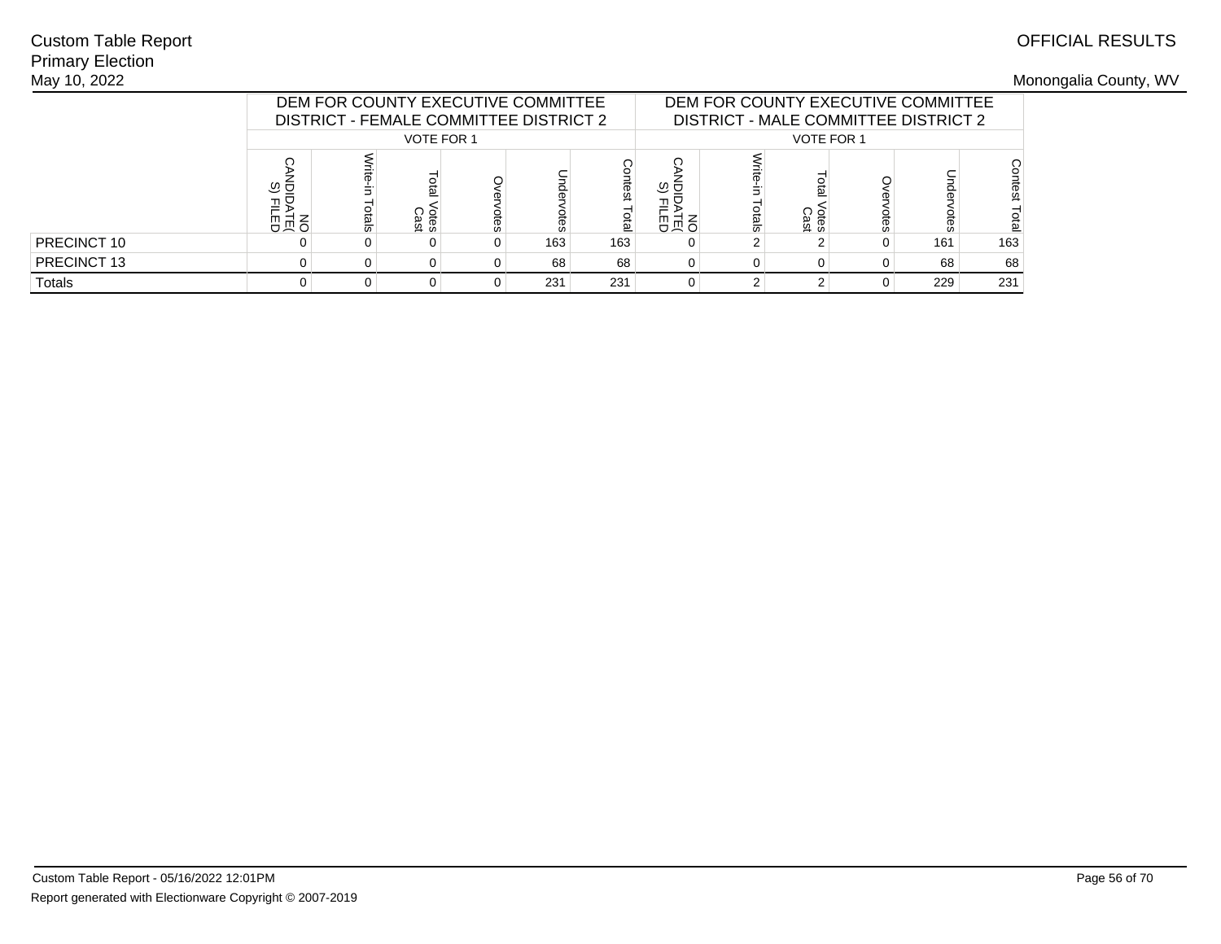Custom Table Report
Primary Election
May 10, 2022

OFFICIAL RESULTS

Monongalia County, WV

| | DEM FOR COUNTY EXECUTIVE COMMITTEE DISTRICT - FEMALE COMMITTEE DISTRICT 2 | | | | | | DEM FOR COUNTY EXECUTIVE COMMITTEE DISTRICT - MALE COMMITTEE DISTRICT 2 | | | | | |
|---|---|---|---|---|---|---|---|---|---|---|---|---|
| | VOTE FOR 1 | | | | | | VOTE FOR 1 | | | | | |
| | NO CANDIDATE(S) FILED | Write-in Totals | Total Votes Cast | Overvotes | Undervotes | Contest Total | NO CANDIDATE(S) FILED | Write-in Totals | Total Votes Cast | Overvotes | Undervotes | Contest Total |
| PRECINCT 10 | 0 | 0 | 0 | 0 | 163 | 163 | 0 | 2 | 2 | 0 | 161 | 163 |
| PRECINCT 13 | 0 | 0 | 0 | 0 | 68 | 68 | 0 | 0 | 0 | 0 | 68 | 68 |
| Totals | 0 | 0 | 0 | 0 | 231 | 231 | 0 | 2 | 2 | 0 | 229 | 231 |

Custom Table Report - 05/16/2022 12:01PM

Report generated with Electionware Copyright © 2007-2019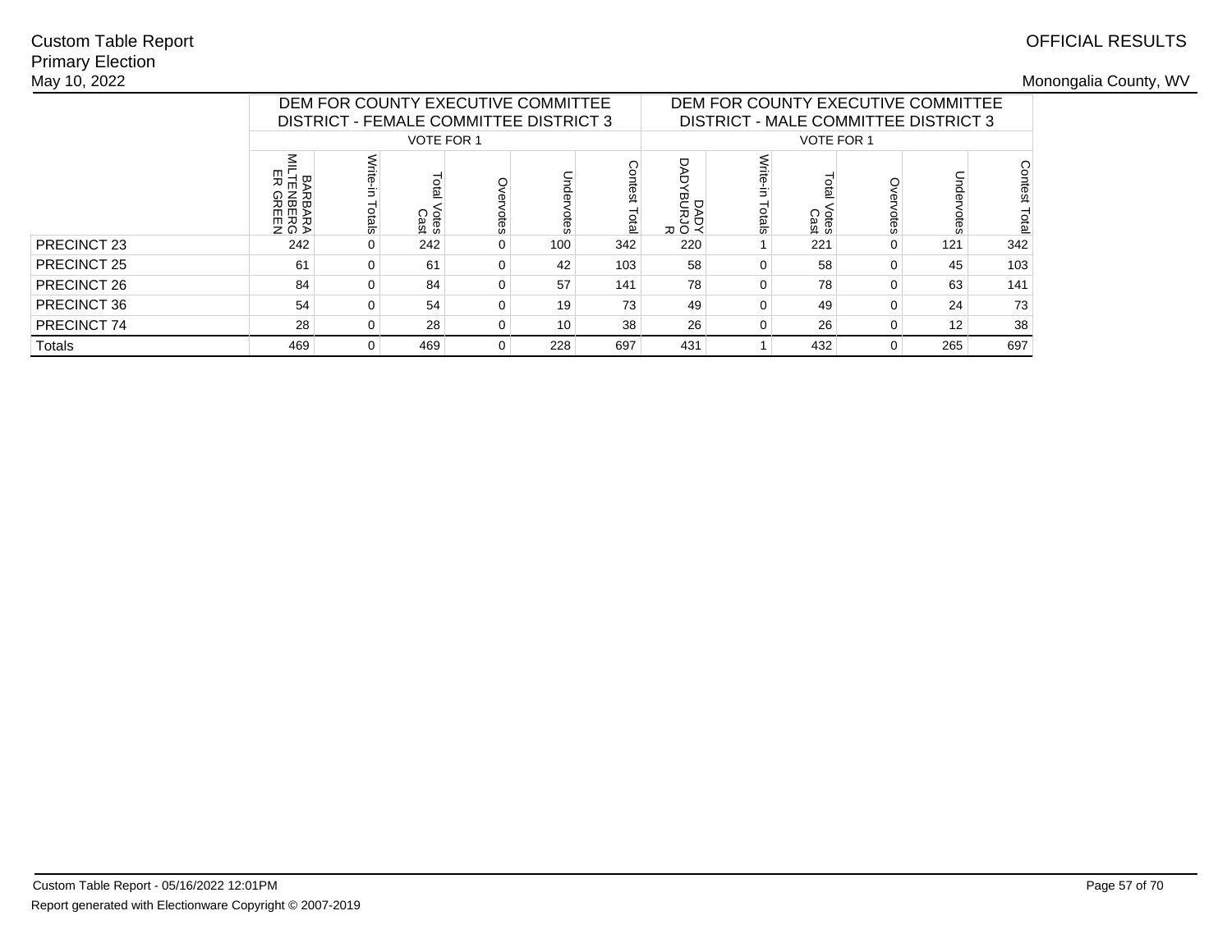Custom Table Report
Primary Election
May 10, 2022

OFFICIAL RESULTS

Monongalia County, WV

| | DEM FOR COUNTY EXECUTIVE COMMITTEE DISTRICT - FEMALE COMMITTEE DISTRICT 3 | | | | | | DEM FOR COUNTY EXECUTIVE COMMITTEE DISTRICT - MALE COMMITTEE DISTRICT 3 | | | | | |
|---|---|---|---|---|---|---|---|---|---|---|---|---|
| | VOTE FOR 1 | | | | | | VOTE FOR 1 | | | | | |
| | BARBARA MILTENBERGER GREEN | Write-in Totals | Total Votes Cast | Overvotes | Undervotes | Contest Total | DADY DADYBURJOR | Write-in Totals | Total Votes Cast | Overvotes | Undervotes | Contest Total |
| PRECINCT 23 | 242 | 0 | 242 | 0 | 100 | 342 | 220 | 1 | 221 | 0 | 121 | 342 |
| PRECINCT 25 | 61 | 0 | 61 | 0 | 42 | 103 | 58 | 0 | 58 | 0 | 45 | 103 |
| PRECINCT 26 | 84 | 0 | 84 | 0 | 57 | 141 | 78 | 0 | 78 | 0 | 63 | 141 |
| PRECINCT 36 | 54 | 0 | 54 | 0 | 19 | 73 | 49 | 0 | 49 | 0 | 24 | 73 |
| PRECINCT 74 | 28 | 0 | 28 | 0 | 10 | 38 | 26 | 0 | 26 | 0 | 12 | 38 |
| Totals | 469 | 0 | 469 | 0 | 228 | 697 | 431 | 1 | 432 | 0 | 265 | 697 |

Custom Table Report - 05/16/2022 12:01PM

Report generated with Electionware Copyright © 2007-2019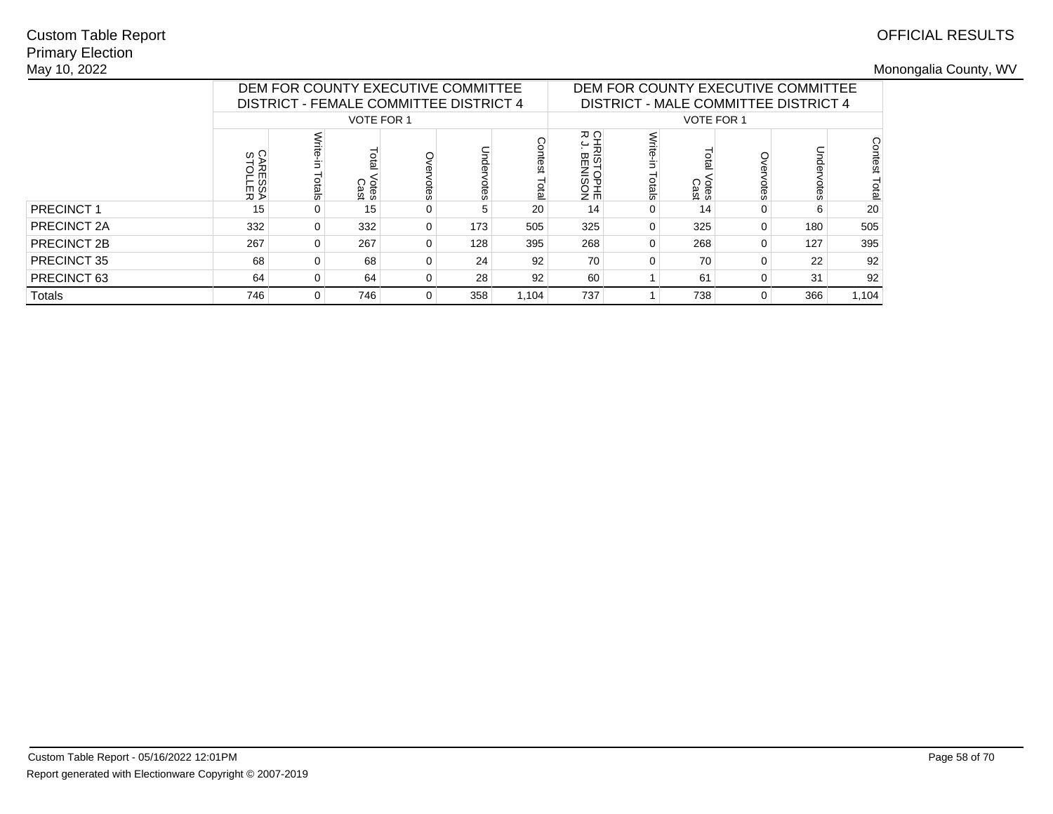Custom Table Report
Primary Election
May 10, 2022

OFFICIAL RESULTS

Monongalia County, WV

| | DEM FOR COUNTY EXECUTIVE COMMITTEE DISTRICT - FEMALE COMMITTEE DISTRICT 4 | | | | | | DEM FOR COUNTY EXECUTIVE COMMITTEE DISTRICT - MALE COMMITTEE DISTRICT 4 | | | | | |
|---|---|---|---|---|---|---|---|---|---|---|---|---|
| | VOTE FOR 1 | | | | | | VOTE FOR 1 | | | | | |
| | CARESSA STOLLER | Write-in Totals | Total Votes Cast | Overvotes | Undervotes | Contest Total | CHRISTOPHER J. BENISON | Write-in Totals | Total Votes Cast | Overvotes | Undervotes | Contest Total |
| PRECINCT 1 | 15 | 0 | 15 | 0 | 5 | 20 | 14 | 0 | 14 | 0 | 6 | 20 |
| PRECINCT 2A | 332 | 0 | 332 | 0 | 173 | 505 | 325 | 0 | 325 | 0 | 180 | 505 |
| PRECINCT 2B | 267 | 0 | 267 | 0 | 128 | 395 | 268 | 0 | 268 | 0 | 127 | 395 |
| PRECINCT 35 | 68 | 0 | 68 | 0 | 24 | 92 | 70 | 0 | 70 | 0 | 22 | 92 |
| PRECINCT 63 | 64 | 0 | 64 | 0 | 28 | 92 | 60 | 1 | 61 | 0 | 31 | 92 |
| Totals | 746 | 0 | 746 | 0 | 358 | 1,104 | 737 | 1 | 738 | 0 | 366 | 1,104 |

Custom Table Report - 05/16/2022 12:01PM

Report generated with Electionware Copyright © 2007-2019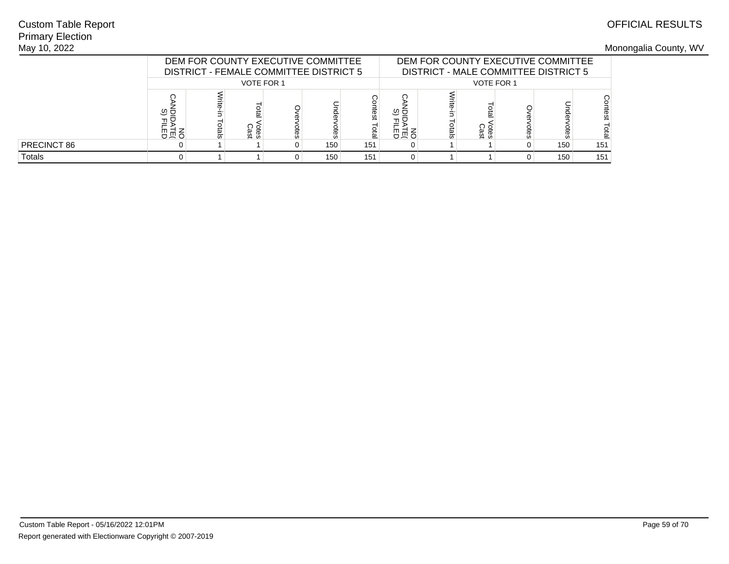Custom Table Report
Primary Election
May 10, 2022

OFFICIAL RESULTS

Monongalia County, WV

| | DEM FOR COUNTY EXECUTIVE COMMITTEE DISTRICT - FEMALE COMMITTEE DISTRICT 5 | | | | | | DEM FOR COUNTY EXECUTIVE COMMITTEE DISTRICT - MALE COMMITTEE DISTRICT 5 | | | | | |
|---|---|---|---|---|---|---|---|---|---|---|---|---|
| | VOTE FOR 1 | | | | | | VOTE FOR 1 | | | | | |
| | NO CANDIDATE(S) FILED | Write-in Totals | Total Votes Cast | Overvotes | Undervotes | Contest Total | NO CANDIDATE(S) FILED | Write-in Totals | Total Votes Cast | Overvotes | Undervotes | Contest Total |
| PRECINCT 86 | 0 | 1 | 1 | 0 | 150 | 151 | 0 | 1 | 1 | 0 | 150 | 151 |
| Totals | 0 | 1 | 1 | 0 | 150 | 151 | 0 | 1 | 1 | 0 | 150 | 151 |

Custom Table Report - 05/16/2022 12:01PM

Report generated with Electionware Copyright © 2007-2019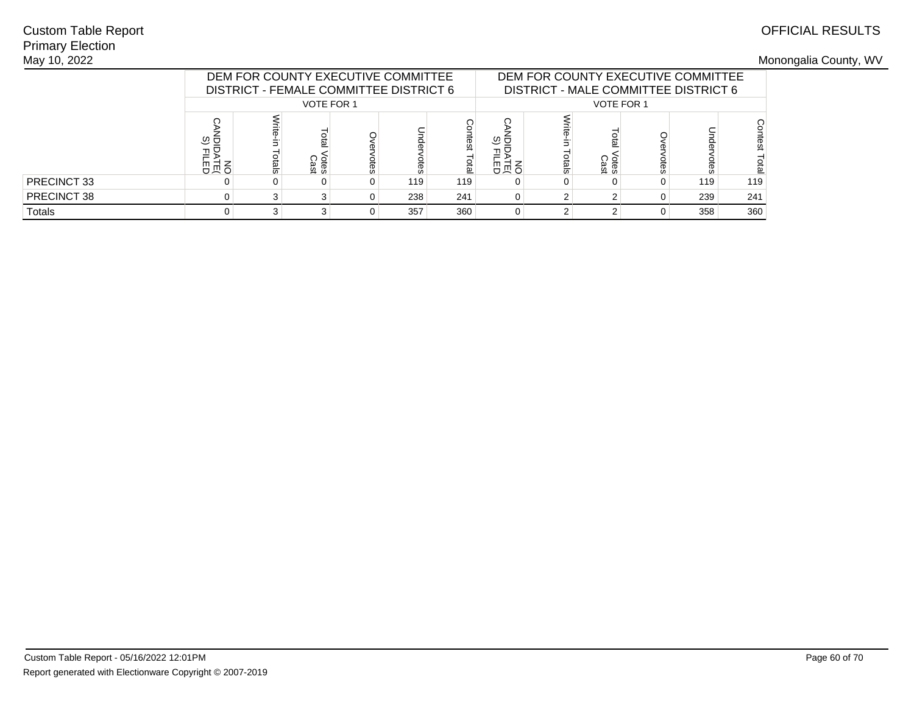Custom Table Report
Primary Election
May 10, 2022

OFFICIAL RESULTS

Monongalia County, WV

| | DEM FOR COUNTY EXECUTIVE COMMITTEE DISTRICT - FEMALE COMMITTEE DISTRICT 6 | | | | | | DEM FOR COUNTY EXECUTIVE COMMITTEE DISTRICT - MALE COMMITTEE DISTRICT 6 | | | | | |
|---|---|---|---|---|---|---|---|---|---|---|---|---|
| | VOTE FOR 1 | | | | | | VOTE FOR 1 | | | | | |
| | NO CANDIDATE(S) FILED | Write-in Totals | Total Votes Cast | Overvotes | Undervotes | Contest Total | NO CANDIDATE(S) FILED | Write-in Totals | Total Votes Cast | Overvotes | Undervotes | Contest Total |
| PRECINCT 33 | 0 | 0 | 0 | 0 | 119 | 119 | 0 | 0 | 0 | 0 | 119 | 119 |
| PRECINCT 38 | 0 | 3 | 3 | 0 | 238 | 241 | 0 | 2 | 2 | 0 | 239 | 241 |
| Totals | 0 | 3 | 3 | 0 | 357 | 360 | 0 | 2 | 2 | 0 | 358 | 360 |

Custom Table Report - 05/16/2022 12:01PM

Report generated with Electionware Copyright © 2007-2019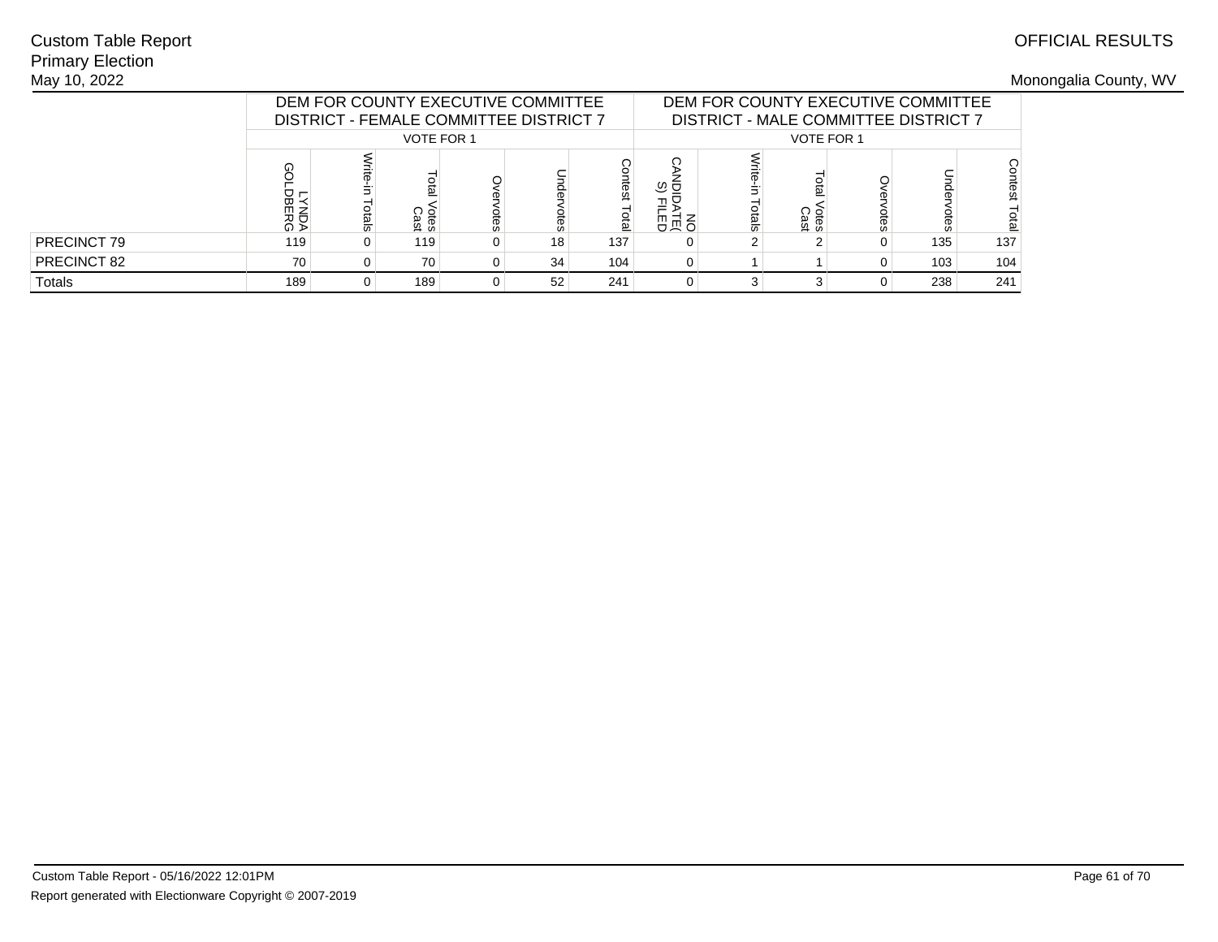Custom Table Report
Primary Election
May 10, 2022

OFFICIAL RESULTS

Monongalia County, WV

| | DEM FOR COUNTY EXECUTIVE COMMITTEE DISTRICT - FEMALE COMMITTEE DISTRICT 7 | | | | | | DEM FOR COUNTY EXECUTIVE COMMITTEE DISTRICT - MALE COMMITTEE DISTRICT 7 | | | | | |
|---|---|---|---|---|---|---|---|---|---|---|---|---|
| | VOTE FOR 1 | | | | | | VOTE FOR 1 | | | | | |
| | LYNDA GOLDBERG | Write-in Totals | Total Votes Cast | Overvotes | Undervotes | Contest Total | NO CANDIDATE(S) FILED | Write-in Totals | Total Votes Cast | Overvotes | Undervotes | Contest Total |
| PRECINCT 79 | 119 | 0 | 119 | 0 | 18 | 137 | 0 | 2 | 2 | 0 | 135 | 137 |
| PRECINCT 82 | 70 | 0 | 70 | 0 | 34 | 104 | 0 | 1 | 1 | 0 | 103 | 104 |
| Totals | 189 | 0 | 189 | 0 | 52 | 241 | 0 | 3 | 3 | 0 | 238 | 241 |

Custom Table Report - 05/16/2022 12:01PM

Report generated with Electionware Copyright © 2007-2019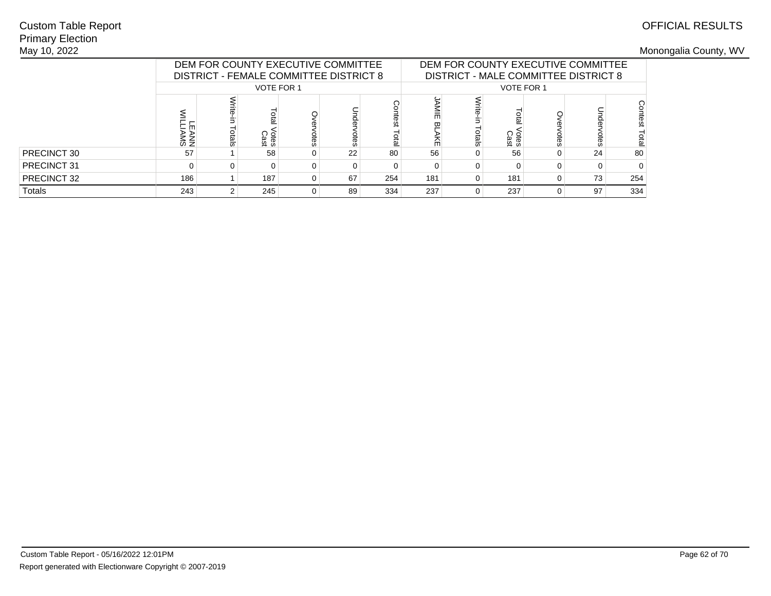Custom Table Report
Primary Election
May 10, 2022

OFFICIAL RESULTS

Monongalia County, WV

| | DEM FOR COUNTY EXECUTIVE COMMITTEE DISTRICT - FEMALE COMMITTEE DISTRICT 8 | | | | | | DEM FOR COUNTY EXECUTIVE COMMITTEE DISTRICT - MALE COMMITTEE DISTRICT 8 | | | | | |
|---|---|---|---|---|---|---|---|---|---|---|---|---|
| | VOTE FOR 1 | | | | | | VOTE FOR 1 | | | | | |
| | LEANN WILLIAMS | Write-in Totals | Total Votes Cast | Overvotes | Undervotes | Contest Total | JAMIE BLAKE | Write-in Totals | Total Votes Cast | Overvotes | Undervotes | Contest Total |
| PRECINCT 30 | 57 | 1 | 58 | 0 | 22 | 80 | 56 | 0 | 56 | 0 | 24 | 80 |
| PRECINCT 31 | 0 | 0 | 0 | 0 | 0 | 0 | 0 | 0 | 0 | 0 | 0 | 0 |
| PRECINCT 32 | 186 | 1 | 187 | 0 | 67 | 254 | 181 | 0 | 181 | 0 | 73 | 254 |
| Totals | 243 | 2 | 245 | 0 | 89 | 334 | 237 | 0 | 237 | 0 | 97 | 334 |

Custom Table Report - 05/16/2022 12:01PM

Report generated with Electionware Copyright © 2007-2019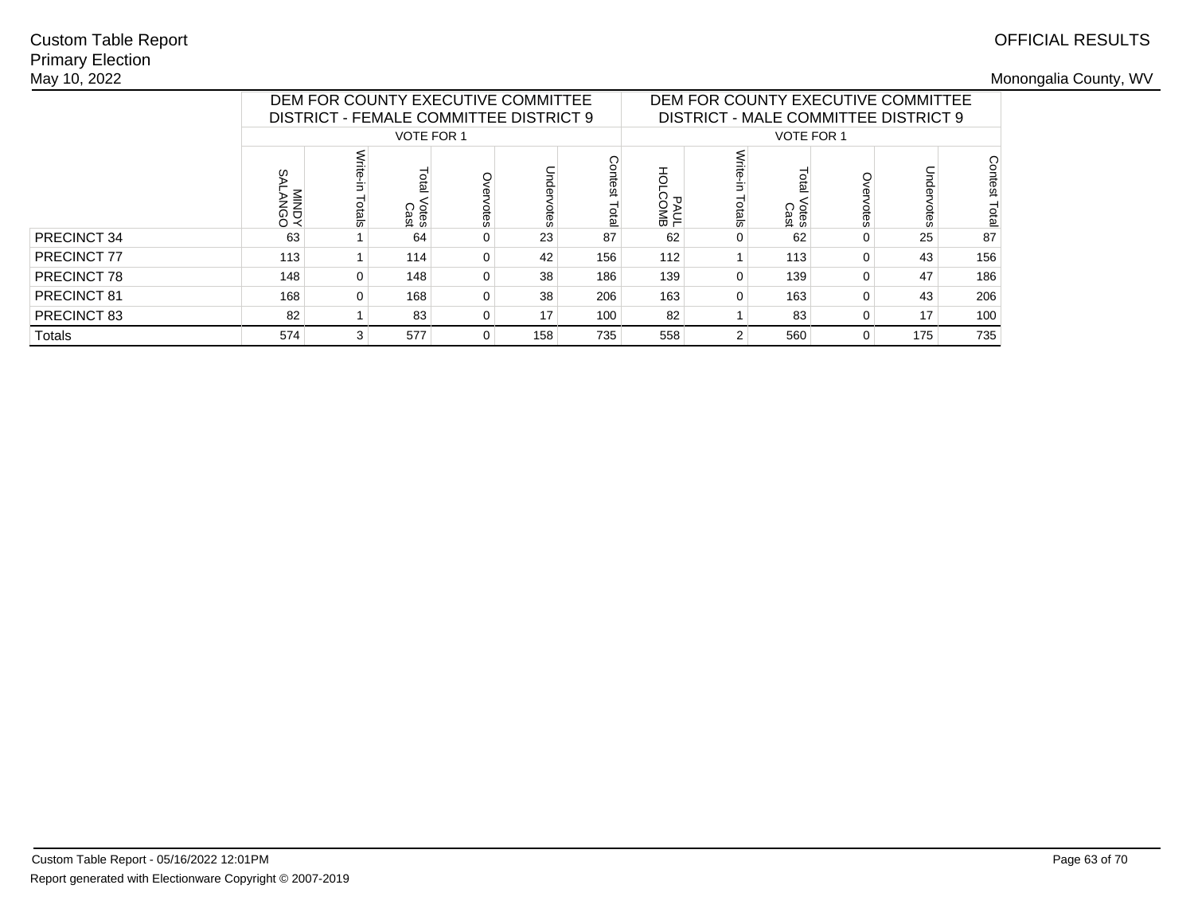Custom Table Report
Primary Election
May 10, 2022

OFFICIAL RESULTS

Monongalia County, WV

| | DEM FOR COUNTY EXECUTIVE COMMITTEE DISTRICT - FEMALE COMMITTEE DISTRICT 9 | | | | | | DEM FOR COUNTY EXECUTIVE COMMITTEE DISTRICT - MALE COMMITTEE DISTRICT 9 | | | | | |
|---|---|---|---|---|---|---|---|---|---|---|---|---|
| | VOTE FOR 1 | | | | | | VOTE FOR 1 | | | | | |
| | MINDY SALANGO | Write-in Totals | Total Votes Cast | Overvotes | Undervotes | Contest Total | PAUL HOLCOMB | Write-in Totals | Total Votes Cast | Overvotes | Undervotes | Contest Total |
| PRECINCT 34 | 63 | 1 | 64 | 0 | 23 | 87 | 62 | 0 | 62 | 0 | 25 | 87 |
| PRECINCT 77 | 113 | 1 | 114 | 0 | 42 | 156 | 112 | 1 | 113 | 0 | 43 | 156 |
| PRECINCT 78 | 148 | 0 | 148 | 0 | 38 | 186 | 139 | 0 | 139 | 0 | 47 | 186 |
| PRECINCT 81 | 168 | 0 | 168 | 0 | 38 | 206 | 163 | 0 | 163 | 0 | 43 | 206 |
| PRECINCT 83 | 82 | 1 | 83 | 0 | 17 | 100 | 82 | 1 | 83 | 0 | 17 | 100 |
| Totals | 574 | 3 | 577 | 0 | 158 | 735 | 558 | 2 | 560 | 0 | 175 | 735 |

Custom Table Report - 05/16/2022 12:01PM

Report generated with Electionware Copyright © 2007-2019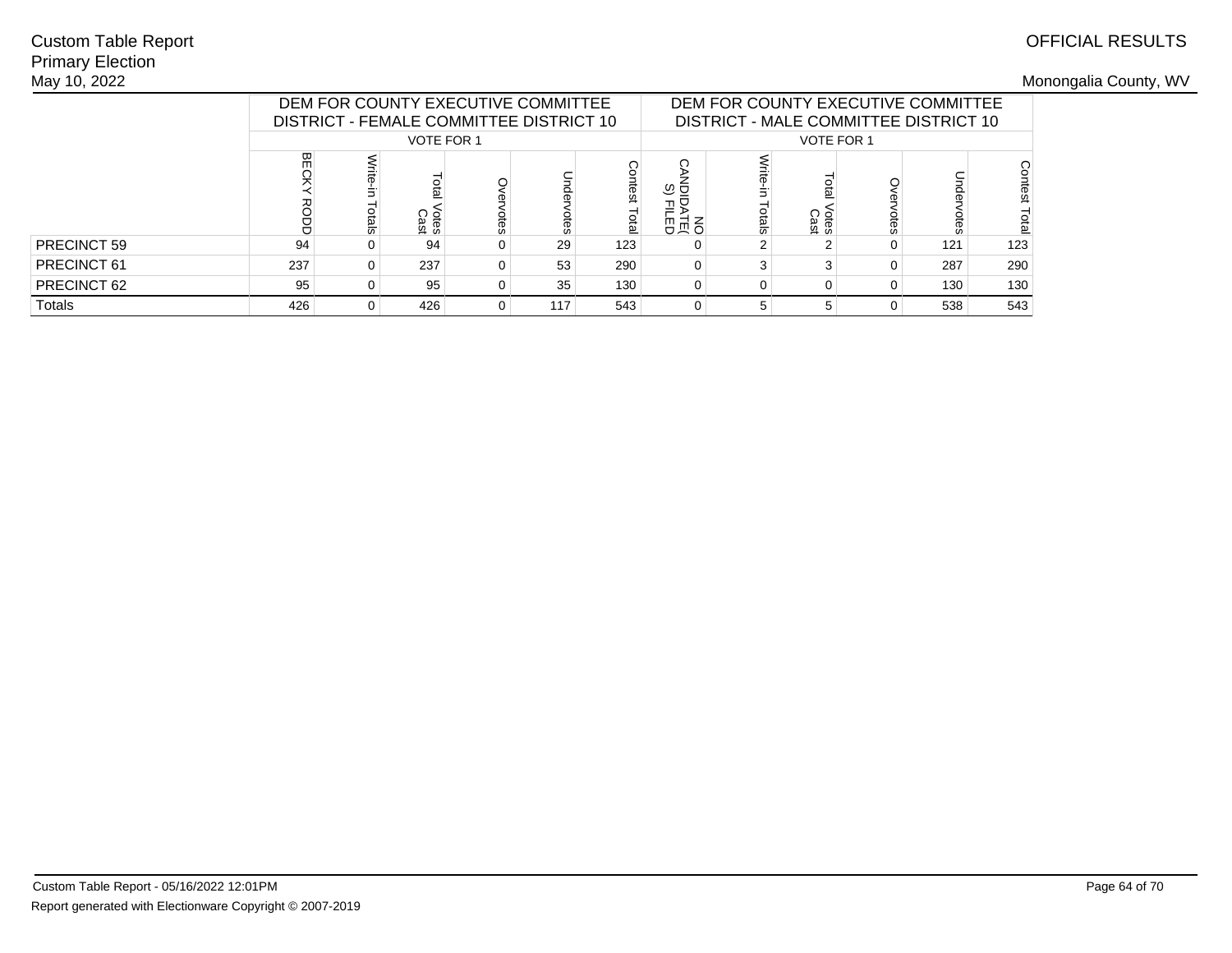Custom Table Report
Primary Election
May 10, 2022

OFFICIAL RESULTS

Monongalia County, WV

| | DEM FOR COUNTY EXECUTIVE COMMITTEE DISTRICT - FEMALE COMMITTEE DISTRICT 10 | | | | | | DEM FOR COUNTY EXECUTIVE COMMITTEE DISTRICT - MALE COMMITTEE DISTRICT 10 | | | | | |
|---|---|---|---|---|---|---|---|---|---|---|---|---|
| | VOTE FOR 1 | | | | | | VOTE FOR 1 | | | | | |
| | BECKY RODD | Write-in Totals | Total Votes Cast | Overvotes | Undervotes | Contest Total | NO CANDIDATE(S) FILED | Write-in Totals | Total Votes Cast | Overvotes | Undervotes | Contest Total |
| PRECINCT 59 | 94 | 0 | 94 | 0 | 29 | 123 | 0 | 2 | 2 | 0 | 121 | 123 |
| PRECINCT 61 | 237 | 0 | 237 | 0 | 53 | 290 | 0 | 3 | 3 | 0 | 287 | 290 |
| PRECINCT 62 | 95 | 0 | 95 | 0 | 35 | 130 | 0 | 0 | 0 | 0 | 130 | 130 |
| Totals | 426 | 0 | 426 | 0 | 117 | 543 | 0 | 5 | 5 | 0 | 538 | 543 |

Custom Table Report - 05/16/2022 12:01PM

Report generated with Electionware Copyright © 2007-2019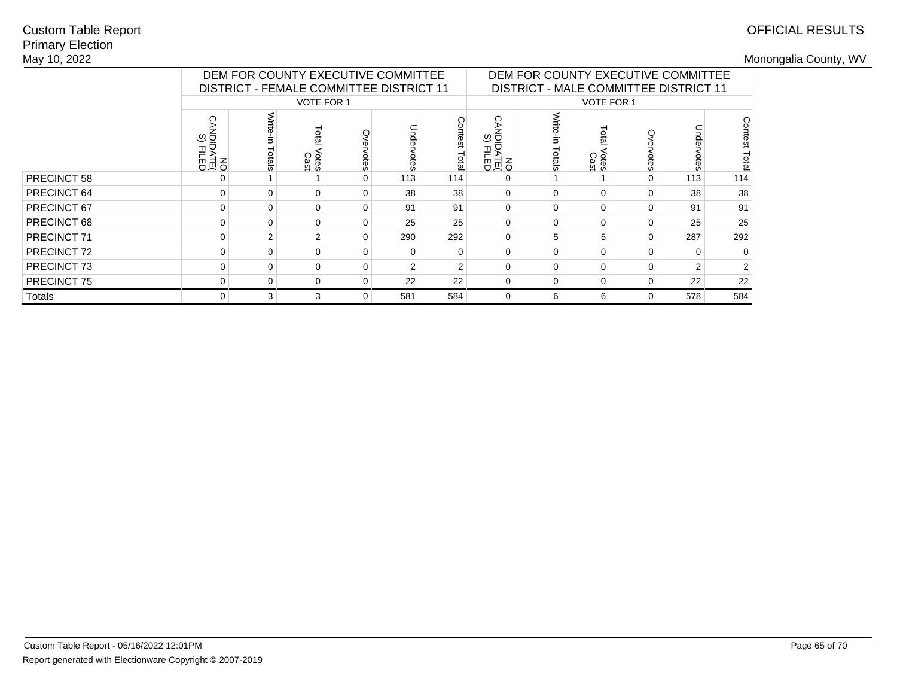Custom Table Report
Primary Election
May 10, 2022

OFFICIAL RESULTS

Monongalia County, WV

| | DEM FOR COUNTY EXECUTIVE COMMITTEE DISTRICT - FEMALE COMMITTEE DISTRICT 11 | | | | | | DEM FOR COUNTY EXECUTIVE COMMITTEE DISTRICT - MALE COMMITTEE DISTRICT 11 | | | | | |
|---|---|---|---|---|---|---|---|---|---|---|---|---|
| | VOTE FOR 1 | | | | | | VOTE FOR 1 | | | | | |
| | NO CANDIDATE(S) FILED | Write-in Totals | Total Votes Cast | Overvotes | Undervotes | Contest Total | NO CANDIDATE(S) FILED | Write-in Totals | Total Votes Cast | Overvotes | Undervotes | Contest Total |
| PRECINCT 58 | 0 | 1 | 1 | 0 | 113 | 114 | 0 | 1 | 1 | 0 | 113 | 114 |
| PRECINCT 64 | 0 | 0 | 0 | 0 | 38 | 38 | 0 | 0 | 0 | 0 | 38 | 38 |
| PRECINCT 67 | 0 | 0 | 0 | 0 | 91 | 91 | 0 | 0 | 0 | 0 | 91 | 91 |
| PRECINCT 68 | 0 | 0 | 0 | 0 | 25 | 25 | 0 | 0 | 0 | 0 | 25 | 25 |
| PRECINCT 71 | 0 | 2 | 2 | 0 | 290 | 292 | 0 | 5 | 5 | 0 | 287 | 292 |
| PRECINCT 72 | 0 | 0 | 0 | 0 | 0 | 0 | 0 | 0 | 0 | 0 | 0 | 0 |
| PRECINCT 73 | 0 | 0 | 0 | 0 | 2 | 2 | 0 | 0 | 0 | 0 | 2 | 2 |
| PRECINCT 75 | 0 | 0 | 0 | 0 | 22 | 22 | 0 | 0 | 0 | 0 | 22 | 22 |
| Totals | 0 | 3 | 3 | 0 | 581 | 584 | 0 | 6 | 6 | 0 | 578 | 584 |

Custom Table Report - 05/16/2022 12:01PM

Report generated with Electionware Copyright © 2007-2019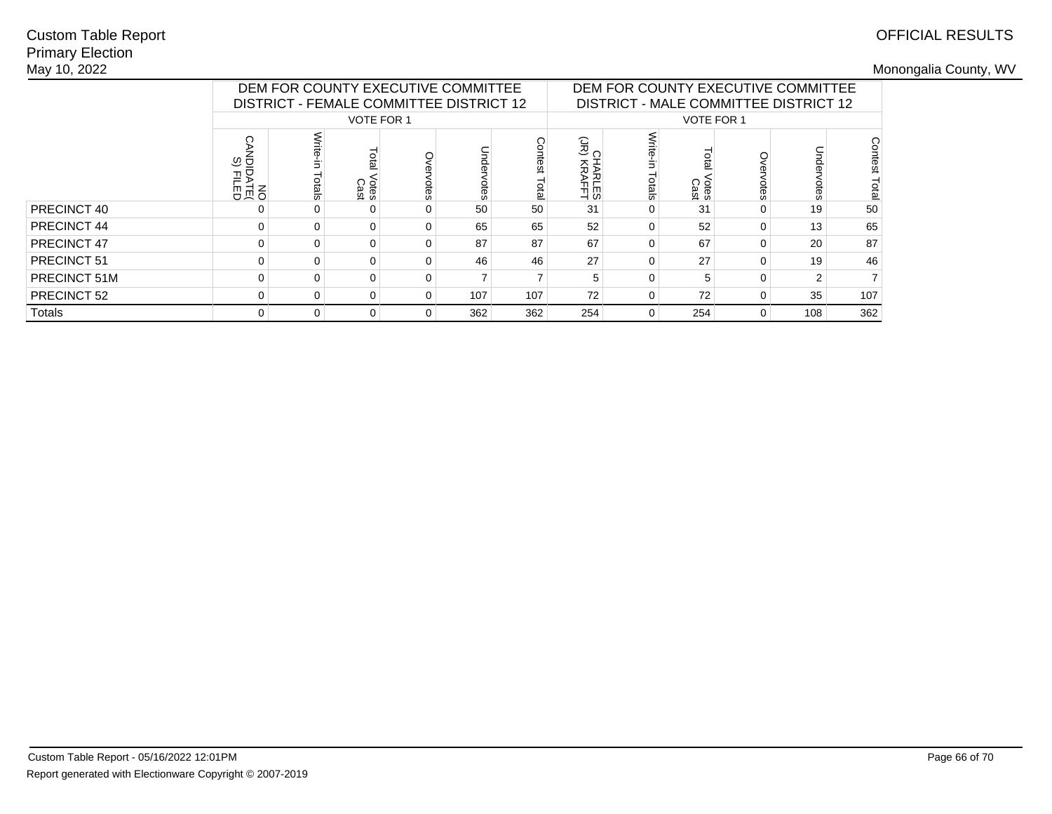Custom Table Report
Primary Election
May 10, 2022

OFFICIAL RESULTS

Monongalia County, WV

| | DEM FOR COUNTY EXECUTIVE COMMITTEE DISTRICT - FEMALE COMMITTEE DISTRICT 12 | | | | | | DEM FOR COUNTY EXECUTIVE COMMITTEE DISTRICT - MALE COMMITTEE DISTRICT 12 | | | | | |
|---|---|---|---|---|---|---|---|---|---|---|---|---|
| | VOTE FOR 1 | | | | | | VOTE FOR 1 | | | | | |
| | NO CANDIDATE(S) FILED | Write-in Totals | Total Votes Cast | Overvotes | Undervotes | Contest Total | CHARLES (JR) KRAFFT | Write-in Totals | Total Votes Cast | Overvotes | Undervotes | Contest Total |
| PRECINCT 40 | 0 | 0 | 0 | 0 | 50 | 50 | 31 | 0 | 31 | 0 | 19 | 50 |
| PRECINCT 44 | 0 | 0 | 0 | 0 | 65 | 65 | 52 | 0 | 52 | 0 | 13 | 65 |
| PRECINCT 47 | 0 | 0 | 0 | 0 | 87 | 87 | 67 | 0 | 67 | 0 | 20 | 87 |
| PRECINCT 51 | 0 | 0 | 0 | 0 | 46 | 46 | 27 | 0 | 27 | 0 | 19 | 46 |
| PRECINCT 51M | 0 | 0 | 0 | 0 | 7 | 7 | 5 | 0 | 5 | 0 | 2 | 7 |
| PRECINCT 52 | 0 | 0 | 0 | 0 | 107 | 107 | 72 | 0 | 72 | 0 | 35 | 107 |
| Totals | 0 | 0 | 0 | 0 | 362 | 362 | 254 | 0 | 254 | 0 | 108 | 362 |

Custom Table Report - 05/16/2022 12:01PM
Report generated with Electionware Copyright © 2007-2019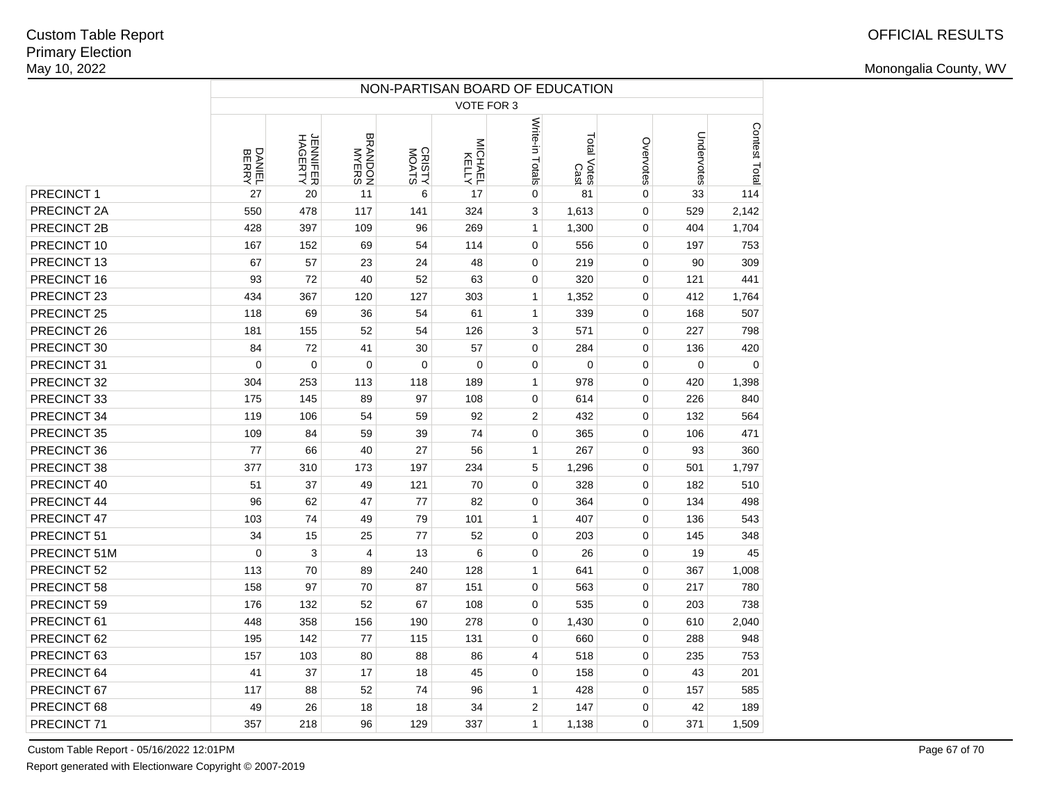Custom Table Report
Primary Election
May 10, 2022

OFFICIAL RESULTS

Monongalia County, WV

| | NON-PARTISAN BOARD OF EDUCATION | | | | | | | | | |
|---|---|---|---|---|---|---|---|---|---|---|
| | VOTE FOR 3 | | | | | | | | | |
| | DANIEL BERRY | JENNIFER HAGERTY | BRANDON MYERS | CRISTY MOATS | MICHAEL KELLY | Write-in Totals | Total Votes Cast | Overvotes | Undervotes | Contest Total |
| PRECINCT 1 | 27 | 20 | 11 | 6 | 17 | 0 | 81 | 0 | 33 | 114 |
| PRECINCT 2A | 550 | 478 | 117 | 141 | 324 | 3 | 1,613 | 0 | 529 | 2,142 |
| PRECINCT 2B | 428 | 397 | 109 | 96 | 269 | 1 | 1,300 | 0 | 404 | 1,704 |
| PRECINCT 10 | 167 | 152 | 69 | 54 | 114 | 0 | 556 | 0 | 197 | 753 |
| PRECINCT 13 | 67 | 57 | 23 | 24 | 48 | 0 | 219 | 0 | 90 | 309 |
| PRECINCT 16 | 93 | 72 | 40 | 52 | 63 | 0 | 320 | 0 | 121 | 441 |
| PRECINCT 23 | 434 | 367 | 120 | 127 | 303 | 1 | 1,352 | 0 | 412 | 1,764 |
| PRECINCT 25 | 118 | 69 | 36 | 54 | 61 | 1 | 339 | 0 | 168 | 507 |
| PRECINCT 26 | 181 | 155 | 52 | 54 | 126 | 3 | 571 | 0 | 227 | 798 |
| PRECINCT 30 | 84 | 72 | 41 | 30 | 57 | 0 | 284 | 0 | 136 | 420 |
| PRECINCT 31 | 0 | 0 | 0 | 0 | 0 | 0 | 0 | 0 | 0 | 0 |
| PRECINCT 32 | 304 | 253 | 113 | 118 | 189 | 1 | 978 | 0 | 420 | 1,398 |
| PRECINCT 33 | 175 | 145 | 89 | 97 | 108 | 0 | 614 | 0 | 226 | 840 |
| PRECINCT 34 | 119 | 106 | 54 | 59 | 92 | 2 | 432 | 0 | 132 | 564 |
| PRECINCT 35 | 109 | 84 | 59 | 39 | 74 | 0 | 365 | 0 | 106 | 471 |
| PRECINCT 36 | 77 | 66 | 40 | 27 | 56 | 1 | 267 | 0 | 93 | 360 |
| PRECINCT 38 | 377 | 310 | 173 | 197 | 234 | 5 | 1,296 | 0 | 501 | 1,797 |
| PRECINCT 40 | 51 | 37 | 49 | 121 | 70 | 0 | 328 | 0 | 182 | 510 |
| PRECINCT 44 | 96 | 62 | 47 | 77 | 82 | 0 | 364 | 0 | 134 | 498 |
| PRECINCT 47 | 103 | 74 | 49 | 79 | 101 | 1 | 407 | 0 | 136 | 543 |
| PRECINCT 51 | 34 | 15 | 25 | 77 | 52 | 0 | 203 | 0 | 145 | 348 |
| PRECINCT 51M | 0 | 3 | 4 | 13 | 6 | 0 | 26 | 0 | 19 | 45 |
| PRECINCT 52 | 113 | 70 | 89 | 240 | 128 | 1 | 641 | 0 | 367 | 1,008 |
| PRECINCT 58 | 158 | 97 | 70 | 87 | 151 | 0 | 563 | 0 | 217 | 780 |
| PRECINCT 59 | 176 | 132 | 52 | 67 | 108 | 0 | 535 | 0 | 203 | 738 |
| PRECINCT 61 | 448 | 358 | 156 | 190 | 278 | 0 | 1,430 | 0 | 610 | 2,040 |
| PRECINCT 62 | 195 | 142 | 77 | 115 | 131 | 0 | 660 | 0 | 288 | 948 |
| PRECINCT 63 | 157 | 103 | 80 | 88 | 86 | 4 | 518 | 0 | 235 | 753 |
| PRECINCT 64 | 41 | 37 | 17 | 18 | 45 | 0 | 158 | 0 | 43 | 201 |
| PRECINCT 67 | 117 | 88 | 52 | 74 | 96 | 1 | 428 | 0 | 157 | 585 |
| PRECINCT 68 | 49 | 26 | 18 | 18 | 34 | 2 | 147 | 0 | 42 | 189 |
| PRECINCT 71 | 357 | 218 | 96 | 129 | 337 | 1 | 1,138 | 0 | 371 | 1,509 |

Custom Table Report - 05/16/2022 12:01PM

Report generated with Electionware Copyright © 2007-2019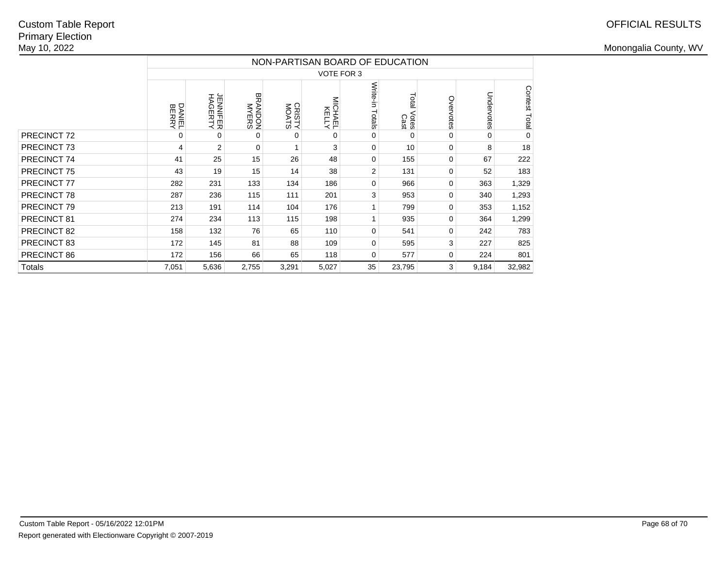Custom Table Report
Primary Election
May 10, 2022

OFFICIAL RESULTS

Monongalia County, WV

| | NON-PARTISAN BOARD OF EDUCATION | | | | | | | | | |
|---|---|---|---|---|---|---|---|---|---|---|
| | VOTE FOR 3 | | | | | | | | | |
| | DANIEL BERRY | JENNIFER HAGERTY | BRANDON MYERS | CRISTY MOATS | MICHAEL KELLY | Write-in Totals | Total Votes Cast | Overvotes | Undervotes | Contest Total |
| PRECINCT 72 | 0 | 0 | 0 | 0 | 0 | 0 | 0 | 0 | 0 | 0 |
| PRECINCT 73 | 4 | 2 | 0 | 1 | 3 | 0 | 10 | 0 | 8 | 18 |
| PRECINCT 74 | 41 | 25 | 15 | 26 | 48 | 0 | 155 | 0 | 67 | 222 |
| PRECINCT 75 | 43 | 19 | 15 | 14 | 38 | 2 | 131 | 0 | 52 | 183 |
| PRECINCT 77 | 282 | 231 | 133 | 134 | 186 | 0 | 966 | 0 | 363 | 1,329 |
| PRECINCT 78 | 287 | 236 | 115 | 111 | 201 | 3 | 953 | 0 | 340 | 1,293 |
| PRECINCT 79 | 213 | 191 | 114 | 104 | 176 | 1 | 799 | 0 | 353 | 1,152 |
| PRECINCT 81 | 274 | 234 | 113 | 115 | 198 | 1 | 935 | 0 | 364 | 1,299 |
| PRECINCT 82 | 158 | 132 | 76 | 65 | 110 | 0 | 541 | 0 | 242 | 783 |
| PRECINCT 83 | 172 | 145 | 81 | 88 | 109 | 0 | 595 | 3 | 227 | 825 |
| PRECINCT 86 | 172 | 156 | 66 | 65 | 118 | 0 | 577 | 0 | 224 | 801 |
| Totals | 7,051 | 5,636 | 2,755 | 3,291 | 5,027 | 35 | 23,795 | 3 | 9,184 | 32,982 |

Custom Table Report - 05/16/2022 12:01PM

Report generated with Electionware Copyright © 2007-2019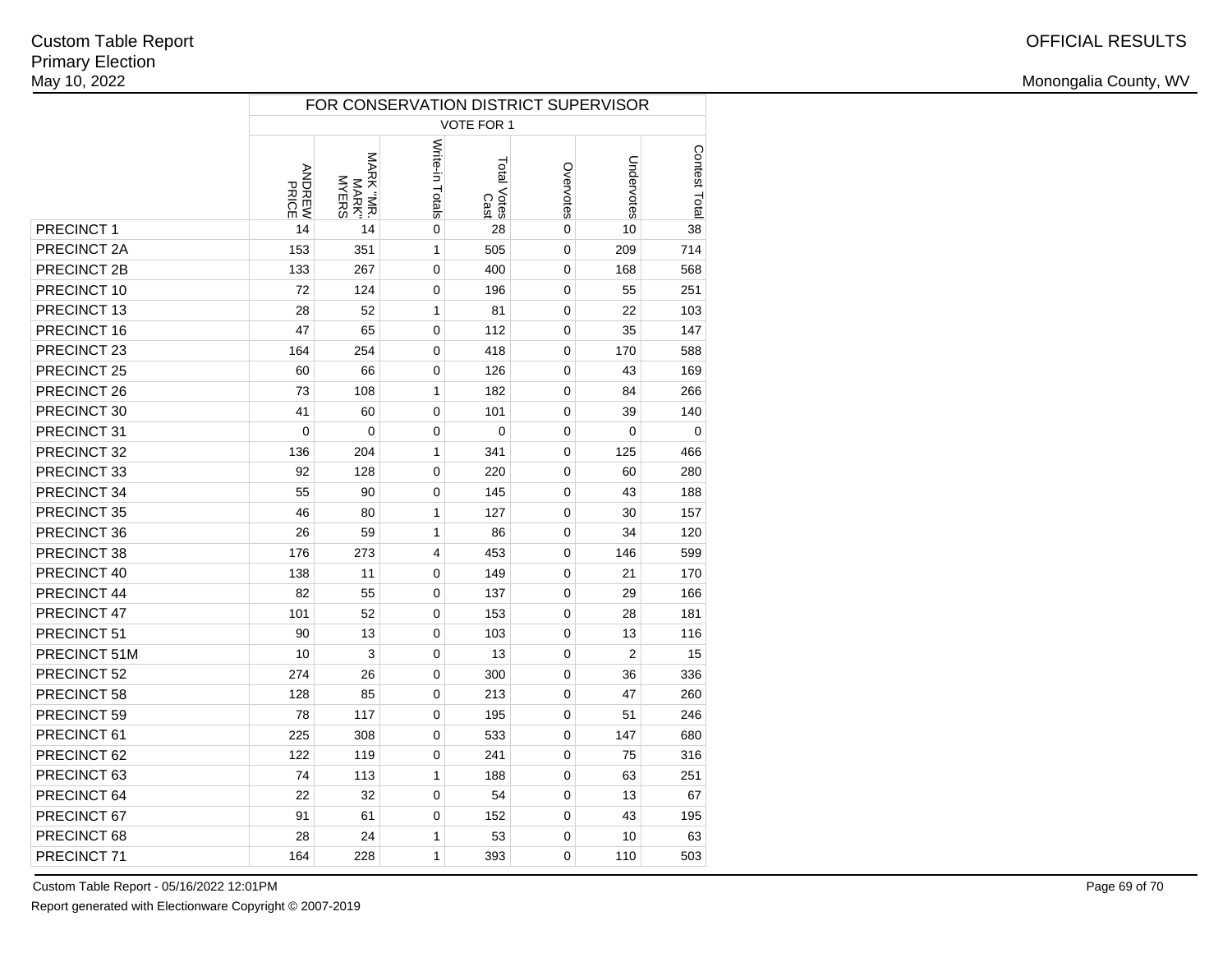Custom Table Report
Primary Election
May 10, 2022

OFFICIAL RESULTS

Monongalia County, WV

| | FOR CONSERVATION DISTRICT SUPERVISOR | | | | | | |
|---|---|---|---|---|---|---|---|
| | VOTE FOR 1 | | | | | | |
| | ANDREW PRICE | MARK "MR. MARK" MYERS | Write-in Totals | Total Votes Cast | Overvotes | Undervotes | Contest Total |
| PRECINCT 1 | 14 | 14 | 0 | 28 | 0 | 10 | 38 |
| PRECINCT 2A | 153 | 351 | 1 | 505 | 0 | 209 | 714 |
| PRECINCT 2B | 133 | 267 | 0 | 400 | 0 | 168 | 568 |
| PRECINCT 10 | 72 | 124 | 0 | 196 | 0 | 55 | 251 |
| PRECINCT 13 | 28 | 52 | 1 | 81 | 0 | 22 | 103 |
| PRECINCT 16 | 47 | 65 | 0 | 112 | 0 | 35 | 147 |
| PRECINCT 23 | 164 | 254 | 0 | 418 | 0 | 170 | 588 |
| PRECINCT 25 | 60 | 66 | 0 | 126 | 0 | 43 | 169 |
| PRECINCT 26 | 73 | 108 | 1 | 182 | 0 | 84 | 266 |
| PRECINCT 30 | 41 | 60 | 0 | 101 | 0 | 39 | 140 |
| PRECINCT 31 | 0 | 0 | 0 | 0 | 0 | 0 | 0 |
| PRECINCT 32 | 136 | 204 | 1 | 341 | 0 | 125 | 466 |
| PRECINCT 33 | 92 | 128 | 0 | 220 | 0 | 60 | 280 |
| PRECINCT 34 | 55 | 90 | 0 | 145 | 0 | 43 | 188 |
| PRECINCT 35 | 46 | 80 | 1 | 127 | 0 | 30 | 157 |
| PRECINCT 36 | 26 | 59 | 1 | 86 | 0 | 34 | 120 |
| PRECINCT 38 | 176 | 273 | 4 | 453 | 0 | 146 | 599 |
| PRECINCT 40 | 138 | 11 | 0 | 149 | 0 | 21 | 170 |
| PRECINCT 44 | 82 | 55 | 0 | 137 | 0 | 29 | 166 |
| PRECINCT 47 | 101 | 52 | 0 | 153 | 0 | 28 | 181 |
| PRECINCT 51 | 90 | 13 | 0 | 103 | 0 | 13 | 116 |
| PRECINCT 51M | 10 | 3 | 0 | 13 | 0 | 2 | 15 |
| PRECINCT 52 | 274 | 26 | 0 | 300 | 0 | 36 | 336 |
| PRECINCT 58 | 128 | 85 | 0 | 213 | 0 | 47 | 260 |
| PRECINCT 59 | 78 | 117 | 0 | 195 | 0 | 51 | 246 |
| PRECINCT 61 | 225 | 308 | 0 | 533 | 0 | 147 | 680 |
| PRECINCT 62 | 122 | 119 | 0 | 241 | 0 | 75 | 316 |
| PRECINCT 63 | 74 | 113 | 1 | 188 | 0 | 63 | 251 |
| PRECINCT 64 | 22 | 32 | 0 | 54 | 0 | 13 | 67 |
| PRECINCT 67 | 91 | 61 | 0 | 152 | 0 | 43 | 195 |
| PRECINCT 68 | 28 | 24 | 1 | 53 | 0 | 10 | 63 |
| PRECINCT 71 | 164 | 228 | 1 | 393 | 0 | 110 | 503 |

Custom Table Report - 05/16/2022 12:01PM

Report generated with Electionware Copyright © 2007-2019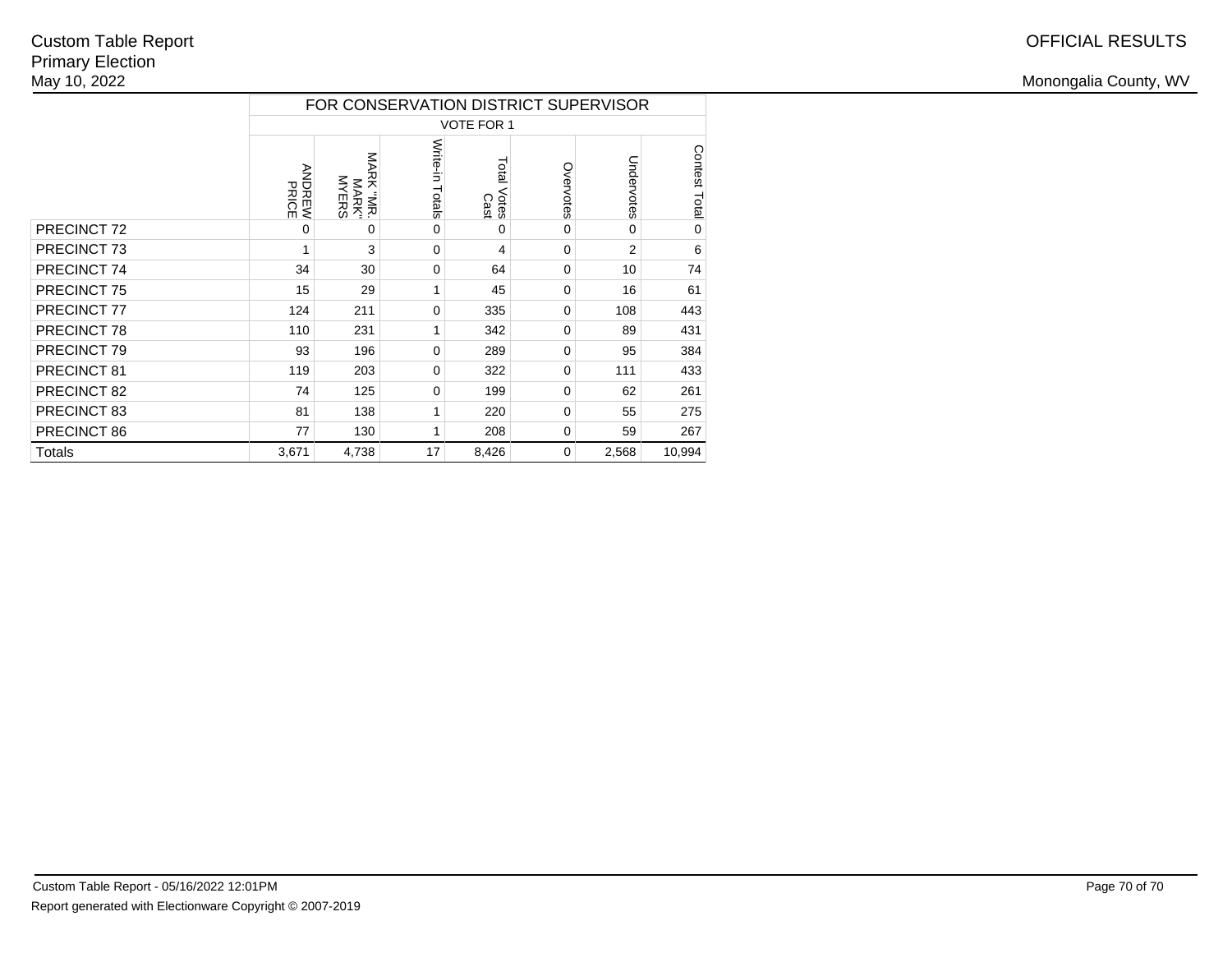Custom Table Report
Primary Election
May 10, 2022

OFFICIAL RESULTS

Monongalia County, WV

| | FOR CONSERVATION DISTRICT SUPERVISOR | | | | | | |
|---|---|---|---|---|---|---|---|
| | VOTE FOR 1 | | | | | | |
| | ANDREW PRICE | MARK "MR. MARK" MYERS | Write-in Totals | Total Votes Cast | Overvotes | Undervotes | Contest Total |
| PRECINCT 72 | 0 | 0 | 0 | 0 | 0 | 0 | 0 |
| PRECINCT 73 | 1 | 3 | 0 | 4 | 0 | 2 | 6 |
| PRECINCT 74 | 34 | 30 | 0 | 64 | 0 | 10 | 74 |
| PRECINCT 75 | 15 | 29 | 1 | 45 | 0 | 16 | 61 |
| PRECINCT 77 | 124 | 211 | 0 | 335 | 0 | 108 | 443 |
| PRECINCT 78 | 110 | 231 | 1 | 342 | 0 | 89 | 431 |
| PRECINCT 79 | 93 | 196 | 0 | 289 | 0 | 95 | 384 |
| PRECINCT 81 | 119 | 203 | 0 | 322 | 0 | 111 | 433 |
| PRECINCT 82 | 74 | 125 | 0 | 199 | 0 | 62 | 261 |
| PRECINCT 83 | 81 | 138 | 1 | 220 | 0 | 55 | 275 |
| PRECINCT 86 | 77 | 130 | 1 | 208 | 0 | 59 | 267 |
| Totals | 3,671 | 4,738 | 17 | 8,426 | 0 | 2,568 | 10,994 |

Custom Table Report - 05/16/2022 12:01PM
Report generated with Electionware Copyright © 2007-2019